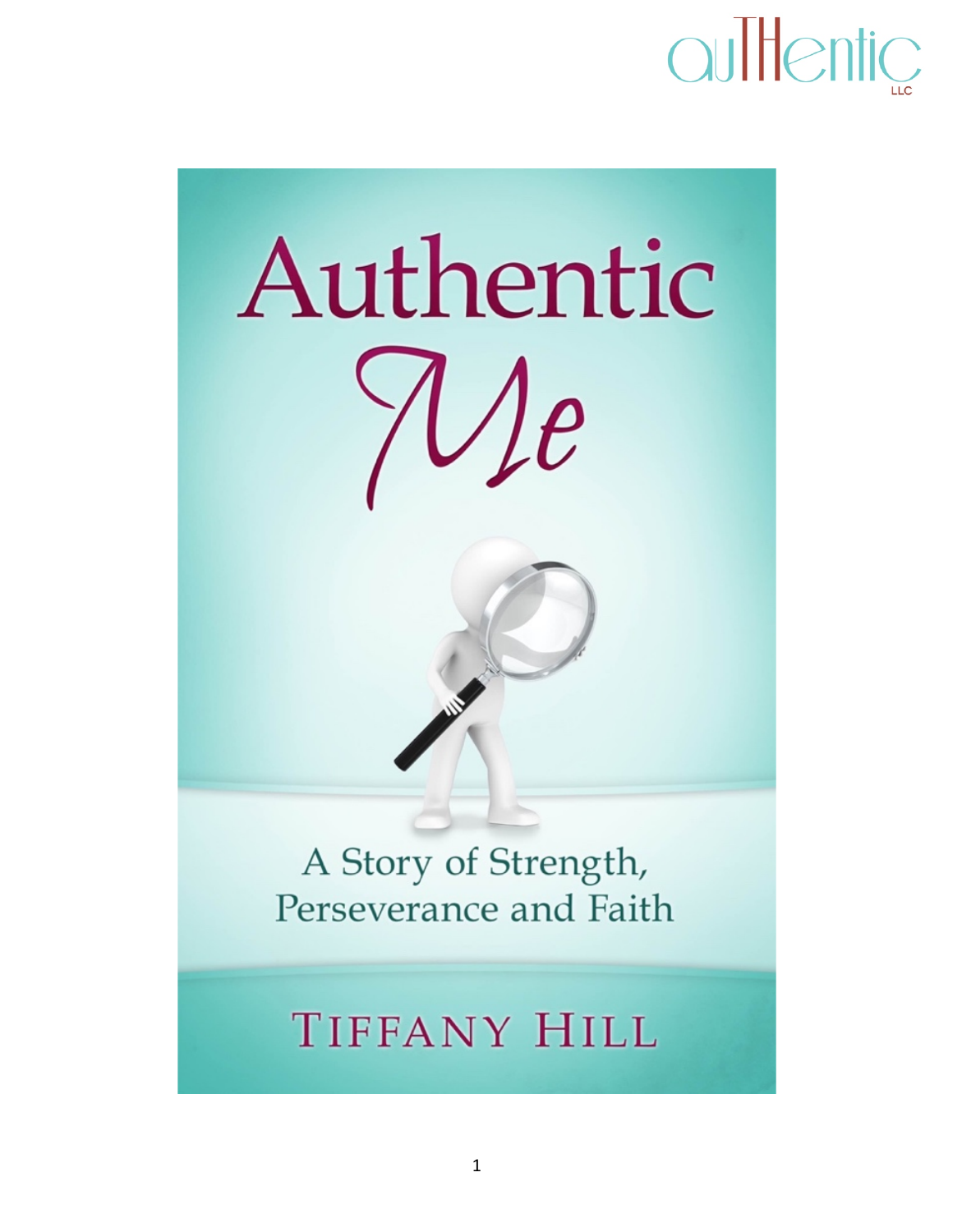auTHentic LLC

# Authentic Me

A Story of Strength, Perseverance and Faith

TIFFANY HILL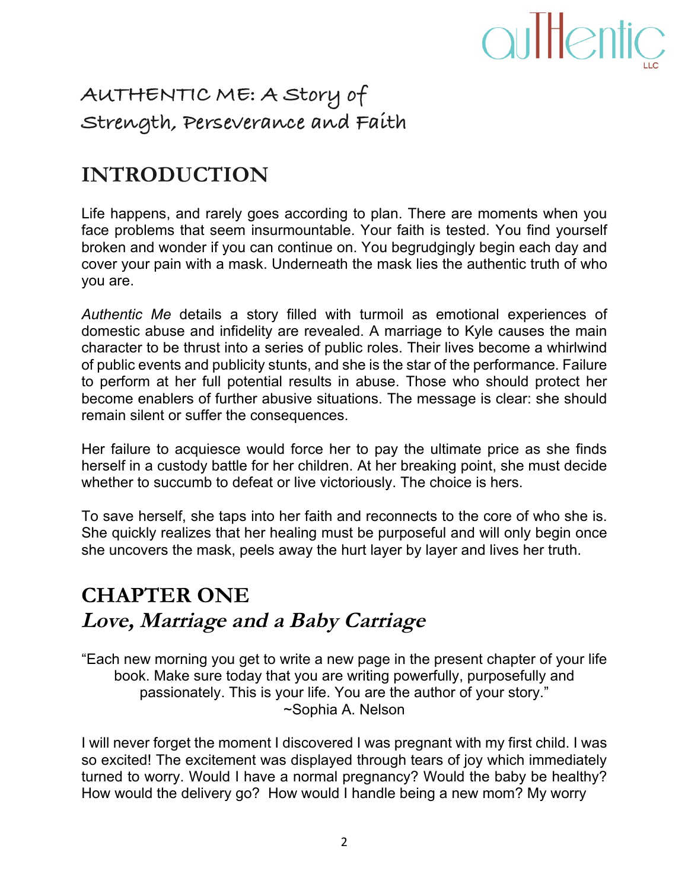# AUTHENTIC ME: A Story of Strength, Perseverance and Faith

## INTRODUCTION

Life happens, and rarely goes according to plan. There are moments when you face problems that seem insurmountable. Your faith is tested. You find yourself broken and wonder if you can continue on. You begrudgingly begin each day and cover your pain with a mask. Underneath the mask lies the authentic truth of who you are.

*Authentic Me* details a story filled with turmoil as emotional experiences of domestic abuse and infidelity are revealed. A marriage to Kyle causes the main character to be thrust into a series of public roles. Their lives become a whirlwind of public events and publicity stunts, and she is the star of the performance. Failure to perform at her full potential results in abuse. Those who should protect her become enablers of further abusive situations. The message is clear: she should remain silent or suffer the consequences.

Her failure to acquiesce would force her to pay the ultimate price as she finds herself in a custody battle for her children. At her breaking point, she must decide whether to succumb to defeat or live victoriously. The choice is hers.

To save herself, she taps into her faith and reconnects to the core of who she is. She quickly realizes that her healing must be purposeful and will only begin once she uncovers the mask, peels away the hurt layer by layer and lives her truth.

## CHAPTER ONE
### *Love, Marriage and a Baby Carriage*

"Each new morning you get to write a new page in the present chapter of your life book. Make sure today that you are writing powerfully, purposefully and passionately. This is your life. You are the author of your story."
~Sophia A. Nelson

I will never forget the moment I discovered I was pregnant with my first child. I was so excited! The excitement was displayed through tears of joy which immediately turned to worry. Would I have a normal pregnancy? Would the baby be healthy? How would the delivery go? How would I handle being a new mom? My worry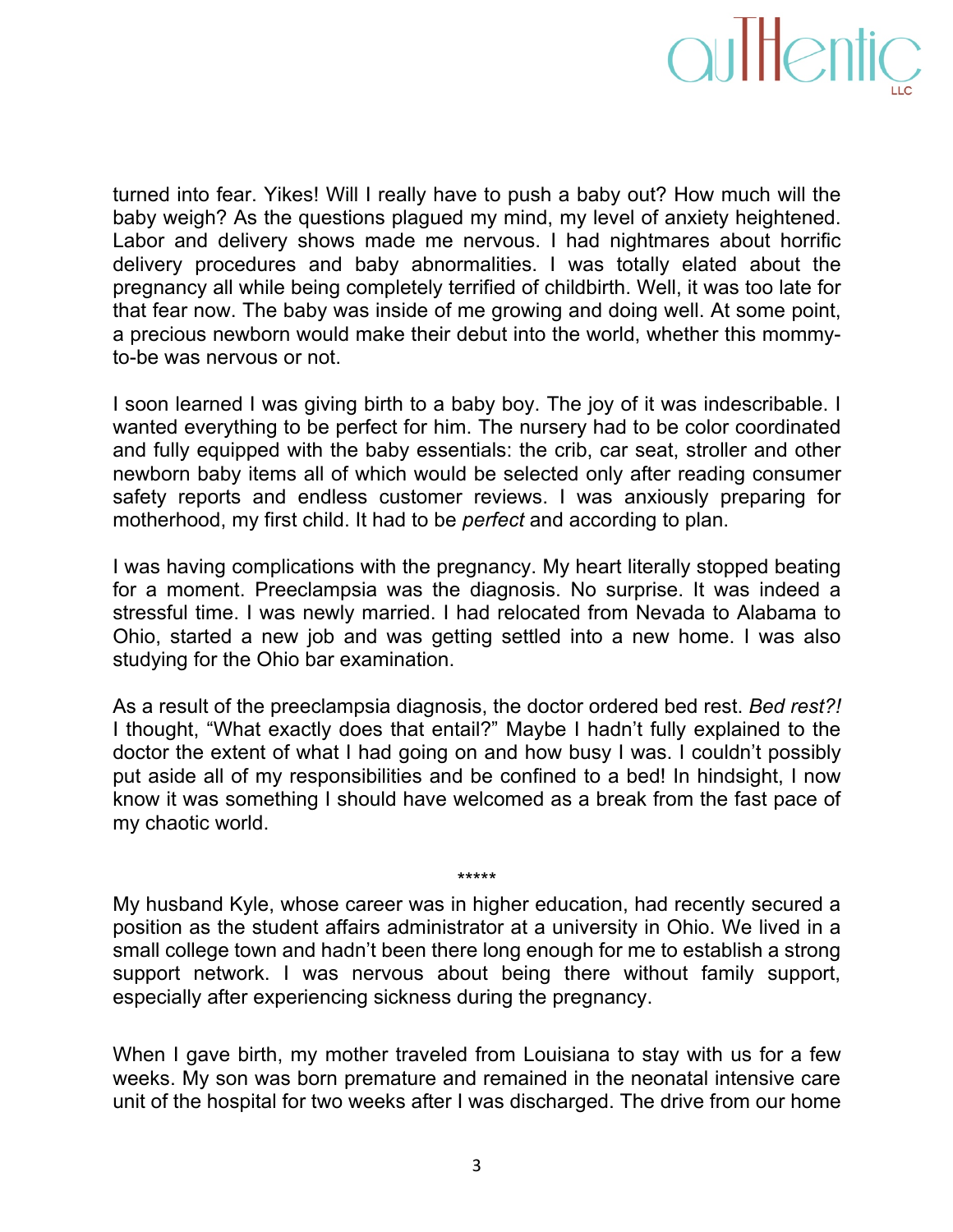turned into fear. Yikes! Will I really have to push a baby out? How much will the baby weigh? As the questions plagued my mind, my level of anxiety heightened. Labor and delivery shows made me nervous. I had nightmares about horrific delivery procedures and baby abnormalities. I was totally elated about the pregnancy all while being completely terrified of childbirth. Well, it was too late for that fear now. The baby was inside of me growing and doing well. At some point, a precious newborn would make their debut into the world, whether this mommy-to-be was nervous or not.

I soon learned I was giving birth to a baby boy. The joy of it was indescribable. I wanted everything to be perfect for him. The nursery had to be color coordinated and fully equipped with the baby essentials: the crib, car seat, stroller and other newborn baby items all of which would be selected only after reading consumer safety reports and endless customer reviews. I was anxiously preparing for motherhood, my first child. It had to be *perfect* and according to plan.

I was having complications with the pregnancy. My heart literally stopped beating for a moment. Preeclampsia was the diagnosis. No surprise. It was indeed a stressful time. I was newly married. I had relocated from Nevada to Alabama to Ohio, started a new job and was getting settled into a new home. I was also studying for the Ohio bar examination.

As a result of the preeclampsia diagnosis, the doctor ordered bed rest. *Bed rest?!* I thought, "What exactly does that entail?" Maybe I hadn't fully explained to the doctor the extent of what I had going on and how busy I was. I couldn't possibly put aside all of my responsibilities and be confined to a bed! In hindsight, I now know it was something I should have welcomed as a break from the fast pace of my chaotic world.

*****

My husband Kyle, whose career was in higher education, had recently secured a position as the student affairs administrator at a university in Ohio. We lived in a small college town and hadn't been there long enough for me to establish a strong support network. I was nervous about being there without family support, especially after experiencing sickness during the pregnancy.

When I gave birth, my mother traveled from Louisiana to stay with us for a few weeks. My son was born premature and remained in the neonatal intensive care unit of the hospital for two weeks after I was discharged. The drive from our home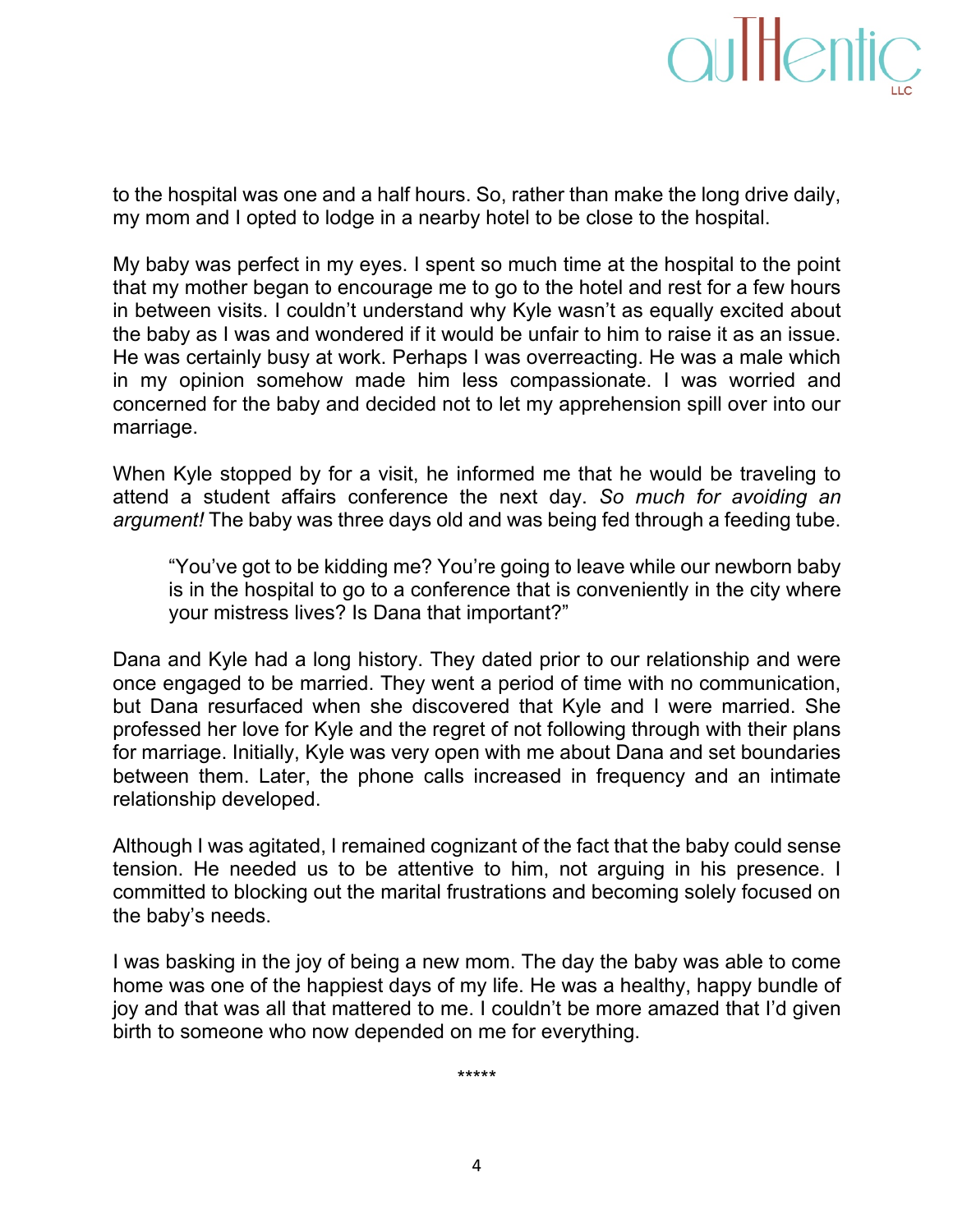to the hospital was one and a half hours. So, rather than make the long drive daily, my mom and I opted to lodge in a nearby hotel to be close to the hospital.

My baby was perfect in my eyes. I spent so much time at the hospital to the point that my mother began to encourage me to go to the hotel and rest for a few hours in between visits. I couldn't understand why Kyle wasn't as equally excited about the baby as I was and wondered if it would be unfair to him to raise it as an issue. He was certainly busy at work. Perhaps I was overreacting. He was a male which in my opinion somehow made him less compassionate. I was worried and concerned for the baby and decided not to let my apprehension spill over into our marriage.

When Kyle stopped by for a visit, he informed me that he would be traveling to attend a student affairs conference the next day. *So much for avoiding an argument!* The baby was three days old and was being fed through a feeding tube.

> "You've got to be kidding me? You're going to leave while our newborn baby is in the hospital to go to a conference that is conveniently in the city where your mistress lives? Is Dana that important?"

Dana and Kyle had a long history. They dated prior to our relationship and were once engaged to be married. They went a period of time with no communication, but Dana resurfaced when she discovered that Kyle and I were married. She professed her love for Kyle and the regret of not following through with their plans for marriage. Initially, Kyle was very open with me about Dana and set boundaries between them. Later, the phone calls increased in frequency and an intimate relationship developed.

Although I was agitated, I remained cognizant of the fact that the baby could sense tension. He needed us to be attentive to him, not arguing in his presence. I committed to blocking out the marital frustrations and becoming solely focused on the baby's needs.

I was basking in the joy of being a new mom. The day the baby was able to come home was one of the happiest days of my life. He was a healthy, happy bundle of joy and that was all that mattered to me. I couldn't be more amazed that I'd given birth to someone who now depended on me for everything.

*****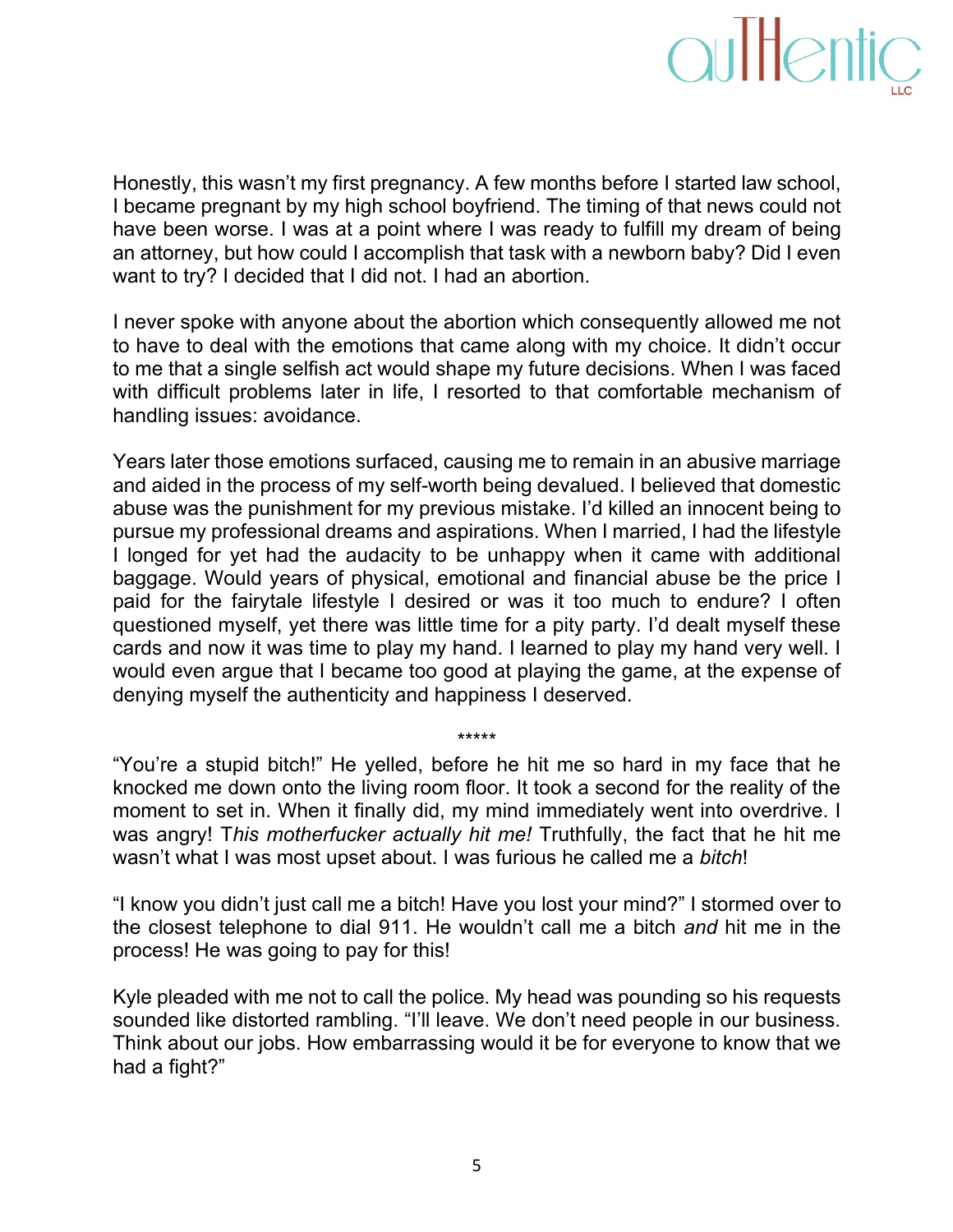Honestly, this wasn't my first pregnancy. A few months before I started law school, I became pregnant by my high school boyfriend. The timing of that news could not have been worse. I was at a point where I was ready to fulfill my dream of being an attorney, but how could I accomplish that task with a newborn baby? Did I even want to try? I decided that I did not. I had an abortion.

I never spoke with anyone about the abortion which consequently allowed me not to have to deal with the emotions that came along with my choice. It didn't occur to me that a single selfish act would shape my future decisions. When I was faced with difficult problems later in life, I resorted to that comfortable mechanism of handling issues: avoidance.

Years later those emotions surfaced, causing me to remain in an abusive marriage and aided in the process of my self-worth being devalued. I believed that domestic abuse was the punishment for my previous mistake. I'd killed an innocent being to pursue my professional dreams and aspirations. When I married, I had the lifestyle I longed for yet had the audacity to be unhappy when it came with additional baggage. Would years of physical, emotional and financial abuse be the price I paid for the fairytale lifestyle I desired or was it too much to endure? I often questioned myself, yet there was little time for a pity party. I'd dealt myself these cards and now it was time to play my hand. I learned to play my hand very well. I would even argue that I became too good at playing the game, at the expense of denying myself the authenticity and happiness I deserved.

*****

"You're a stupid bitch!" He yelled, before he hit me so hard in my face that he knocked me down onto the living room floor. It took a second for the reality of the moment to set in. When it finally did, my mind immediately went into overdrive. I was angry! T*his motherfucker actually hit me!* Truthfully, the fact that he hit me wasn't what I was most upset about. I was furious he called me a *bitch*!

"I know you didn't just call me a bitch! Have you lost your mind?" I stormed over to the closest telephone to dial 911. He wouldn't call me a bitch *and* hit me in the process! He was going to pay for this!

Kyle pleaded with me not to call the police. My head was pounding so his requests sounded like distorted rambling. "I'll leave. We don't need people in our business. Think about our jobs. How embarrassing would it be for everyone to know that we had a fight?"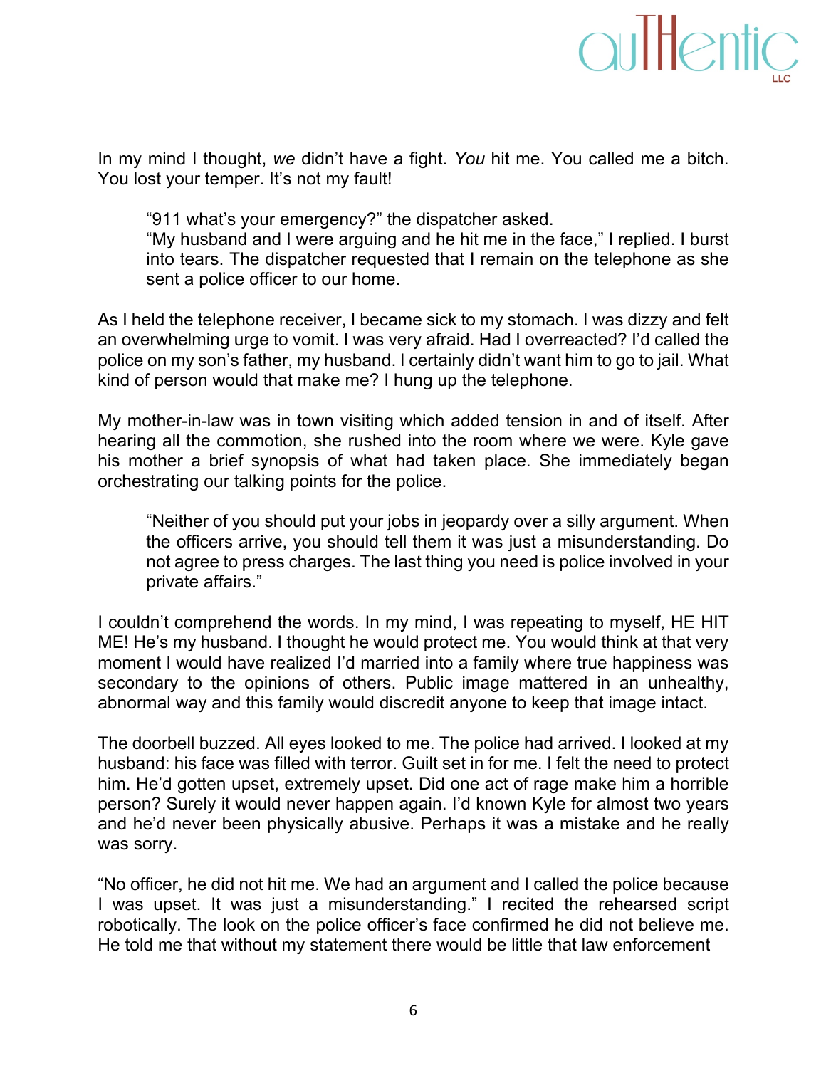In my mind I thought, *we* didn't have a fight. *You* hit me. You called me a bitch. You lost your temper. It's not my fault!

> "911 what's your emergency?" the dispatcher asked.
> "My husband and I were arguing and he hit me in the face," I replied. I burst into tears. The dispatcher requested that I remain on the telephone as she sent a police officer to our home.

As I held the telephone receiver, I became sick to my stomach. I was dizzy and felt an overwhelming urge to vomit. I was very afraid. Had I overreacted? I'd called the police on my son's father, my husband. I certainly didn't want him to go to jail. What kind of person would that make me? I hung up the telephone.

My mother-in-law was in town visiting which added tension in and of itself. After hearing all the commotion, she rushed into the room where we were. Kyle gave his mother a brief synopsis of what had taken place. She immediately began orchestrating our talking points for the police.

> "Neither of you should put your jobs in jeopardy over a silly argument. When the officers arrive, you should tell them it was just a misunderstanding. Do not agree to press charges. The last thing you need is police involved in your private affairs."

I couldn't comprehend the words. In my mind, I was repeating to myself, HE HIT ME! He's my husband. I thought he would protect me. You would think at that very moment I would have realized I'd married into a family where true happiness was secondary to the opinions of others. Public image mattered in an unhealthy, abnormal way and this family would discredit anyone to keep that image intact.

The doorbell buzzed. All eyes looked to me. The police had arrived. I looked at my husband: his face was filled with terror. Guilt set in for me. I felt the need to protect him. He'd gotten upset, extremely upset. Did one act of rage make him a horrible person? Surely it would never happen again. I'd known Kyle for almost two years and he'd never been physically abusive. Perhaps it was a mistake and he really was sorry.

"No officer, he did not hit me. We had an argument and I called the police because I was upset. It was just a misunderstanding." I recited the rehearsed script robotically. The look on the police officer's face confirmed he did not believe me. He told me that without my statement there would be little that law enforcement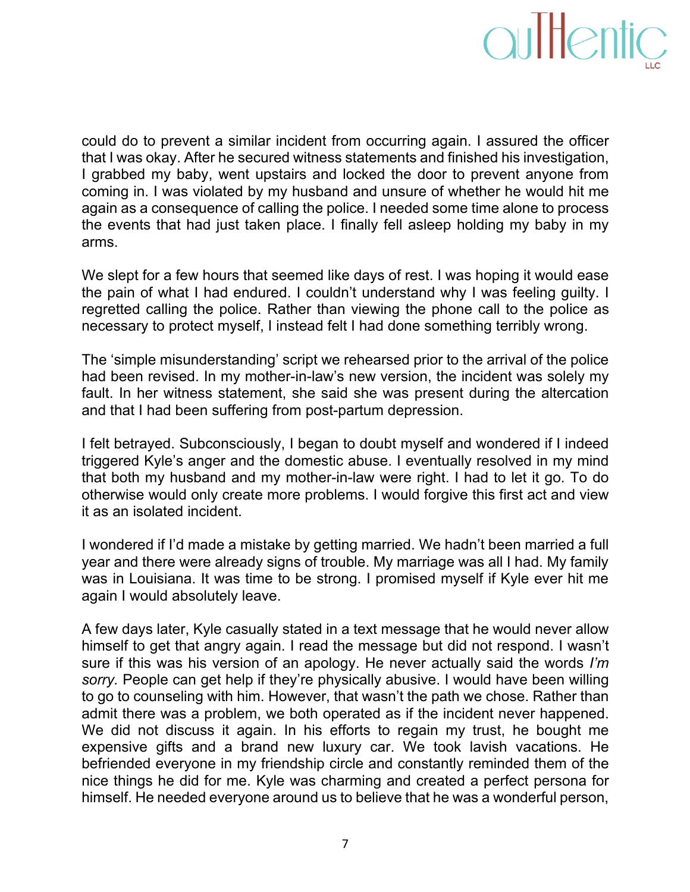could do to prevent a similar incident from occurring again. I assured the officer that I was okay. After he secured witness statements and finished his investigation, I grabbed my baby, went upstairs and locked the door to prevent anyone from coming in. I was violated by my husband and unsure of whether he would hit me again as a consequence of calling the police. I needed some time alone to process the events that had just taken place. I finally fell asleep holding my baby in my arms.

We slept for a few hours that seemed like days of rest. I was hoping it would ease the pain of what I had endured. I couldn't understand why I was feeling guilty. I regretted calling the police. Rather than viewing the phone call to the police as necessary to protect myself, I instead felt I had done something terribly wrong.

The 'simple misunderstanding' script we rehearsed prior to the arrival of the police had been revised. In my mother-in-law's new version, the incident was solely my fault. In her witness statement, she said she was present during the altercation and that I had been suffering from post-partum depression.

I felt betrayed. Subconsciously, I began to doubt myself and wondered if I indeed triggered Kyle's anger and the domestic abuse. I eventually resolved in my mind that both my husband and my mother-in-law were right. I had to let it go. To do otherwise would only create more problems. I would forgive this first act and view it as an isolated incident.

I wondered if I'd made a mistake by getting married. We hadn't been married a full year and there were already signs of trouble. My marriage was all I had. My family was in Louisiana. It was time to be strong. I promised myself if Kyle ever hit me again I would absolutely leave.

A few days later, Kyle casually stated in a text message that he would never allow himself to get that angry again. I read the message but did not respond. I wasn't sure if this was his version of an apology. He never actually said the words *I'm sorry*. People can get help if they're physically abusive. I would have been willing to go to counseling with him. However, that wasn't the path we chose. Rather than admit there was a problem, we both operated as if the incident never happened. We did not discuss it again. In his efforts to regain my trust, he bought me expensive gifts and a brand new luxury car. We took lavish vacations. He befriended everyone in my friendship circle and constantly reminded them of the nice things he did for me. Kyle was charming and created a perfect persona for himself. He needed everyone around us to believe that he was a wonderful person,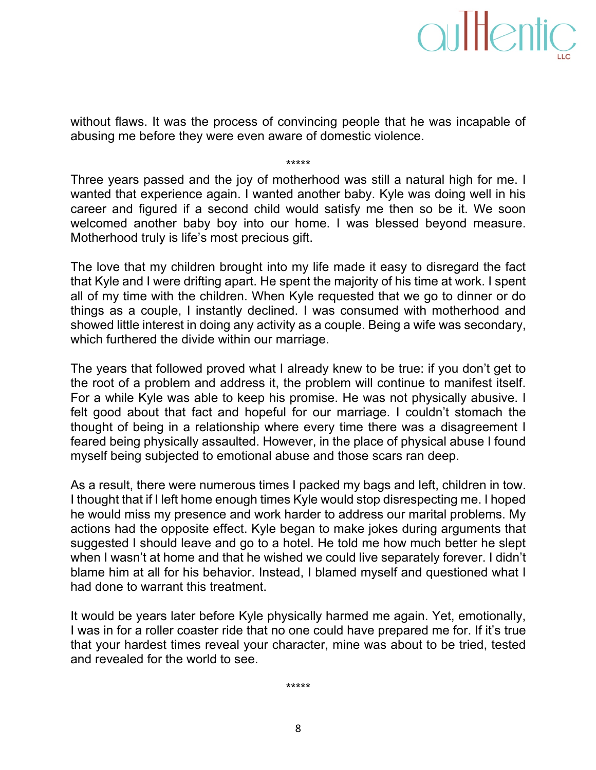without flaws. It was the process of convincing people that he was incapable of abusing me before they were even aware of domestic violence.

*****

Three years passed and the joy of motherhood was still a natural high for me. I wanted that experience again. I wanted another baby. Kyle was doing well in his career and figured if a second child would satisfy me then so be it. We soon welcomed another baby boy into our home. I was blessed beyond measure. Motherhood truly is life's most precious gift.

The love that my children brought into my life made it easy to disregard the fact that Kyle and I were drifting apart. He spent the majority of his time at work. I spent all of my time with the children. When Kyle requested that we go to dinner or do things as a couple, I instantly declined. I was consumed with motherhood and showed little interest in doing any activity as a couple. Being a wife was secondary, which furthered the divide within our marriage.

The years that followed proved what I already knew to be true: if you don't get to the root of a problem and address it, the problem will continue to manifest itself. For a while Kyle was able to keep his promise. He was not physically abusive. I felt good about that fact and hopeful for our marriage. I couldn't stomach the thought of being in a relationship where every time there was a disagreement I feared being physically assaulted. However, in the place of physical abuse I found myself being subjected to emotional abuse and those scars ran deep.

As a result, there were numerous times I packed my bags and left, children in tow. I thought that if I left home enough times Kyle would stop disrespecting me. I hoped he would miss my presence and work harder to address our marital problems. My actions had the opposite effect. Kyle began to make jokes during arguments that suggested I should leave and go to a hotel. He told me how much better he slept when I wasn't at home and that he wished we could live separately forever. I didn't blame him at all for his behavior. Instead, I blamed myself and questioned what I had done to warrant this treatment.

It would be years later before Kyle physically harmed me again. Yet, emotionally, I was in for a roller coaster ride that no one could have prepared me for. If it's true that your hardest times reveal your character, mine was about to be tried, tested and revealed for the world to see.

*****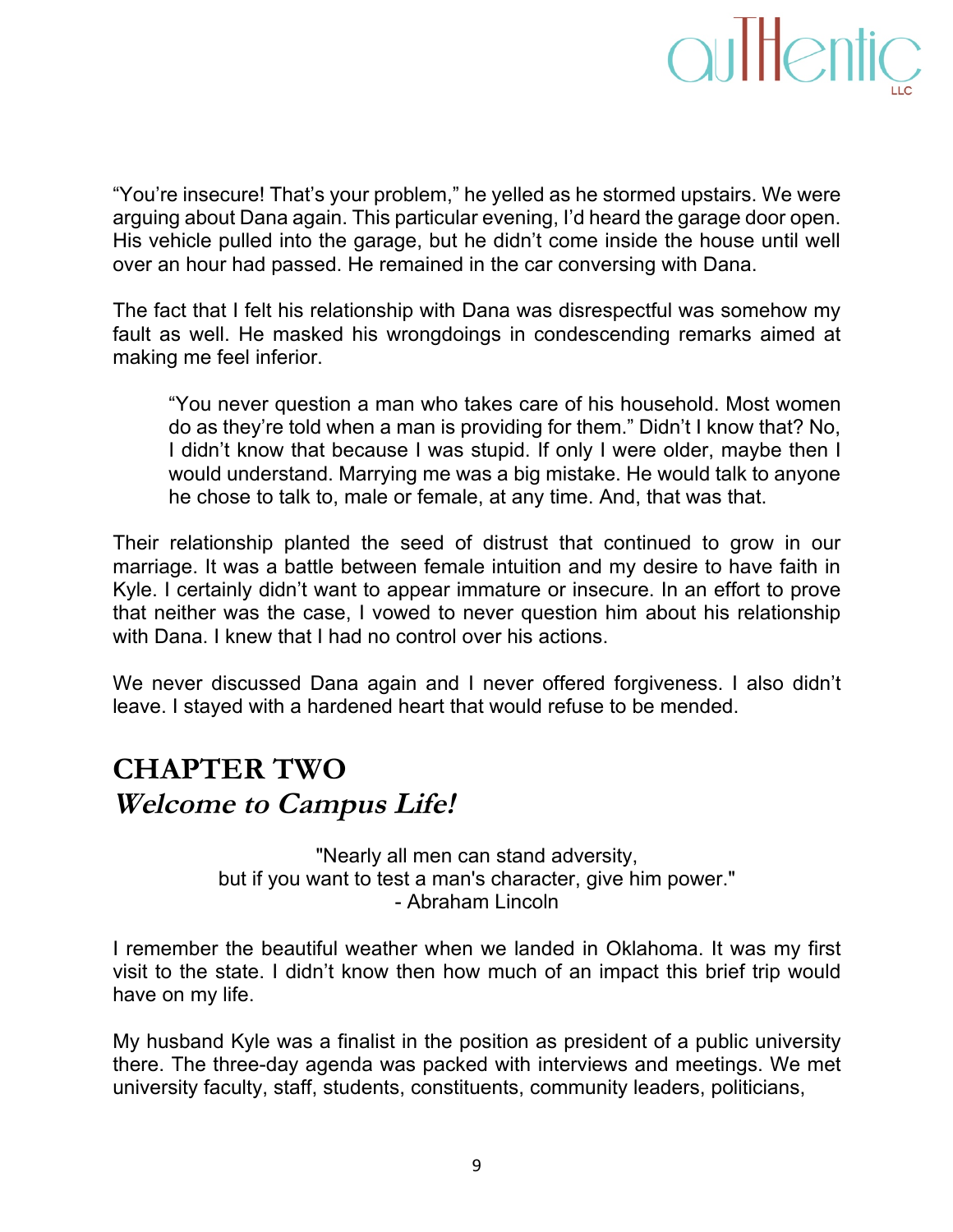"You're insecure! That's your problem," he yelled as he stormed upstairs. We were arguing about Dana again. This particular evening, I'd heard the garage door open. His vehicle pulled into the garage, but he didn't come inside the house until well over an hour had passed. He remained in the car conversing with Dana.

The fact that I felt his relationship with Dana was disrespectful was somehow my fault as well. He masked his wrongdoings in condescending remarks aimed at making me feel inferior.

> "You never question a man who takes care of his household. Most women do as they're told when a man is providing for them." Didn't I know that? No, I didn't know that because I was stupid. If only I were older, maybe then I would understand. Marrying me was a big mistake. He would talk to anyone he chose to talk to, male or female, at any time. And, that was that.

Their relationship planted the seed of distrust that continued to grow in our marriage. It was a battle between female intuition and my desire to have faith in Kyle. I certainly didn't want to appear immature or insecure. In an effort to prove that neither was the case, I vowed to never question him about his relationship with Dana. I knew that I had no control over his actions.

We never discussed Dana again and I never offered forgiveness. I also didn't leave. I stayed with a hardened heart that would refuse to be mended.

# CHAPTER TWO
## *Welcome to Campus Life!*

"Nearly all men can stand adversity,
but if you want to test a man's character, give him power."
- Abraham Lincoln

I remember the beautiful weather when we landed in Oklahoma. It was my first visit to the state. I didn't know then how much of an impact this brief trip would have on my life.

My husband Kyle was a finalist in the position as president of a public university there. The three-day agenda was packed with interviews and meetings. We met university faculty, staff, students, constituents, community leaders, politicians,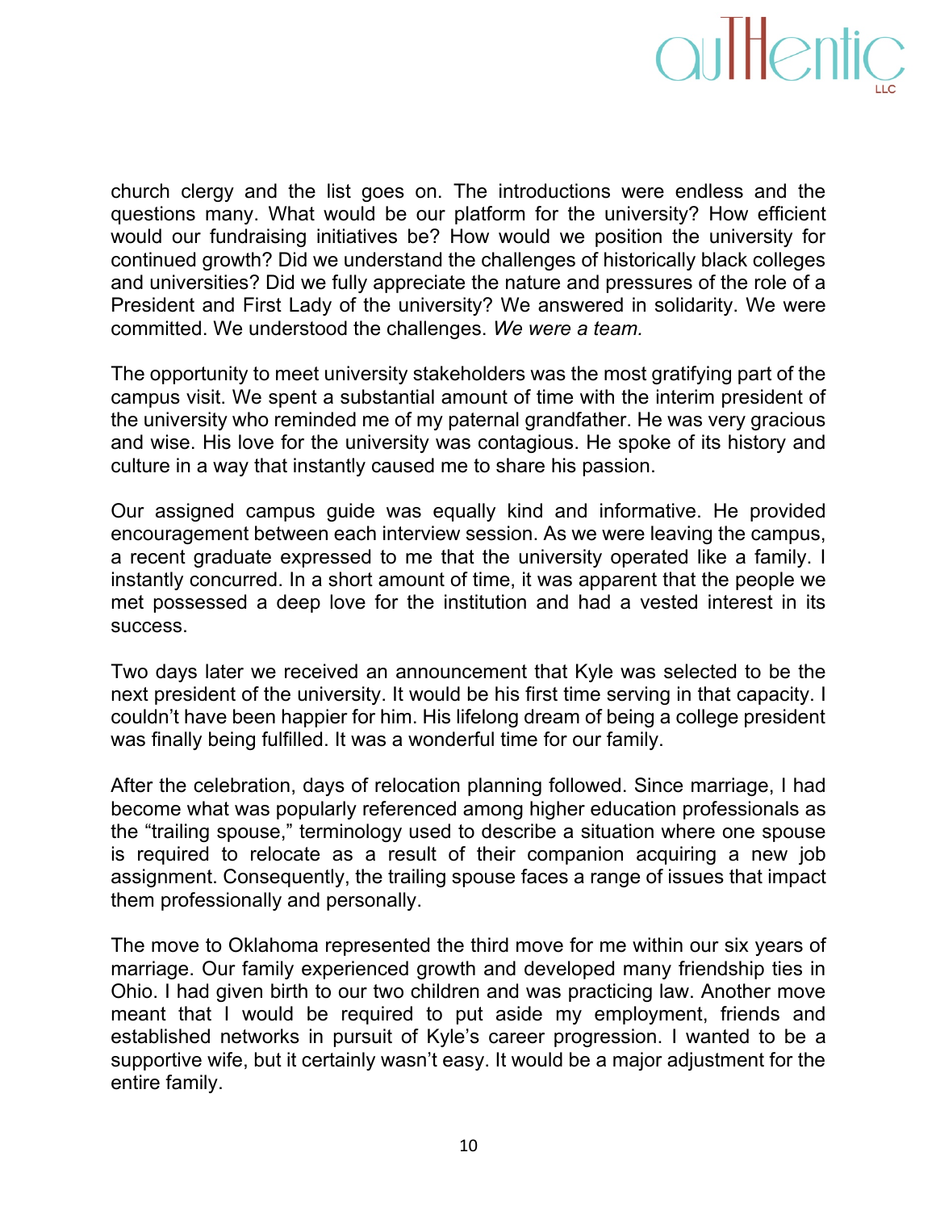church clergy and the list goes on. The introductions were endless and the questions many. What would be our platform for the university? How efficient would our fundraising initiatives be? How would we position the university for continued growth? Did we understand the challenges of historically black colleges and universities? Did we fully appreciate the nature and pressures of the role of a President and First Lady of the university? We answered in solidarity. We were committed. We understood the challenges. *We were a team.*

The opportunity to meet university stakeholders was the most gratifying part of the campus visit. We spent a substantial amount of time with the interim president of the university who reminded me of my paternal grandfather. He was very gracious and wise. His love for the university was contagious. He spoke of its history and culture in a way that instantly caused me to share his passion.

Our assigned campus guide was equally kind and informative. He provided encouragement between each interview session. As we were leaving the campus, a recent graduate expressed to me that the university operated like a family. I instantly concurred. In a short amount of time, it was apparent that the people we met possessed a deep love for the institution and had a vested interest in its success.

Two days later we received an announcement that Kyle was selected to be the next president of the university. It would be his first time serving in that capacity. I couldn't have been happier for him. His lifelong dream of being a college president was finally being fulfilled. It was a wonderful time for our family.

After the celebration, days of relocation planning followed. Since marriage, I had become what was popularly referenced among higher education professionals as the "trailing spouse," terminology used to describe a situation where one spouse is required to relocate as a result of their companion acquiring a new job assignment. Consequently, the trailing spouse faces a range of issues that impact them professionally and personally.

The move to Oklahoma represented the third move for me within our six years of marriage. Our family experienced growth and developed many friendship ties in Ohio. I had given birth to our two children and was practicing law. Another move meant that I would be required to put aside my employment, friends and established networks in pursuit of Kyle's career progression. I wanted to be a supportive wife, but it certainly wasn't easy. It would be a major adjustment for the entire family.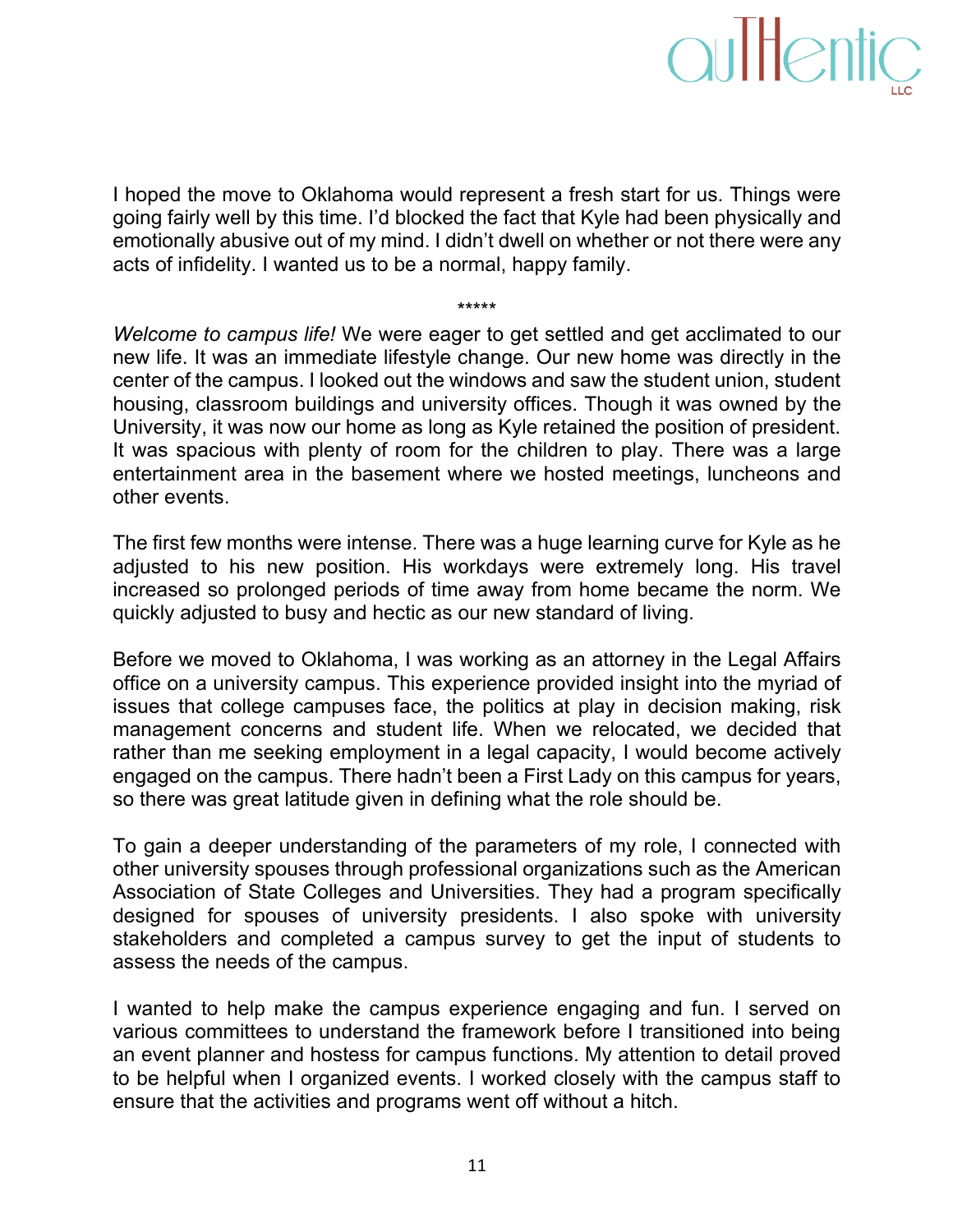I hoped the move to Oklahoma would represent a fresh start for us. Things were going fairly well by this time. I'd blocked the fact that Kyle had been physically and emotionally abusive out of my mind. I didn't dwell on whether or not there were any acts of infidelity. I wanted us to be a normal, happy family.

*****

*Welcome to campus life!* We were eager to get settled and get acclimated to our new life. It was an immediate lifestyle change. Our new home was directly in the center of the campus. I looked out the windows and saw the student union, student housing, classroom buildings and university offices. Though it was owned by the University, it was now our home as long as Kyle retained the position of president. It was spacious with plenty of room for the children to play. There was a large entertainment area in the basement where we hosted meetings, luncheons and other events.

The first few months were intense. There was a huge learning curve for Kyle as he adjusted to his new position. His workdays were extremely long. His travel increased so prolonged periods of time away from home became the norm. We quickly adjusted to busy and hectic as our new standard of living.

Before we moved to Oklahoma, I was working as an attorney in the Legal Affairs office on a university campus. This experience provided insight into the myriad of issues that college campuses face, the politics at play in decision making, risk management concerns and student life. When we relocated, we decided that rather than me seeking employment in a legal capacity, I would become actively engaged on the campus. There hadn't been a First Lady on this campus for years, so there was great latitude given in defining what the role should be.

To gain a deeper understanding of the parameters of my role, I connected with other university spouses through professional organizations such as the American Association of State Colleges and Universities. They had a program specifically designed for spouses of university presidents. I also spoke with university stakeholders and completed a campus survey to get the input of students to assess the needs of the campus.

I wanted to help make the campus experience engaging and fun. I served on various committees to understand the framework before I transitioned into being an event planner and hostess for campus functions. My attention to detail proved to be helpful when I organized events. I worked closely with the campus staff to ensure that the activities and programs went off without a hitch.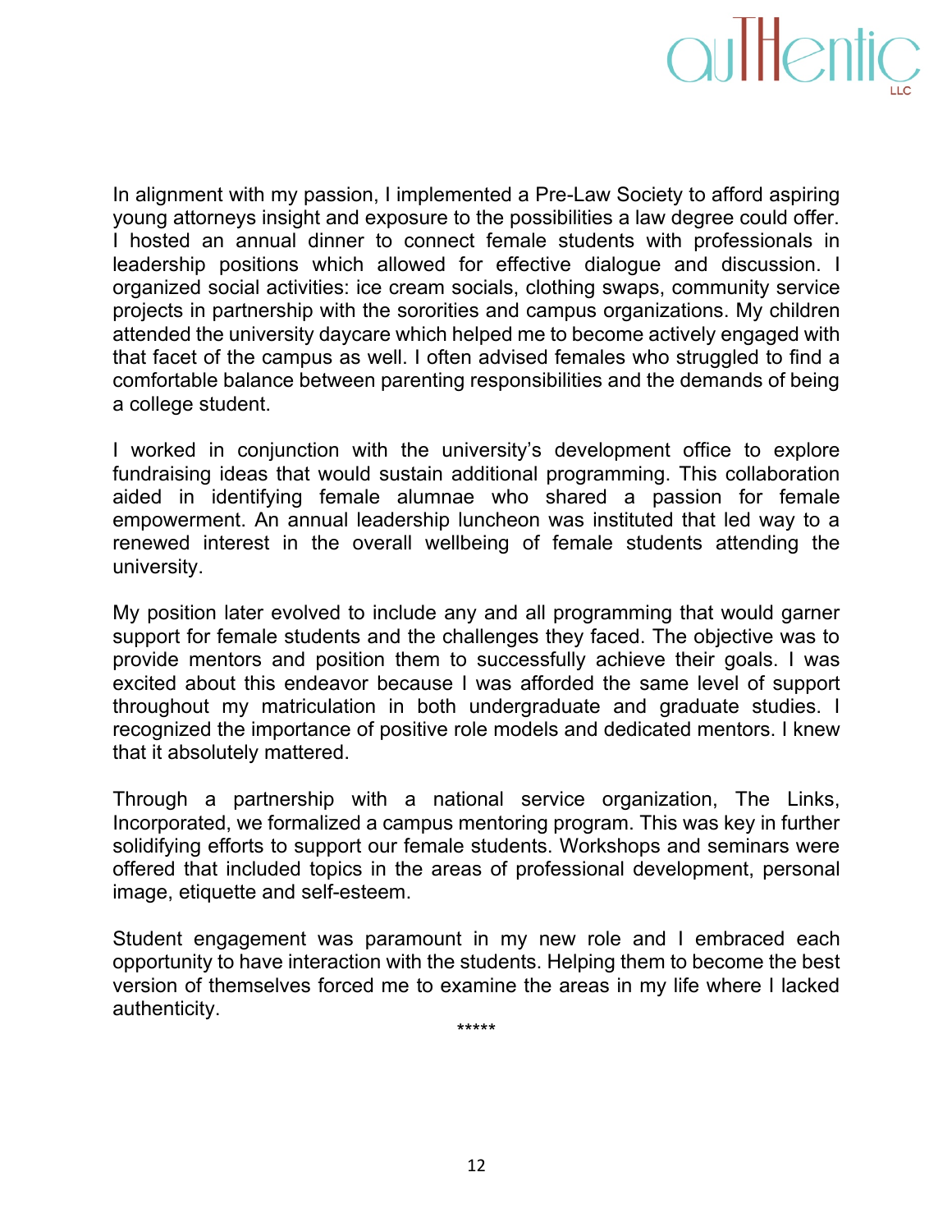In alignment with my passion, I implemented a Pre-Law Society to afford aspiring young attorneys insight and exposure to the possibilities a law degree could offer. I hosted an annual dinner to connect female students with professionals in leadership positions which allowed for effective dialogue and discussion. I organized social activities: ice cream socials, clothing swaps, community service projects in partnership with the sororities and campus organizations. My children attended the university daycare which helped me to become actively engaged with that facet of the campus as well. I often advised females who struggled to find a comfortable balance between parenting responsibilities and the demands of being a college student.

I worked in conjunction with the university's development office to explore fundraising ideas that would sustain additional programming. This collaboration aided in identifying female alumnae who shared a passion for female empowerment. An annual leadership luncheon was instituted that led way to a renewed interest in the overall wellbeing of female students attending the university.

My position later evolved to include any and all programming that would garner support for female students and the challenges they faced. The objective was to provide mentors and position them to successfully achieve their goals. I was excited about this endeavor because I was afforded the same level of support throughout my matriculation in both undergraduate and graduate studies. I recognized the importance of positive role models and dedicated mentors. I knew that it absolutely mattered.

Through a partnership with a national service organization, The Links, Incorporated, we formalized a campus mentoring program. This was key in further solidifying efforts to support our female students. Workshops and seminars were offered that included topics in the areas of professional development, personal image, etiquette and self-esteem.

Student engagement was paramount in my new role and I embraced each opportunity to have interaction with the students. Helping them to become the best version of themselves forced me to examine the areas in my life where I lacked authenticity.

*****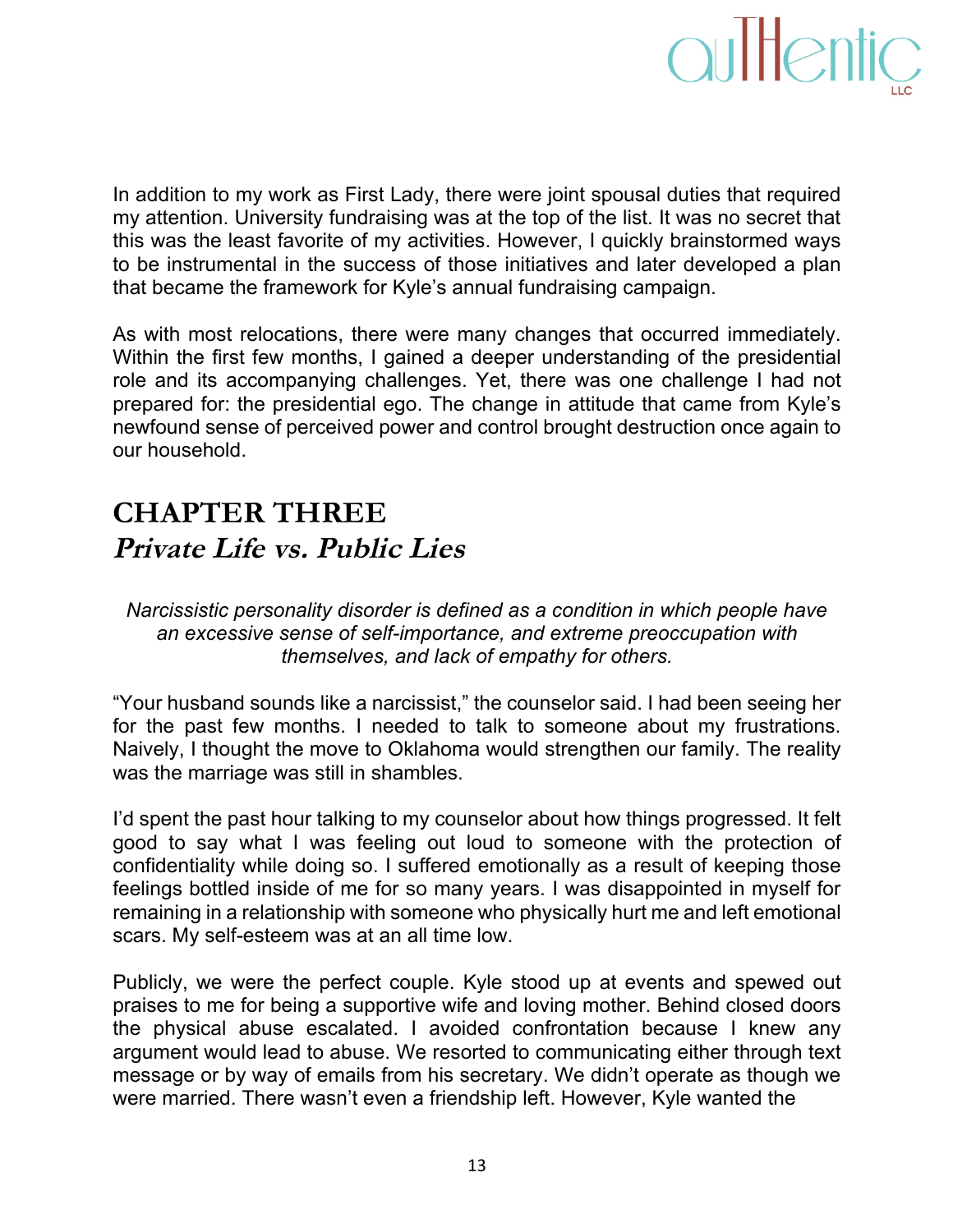In addition to my work as First Lady, there were joint spousal duties that required my attention. University fundraising was at the top of the list. It was no secret that this was the least favorite of my activities. However, I quickly brainstormed ways to be instrumental in the success of those initiatives and later developed a plan that became the framework for Kyle's annual fundraising campaign.

As with most relocations, there were many changes that occurred immediately. Within the first few months, I gained a deeper understanding of the presidential role and its accompanying challenges. Yet, there was one challenge I had not prepared for: the presidential ego. The change in attitude that came from Kyle's newfound sense of perceived power and control brought destruction once again to our household.

## CHAPTER THREE
## *Private Life vs. Public Lies*

*Narcissistic personality disorder is defined as a condition in which people have an excessive sense of self-importance, and extreme preoccupation with themselves, and lack of empathy for others.*

"Your husband sounds like a narcissist," the counselor said. I had been seeing her for the past few months. I needed to talk to someone about my frustrations. Naively, I thought the move to Oklahoma would strengthen our family. The reality was the marriage was still in shambles.

I'd spent the past hour talking to my counselor about how things progressed. It felt good to say what I was feeling out loud to someone with the protection of confidentiality while doing so. I suffered emotionally as a result of keeping those feelings bottled inside of me for so many years. I was disappointed in myself for remaining in a relationship with someone who physically hurt me and left emotional scars. My self-esteem was at an all time low.

Publicly, we were the perfect couple. Kyle stood up at events and spewed out praises to me for being a supportive wife and loving mother. Behind closed doors the physical abuse escalated. I avoided confrontation because I knew any argument would lead to abuse. We resorted to communicating either through text message or by way of emails from his secretary. We didn't operate as though we were married. There wasn't even a friendship left. However, Kyle wanted the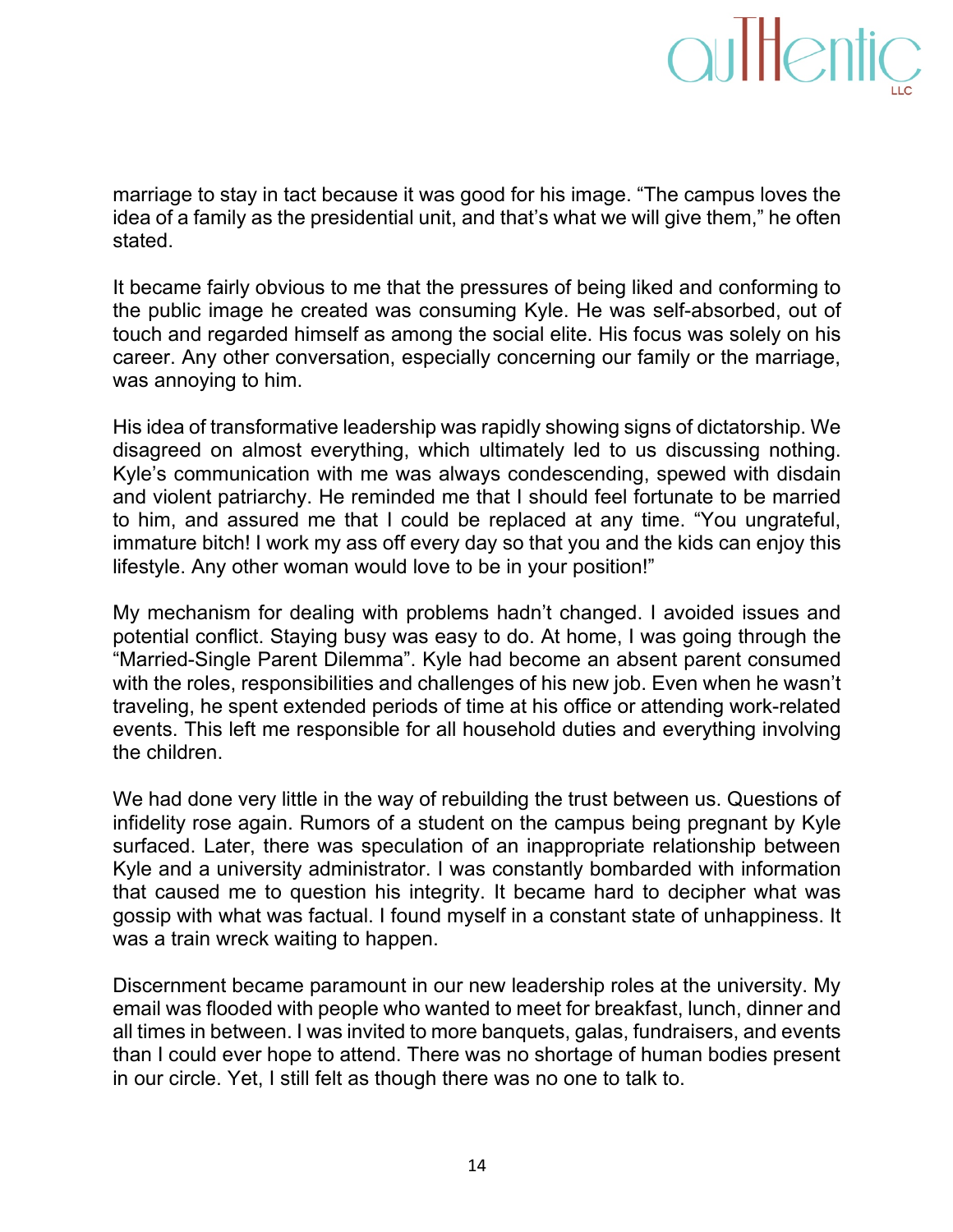marriage to stay in tact because it was good for his image. "The campus loves the idea of a family as the presidential unit, and that's what we will give them," he often stated.

It became fairly obvious to me that the pressures of being liked and conforming to the public image he created was consuming Kyle. He was self-absorbed, out of touch and regarded himself as among the social elite. His focus was solely on his career. Any other conversation, especially concerning our family or the marriage, was annoying to him.

His idea of transformative leadership was rapidly showing signs of dictatorship. We disagreed on almost everything, which ultimately led to us discussing nothing. Kyle's communication with me was always condescending, spewed with disdain and violent patriarchy. He reminded me that I should feel fortunate to be married to him, and assured me that I could be replaced at any time. "You ungrateful, immature bitch! I work my ass off every day so that you and the kids can enjoy this lifestyle. Any other woman would love to be in your position!"

My mechanism for dealing with problems hadn't changed. I avoided issues and potential conflict. Staying busy was easy to do. At home, I was going through the "Married-Single Parent Dilemma". Kyle had become an absent parent consumed with the roles, responsibilities and challenges of his new job. Even when he wasn't traveling, he spent extended periods of time at his office or attending work-related events. This left me responsible for all household duties and everything involving the children.

We had done very little in the way of rebuilding the trust between us. Questions of infidelity rose again. Rumors of a student on the campus being pregnant by Kyle surfaced. Later, there was speculation of an inappropriate relationship between Kyle and a university administrator. I was constantly bombarded with information that caused me to question his integrity. It became hard to decipher what was gossip with what was factual. I found myself in a constant state of unhappiness. It was a train wreck waiting to happen.

Discernment became paramount in our new leadership roles at the university. My email was flooded with people who wanted to meet for breakfast, lunch, dinner and all times in between. I was invited to more banquets, galas, fundraisers, and events than I could ever hope to attend. There was no shortage of human bodies present in our circle. Yet, I still felt as though there was no one to talk to.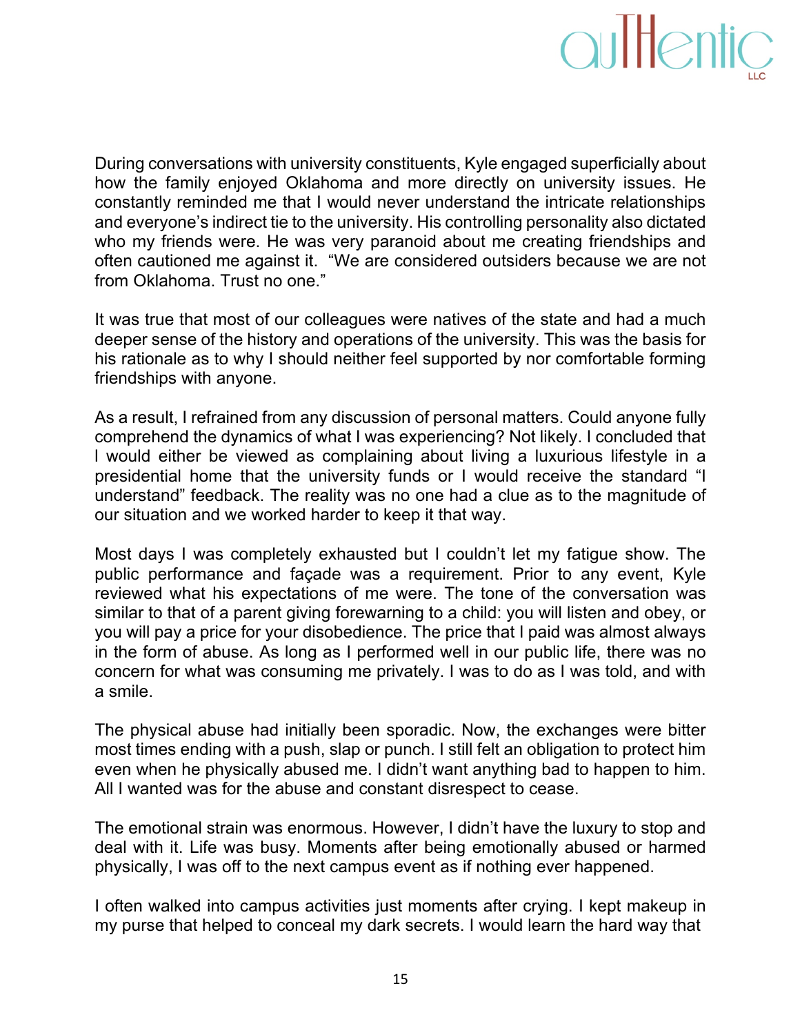During conversations with university constituents, Kyle engaged superficially about how the family enjoyed Oklahoma and more directly on university issues. He constantly reminded me that I would never understand the intricate relationships and everyone's indirect tie to the university. His controlling personality also dictated who my friends were. He was very paranoid about me creating friendships and often cautioned me against it. "We are considered outsiders because we are not from Oklahoma. Trust no one."

It was true that most of our colleagues were natives of the state and had a much deeper sense of the history and operations of the university. This was the basis for his rationale as to why I should neither feel supported by nor comfortable forming friendships with anyone.

As a result, I refrained from any discussion of personal matters. Could anyone fully comprehend the dynamics of what I was experiencing? Not likely. I concluded that I would either be viewed as complaining about living a luxurious lifestyle in a presidential home that the university funds or I would receive the standard "I understand" feedback. The reality was no one had a clue as to the magnitude of our situation and we worked harder to keep it that way.

Most days I was completely exhausted but I couldn't let my fatigue show. The public performance and façade was a requirement. Prior to any event, Kyle reviewed what his expectations of me were. The tone of the conversation was similar to that of a parent giving forewarning to a child: you will listen and obey, or you will pay a price for your disobedience. The price that I paid was almost always in the form of abuse. As long as I performed well in our public life, there was no concern for what was consuming me privately. I was to do as I was told, and with a smile.

The physical abuse had initially been sporadic. Now, the exchanges were bitter most times ending with a push, slap or punch. I still felt an obligation to protect him even when he physically abused me. I didn't want anything bad to happen to him. All I wanted was for the abuse and constant disrespect to cease.

The emotional strain was enormous. However, I didn't have the luxury to stop and deal with it. Life was busy. Moments after being emotionally abused or harmed physically, I was off to the next campus event as if nothing ever happened.

I often walked into campus activities just moments after crying. I kept makeup in my purse that helped to conceal my dark secrets. I would learn the hard way that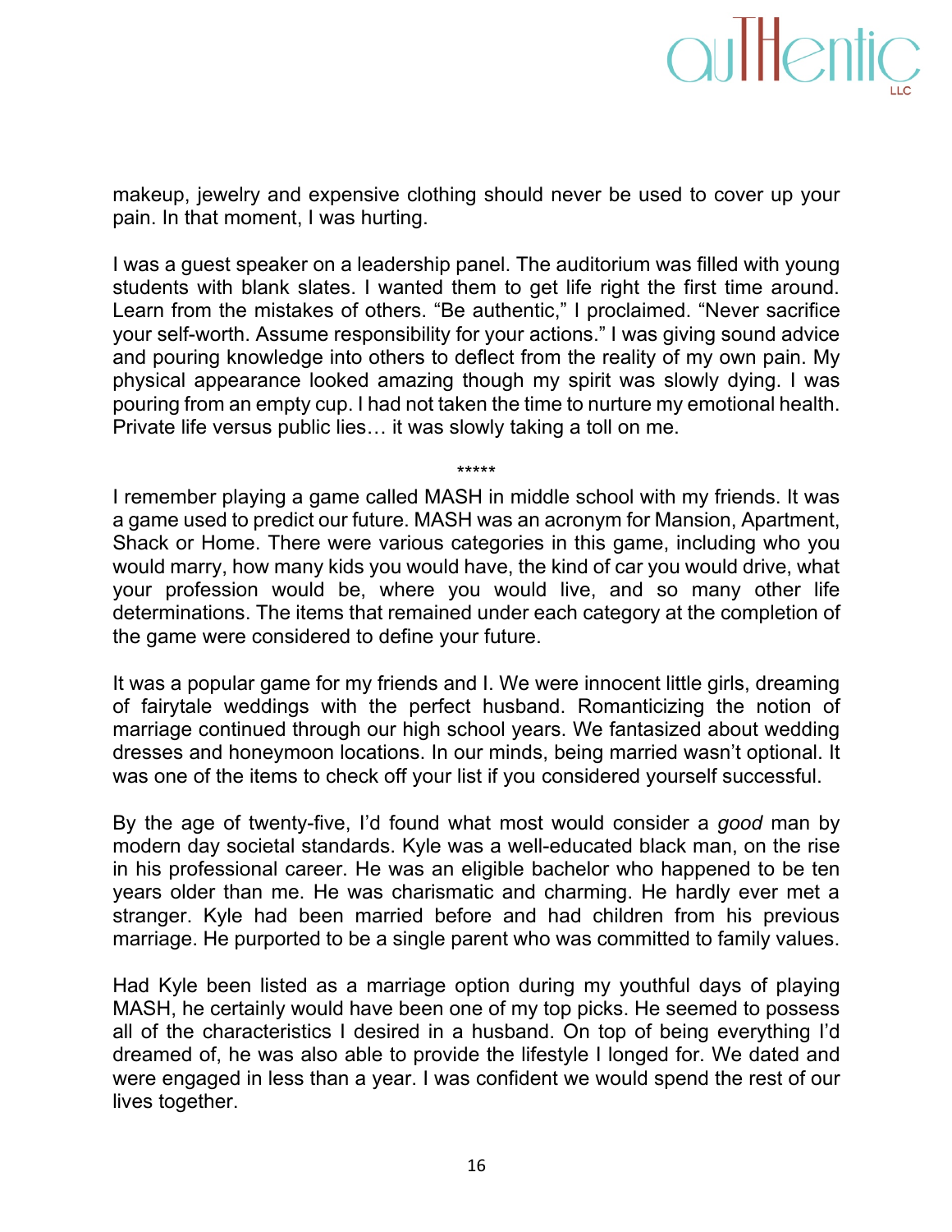makeup, jewelry and expensive clothing should never be used to cover up your pain. In that moment, I was hurting.

I was a guest speaker on a leadership panel. The auditorium was filled with young students with blank slates. I wanted them to get life right the first time around. Learn from the mistakes of others. "Be authentic," I proclaimed. "Never sacrifice your self-worth. Assume responsibility for your actions." I was giving sound advice and pouring knowledge into others to deflect from the reality of my own pain. My physical appearance looked amazing though my spirit was slowly dying. I was pouring from an empty cup. I had not taken the time to nurture my emotional health. Private life versus public lies… it was slowly taking a toll on me.

*****

I remember playing a game called MASH in middle school with my friends. It was a game used to predict our future. MASH was an acronym for Mansion, Apartment, Shack or Home. There were various categories in this game, including who you would marry, how many kids you would have, the kind of car you would drive, what your profession would be, where you would live, and so many other life determinations. The items that remained under each category at the completion of the game were considered to define your future.

It was a popular game for my friends and I. We were innocent little girls, dreaming of fairytale weddings with the perfect husband. Romanticizing the notion of marriage continued through our high school years. We fantasized about wedding dresses and honeymoon locations. In our minds, being married wasn't optional. It was one of the items to check off your list if you considered yourself successful.

By the age of twenty-five, I'd found what most would consider a *good* man by modern day societal standards. Kyle was a well-educated black man, on the rise in his professional career. He was an eligible bachelor who happened to be ten years older than me. He was charismatic and charming. He hardly ever met a stranger. Kyle had been married before and had children from his previous marriage. He purported to be a single parent who was committed to family values.

Had Kyle been listed as a marriage option during my youthful days of playing MASH, he certainly would have been one of my top picks. He seemed to possess all of the characteristics I desired in a husband. On top of being everything I'd dreamed of, he was also able to provide the lifestyle I longed for. We dated and were engaged in less than a year. I was confident we would spend the rest of our lives together.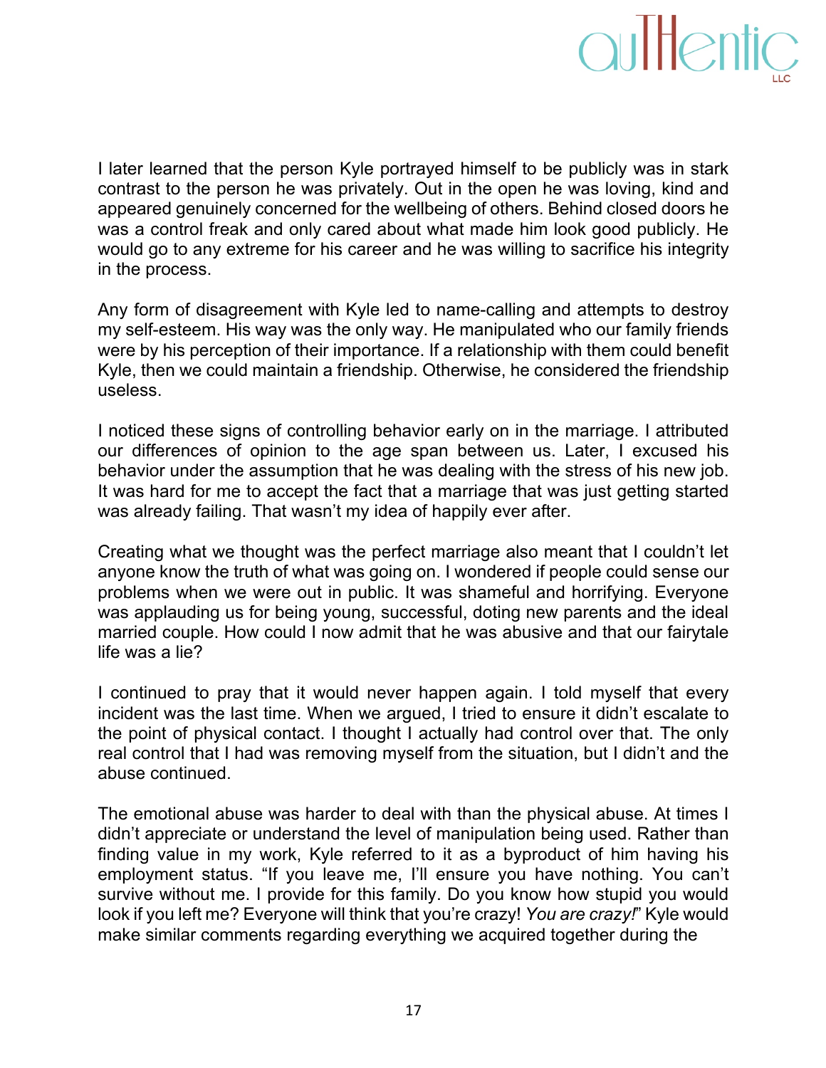I later learned that the person Kyle portrayed himself to be publicly was in stark contrast to the person he was privately. Out in the open he was loving, kind and appeared genuinely concerned for the wellbeing of others. Behind closed doors he was a control freak and only cared about what made him look good publicly. He would go to any extreme for his career and he was willing to sacrifice his integrity in the process.

Any form of disagreement with Kyle led to name-calling and attempts to destroy my self-esteem. His way was the only way. He manipulated who our family friends were by his perception of their importance. If a relationship with them could benefit Kyle, then we could maintain a friendship. Otherwise, he considered the friendship useless.

I noticed these signs of controlling behavior early on in the marriage. I attributed our differences of opinion to the age span between us. Later, I excused his behavior under the assumption that he was dealing with the stress of his new job. It was hard for me to accept the fact that a marriage that was just getting started was already failing. That wasn't my idea of happily ever after.

Creating what we thought was the perfect marriage also meant that I couldn't let anyone know the truth of what was going on. I wondered if people could sense our problems when we were out in public. It was shameful and horrifying. Everyone was applauding us for being young, successful, doting new parents and the ideal married couple. How could I now admit that he was abusive and that our fairytale life was a lie?

I continued to pray that it would never happen again. I told myself that every incident was the last time. When we argued, I tried to ensure it didn't escalate to the point of physical contact. I thought I actually had control over that. The only real control that I had was removing myself from the situation, but I didn't and the abuse continued.

The emotional abuse was harder to deal with than the physical abuse. At times I didn't appreciate or understand the level of manipulation being used. Rather than finding value in my work, Kyle referred to it as a byproduct of him having his employment status. "If you leave me, I'll ensure you have nothing. You can't survive without me. I provide for this family. Do you know how stupid you would look if you left me? Everyone will think that you're crazy! *You are crazy!*" Kyle would make similar comments regarding everything we acquired together during the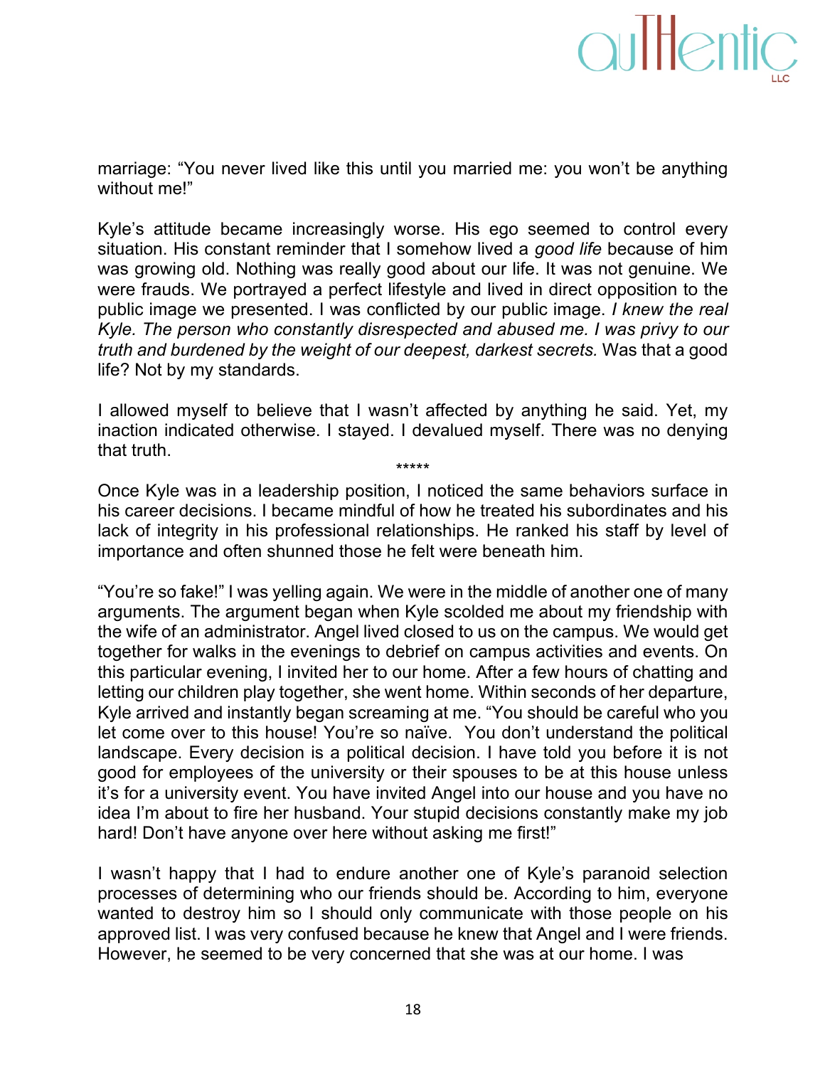marriage: “You never lived like this until you married me: you won’t be anything without me!”

Kyle’s attitude became increasingly worse. His ego seemed to control every situation. His constant reminder that I somehow lived a *good life* because of him was growing old. Nothing was really good about our life. It was not genuine. We were frauds. We portrayed a perfect lifestyle and lived in direct opposition to the public image we presented. I was conflicted by our public image. *I knew the real Kyle. The person who constantly disrespected and abused me. I was privy to our truth and burdened by the weight of our deepest, darkest secrets.* Was that a good life? Not by my standards.

I allowed myself to believe that I wasn’t affected by anything he said. Yet, my inaction indicated otherwise. I stayed. I devalued myself. There was no denying that truth.

*****

Once Kyle was in a leadership position, I noticed the same behaviors surface in his career decisions. I became mindful of how he treated his subordinates and his lack of integrity in his professional relationships. He ranked his staff by level of importance and often shunned those he felt were beneath him.

“You’re so fake!” I was yelling again. We were in the middle of another one of many arguments. The argument began when Kyle scolded me about my friendship with the wife of an administrator. Angel lived closed to us on the campus. We would get together for walks in the evenings to debrief on campus activities and events. On this particular evening, I invited her to our home. After a few hours of chatting and letting our children play together, she went home. Within seconds of her departure, Kyle arrived and instantly began screaming at me. “You should be careful who you let come over to this house! You’re so naïve. You don’t understand the political landscape. Every decision is a political decision. I have told you before it is not good for employees of the university or their spouses to be at this house unless it’s for a university event. You have invited Angel into our house and you have no idea I’m about to fire her husband. Your stupid decisions constantly make my job hard! Don’t have anyone over here without asking me first!”

I wasn’t happy that I had to endure another one of Kyle’s paranoid selection processes of determining who our friends should be. According to him, everyone wanted to destroy him so I should only communicate with those people on his approved list. I was very confused because he knew that Angel and I were friends. However, he seemed to be very concerned that she was at our home. I was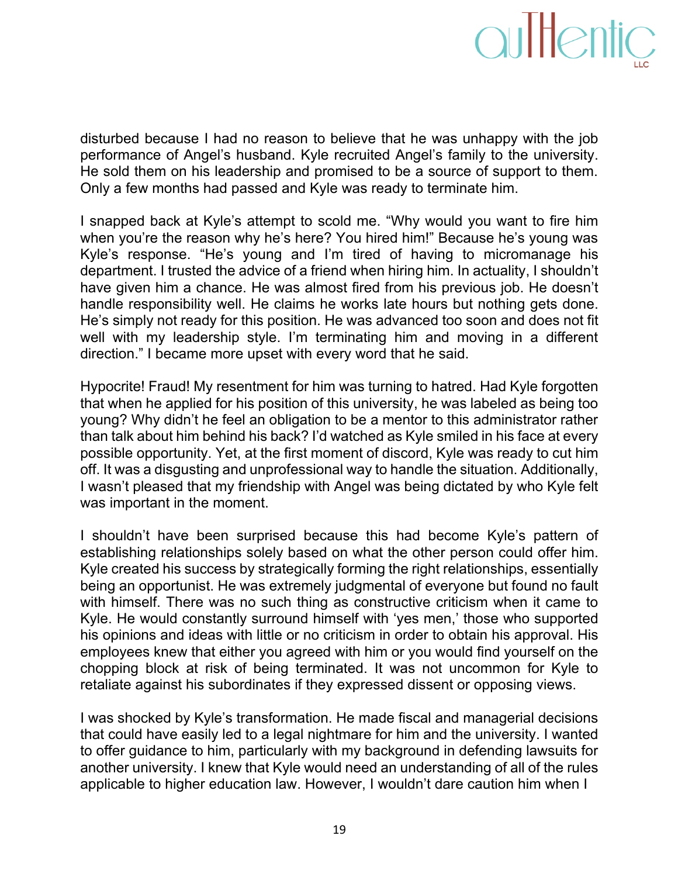disturbed because I had no reason to believe that he was unhappy with the job performance of Angel's husband. Kyle recruited Angel's family to the university. He sold them on his leadership and promised to be a source of support to them. Only a few months had passed and Kyle was ready to terminate him.

I snapped back at Kyle's attempt to scold me. "Why would you want to fire him when you're the reason why he's here? You hired him!" Because he's young was Kyle's response. "He's young and I'm tired of having to micromanage his department. I trusted the advice of a friend when hiring him. In actuality, I shouldn't have given him a chance. He was almost fired from his previous job. He doesn't handle responsibility well. He claims he works late hours but nothing gets done. He's simply not ready for this position. He was advanced too soon and does not fit well with my leadership style. I'm terminating him and moving in a different direction." I became more upset with every word that he said.

Hypocrite! Fraud! My resentment for him was turning to hatred. Had Kyle forgotten that when he applied for his position of this university, he was labeled as being too young? Why didn't he feel an obligation to be a mentor to this administrator rather than talk about him behind his back? I'd watched as Kyle smiled in his face at every possible opportunity. Yet, at the first moment of discord, Kyle was ready to cut him off. It was a disgusting and unprofessional way to handle the situation. Additionally, I wasn't pleased that my friendship with Angel was being dictated by who Kyle felt was important in the moment.

I shouldn't have been surprised because this had become Kyle's pattern of establishing relationships solely based on what the other person could offer him. Kyle created his success by strategically forming the right relationships, essentially being an opportunist. He was extremely judgmental of everyone but found no fault with himself. There was no such thing as constructive criticism when it came to Kyle. He would constantly surround himself with 'yes men,' those who supported his opinions and ideas with little or no criticism in order to obtain his approval. His employees knew that either you agreed with him or you would find yourself on the chopping block at risk of being terminated. It was not uncommon for Kyle to retaliate against his subordinates if they expressed dissent or opposing views.

I was shocked by Kyle's transformation. He made fiscal and managerial decisions that could have easily led to a legal nightmare for him and the university. I wanted to offer guidance to him, particularly with my background in defending lawsuits for another university. I knew that Kyle would need an understanding of all of the rules applicable to higher education law. However, I wouldn't dare caution him when I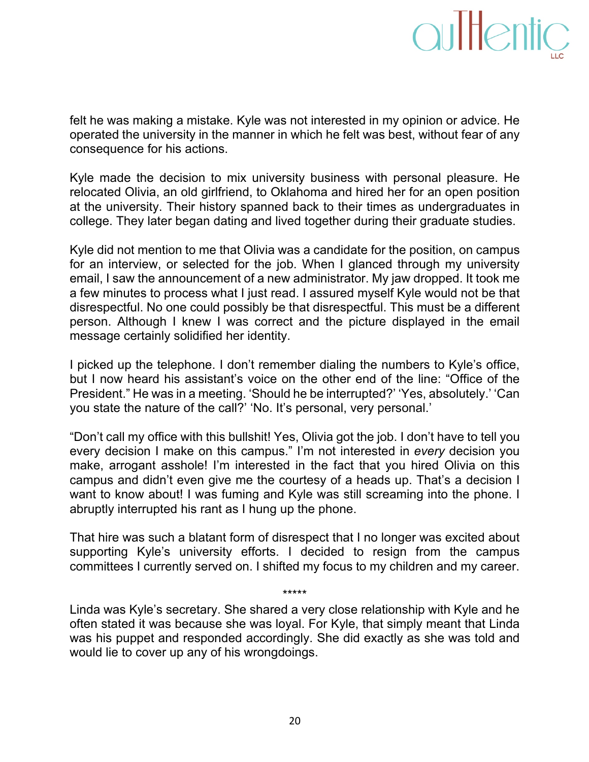felt he was making a mistake. Kyle was not interested in my opinion or advice. He operated the university in the manner in which he felt was best, without fear of any consequence for his actions.

Kyle made the decision to mix university business with personal pleasure. He relocated Olivia, an old girlfriend, to Oklahoma and hired her for an open position at the university. Their history spanned back to their times as undergraduates in college. They later began dating and lived together during their graduate studies.

Kyle did not mention to me that Olivia was a candidate for the position, on campus for an interview, or selected for the job. When I glanced through my university email, I saw the announcement of a new administrator. My jaw dropped. It took me a few minutes to process what I just read. I assured myself Kyle would not be that disrespectful. No one could possibly be that disrespectful. This must be a different person. Although I knew I was correct and the picture displayed in the email message certainly solidified her identity.

I picked up the telephone. I don't remember dialing the numbers to Kyle's office, but I now heard his assistant's voice on the other end of the line: "Office of the President." He was in a meeting. 'Should he be interrupted?' 'Yes, absolutely.' 'Can you state the nature of the call?' 'No. It's personal, very personal.'

"Don't call my office with this bullshit! Yes, Olivia got the job. I don't have to tell you every decision I make on this campus." I'm not interested in *every* decision you make, arrogant asshole! I'm interested in the fact that you hired Olivia on this campus and didn't even give me the courtesy of a heads up. That's a decision I want to know about! I was fuming and Kyle was still screaming into the phone. I abruptly interrupted his rant as I hung up the phone.

That hire was such a blatant form of disrespect that I no longer was excited about supporting Kyle's university efforts. I decided to resign from the campus committees I currently served on. I shifted my focus to my children and my career.

*****

Linda was Kyle's secretary. She shared a very close relationship with Kyle and he often stated it was because she was loyal. For Kyle, that simply meant that Linda was his puppet and responded accordingly. She did exactly as she was told and would lie to cover up any of his wrongdoings.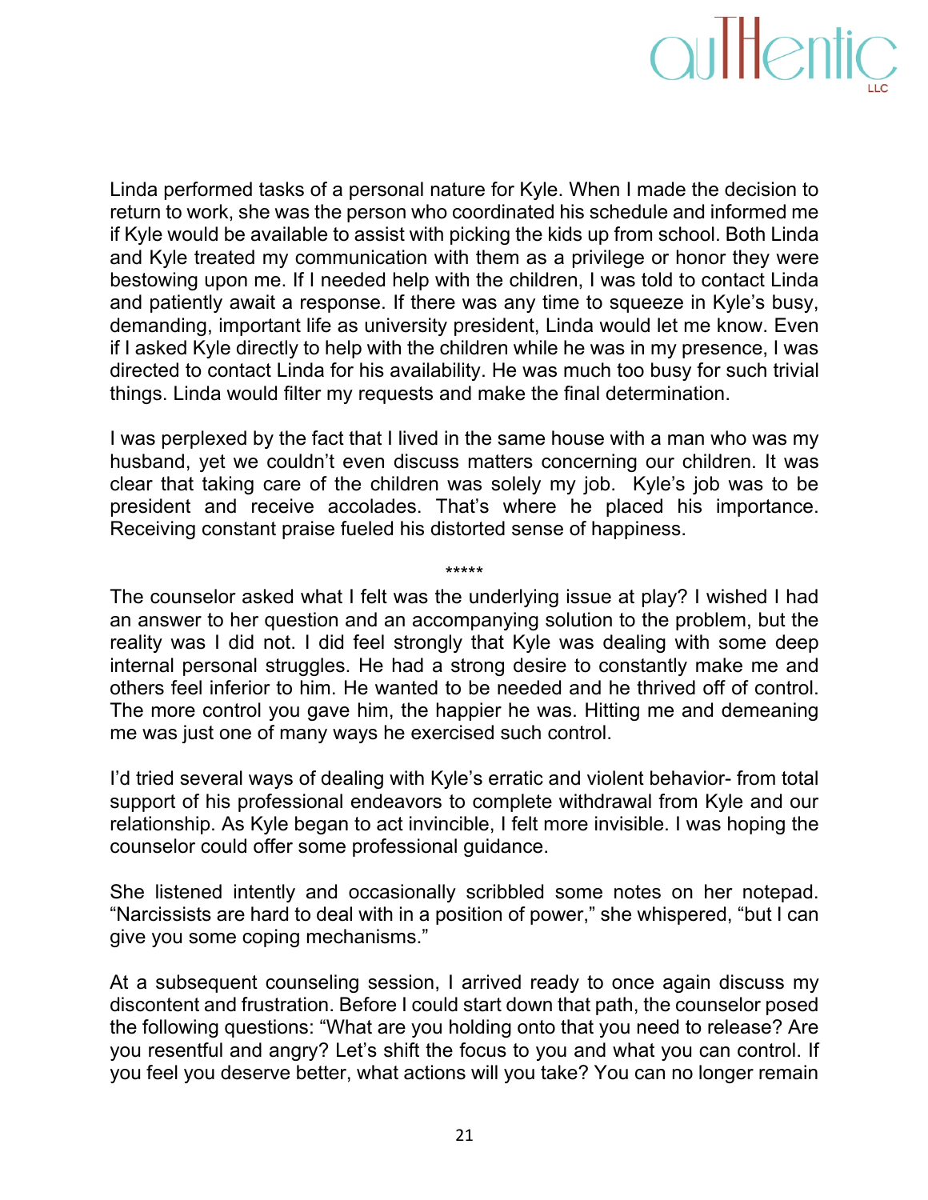Linda performed tasks of a personal nature for Kyle. When I made the decision to return to work, she was the person who coordinated his schedule and informed me if Kyle would be available to assist with picking the kids up from school. Both Linda and Kyle treated my communication with them as a privilege or honor they were bestowing upon me. If I needed help with the children, I was told to contact Linda and patiently await a response. If there was any time to squeeze in Kyle's busy, demanding, important life as university president, Linda would let me know. Even if I asked Kyle directly to help with the children while he was in my presence, I was directed to contact Linda for his availability. He was much too busy for such trivial things. Linda would filter my requests and make the final determination.

I was perplexed by the fact that I lived in the same house with a man who was my husband, yet we couldn't even discuss matters concerning our children. It was clear that taking care of the children was solely my job. Kyle's job was to be president and receive accolades. That's where he placed his importance. Receiving constant praise fueled his distorted sense of happiness.

*****

The counselor asked what I felt was the underlying issue at play? I wished I had an answer to her question and an accompanying solution to the problem, but the reality was I did not. I did feel strongly that Kyle was dealing with some deep internal personal struggles. He had a strong desire to constantly make me and others feel inferior to him. He wanted to be needed and he thrived off of control. The more control you gave him, the happier he was. Hitting me and demeaning me was just one of many ways he exercised such control.

I'd tried several ways of dealing with Kyle's erratic and violent behavior- from total support of his professional endeavors to complete withdrawal from Kyle and our relationship. As Kyle began to act invincible, I felt more invisible. I was hoping the counselor could offer some professional guidance.

She listened intently and occasionally scribbled some notes on her notepad. "Narcissists are hard to deal with in a position of power," she whispered, "but I can give you some coping mechanisms."

At a subsequent counseling session, I arrived ready to once again discuss my discontent and frustration. Before I could start down that path, the counselor posed the following questions: "What are you holding onto that you need to release? Are you resentful and angry? Let's shift the focus to you and what you can control. If you feel you deserve better, what actions will you take? You can no longer remain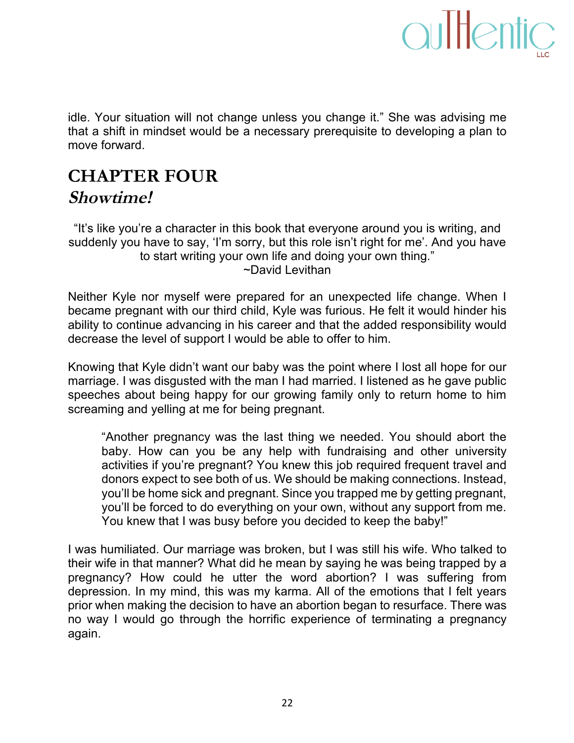idle. Your situation will not change unless you change it." She was advising me that a shift in mindset would be a necessary prerequisite to developing a plan to move forward.

# CHAPTER FOUR
## *Showtime!*

"It's like you're a character in this book that everyone around you is writing, and suddenly you have to say, 'I'm sorry, but this role isn't right for me'. And you have to start writing your own life and doing your own thing."
~David Levithan

Neither Kyle nor myself were prepared for an unexpected life change. When I became pregnant with our third child, Kyle was furious. He felt it would hinder his ability to continue advancing in his career and that the added responsibility would decrease the level of support I would be able to offer to him.

Knowing that Kyle didn't want our baby was the point where I lost all hope for our marriage. I was disgusted with the man I had married. I listened as he gave public speeches about being happy for our growing family only to return home to him screaming and yelling at me for being pregnant.

> "Another pregnancy was the last thing we needed. You should abort the baby. How can you be any help with fundraising and other university activities if you're pregnant? You knew this job required frequent travel and donors expect to see both of us. We should be making connections. Instead, you'll be home sick and pregnant. Since you trapped me by getting pregnant, you'll be forced to do everything on your own, without any support from me. You knew that I was busy before you decided to keep the baby!"

I was humiliated. Our marriage was broken, but I was still his wife. Who talked to their wife in that manner? What did he mean by saying he was being trapped by a pregnancy? How could he utter the word abortion? I was suffering from depression. In my mind, this was my karma. All of the emotions that I felt years prior when making the decision to have an abortion began to resurface. There was no way I would go through the horrific experience of terminating a pregnancy again.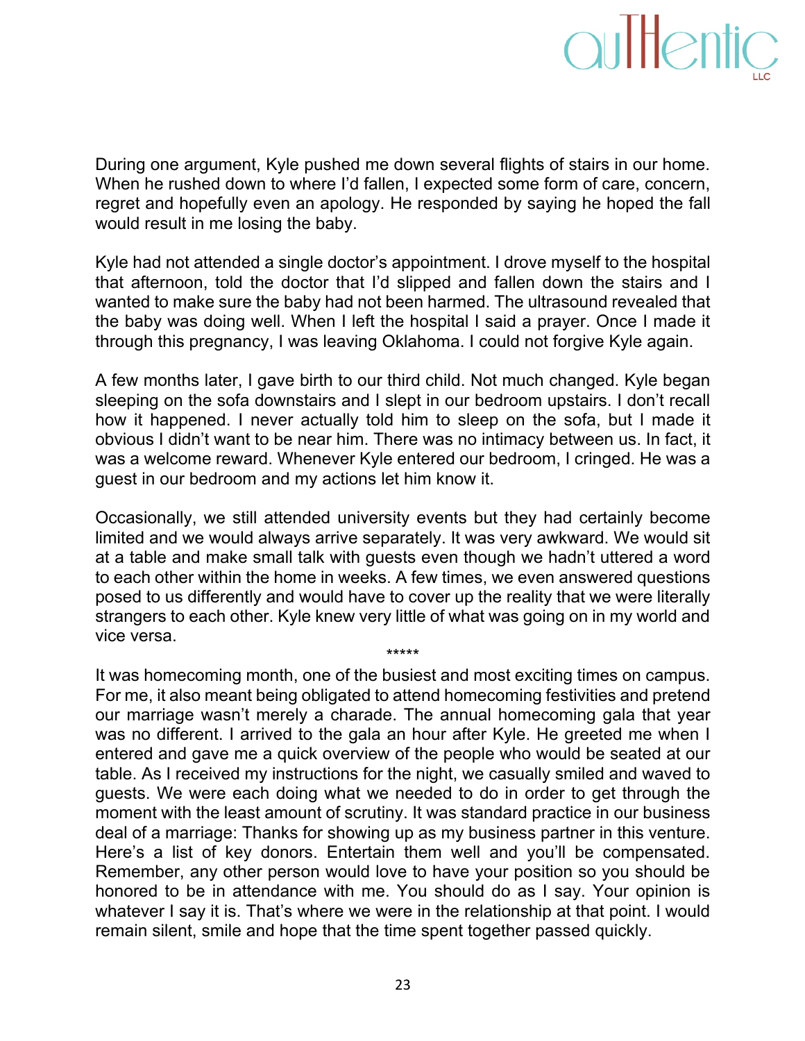During one argument, Kyle pushed me down several flights of stairs in our home. When he rushed down to where I'd fallen, I expected some form of care, concern, regret and hopefully even an apology. He responded by saying he hoped the fall would result in me losing the baby.

Kyle had not attended a single doctor's appointment. I drove myself to the hospital that afternoon, told the doctor that I'd slipped and fallen down the stairs and I wanted to make sure the baby had not been harmed. The ultrasound revealed that the baby was doing well. When I left the hospital I said a prayer. Once I made it through this pregnancy, I was leaving Oklahoma. I could not forgive Kyle again.

A few months later, I gave birth to our third child. Not much changed. Kyle began sleeping on the sofa downstairs and I slept in our bedroom upstairs. I don't recall how it happened. I never actually told him to sleep on the sofa, but I made it obvious I didn't want to be near him. There was no intimacy between us. In fact, it was a welcome reward. Whenever Kyle entered our bedroom, I cringed. He was a guest in our bedroom and my actions let him know it.

Occasionally, we still attended university events but they had certainly become limited and we would always arrive separately. It was very awkward. We would sit at a table and make small talk with guests even though we hadn't uttered a word to each other within the home in weeks. A few times, we even answered questions posed to us differently and would have to cover up the reality that we were literally strangers to each other. Kyle knew very little of what was going on in my world and vice versa.

*****

It was homecoming month, one of the busiest and most exciting times on campus. For me, it also meant being obligated to attend homecoming festivities and pretend our marriage wasn't merely a charade. The annual homecoming gala that year was no different. I arrived to the gala an hour after Kyle. He greeted me when I entered and gave me a quick overview of the people who would be seated at our table. As I received my instructions for the night, we casually smiled and waved to guests. We were each doing what we needed to do in order to get through the moment with the least amount of scrutiny. It was standard practice in our business deal of a marriage: Thanks for showing up as my business partner in this venture. Here's a list of key donors. Entertain them well and you'll be compensated. Remember, any other person would love to have your position so you should be honored to be in attendance with me. You should do as I say. Your opinion is whatever I say it is. That's where we were in the relationship at that point. I would remain silent, smile and hope that the time spent together passed quickly.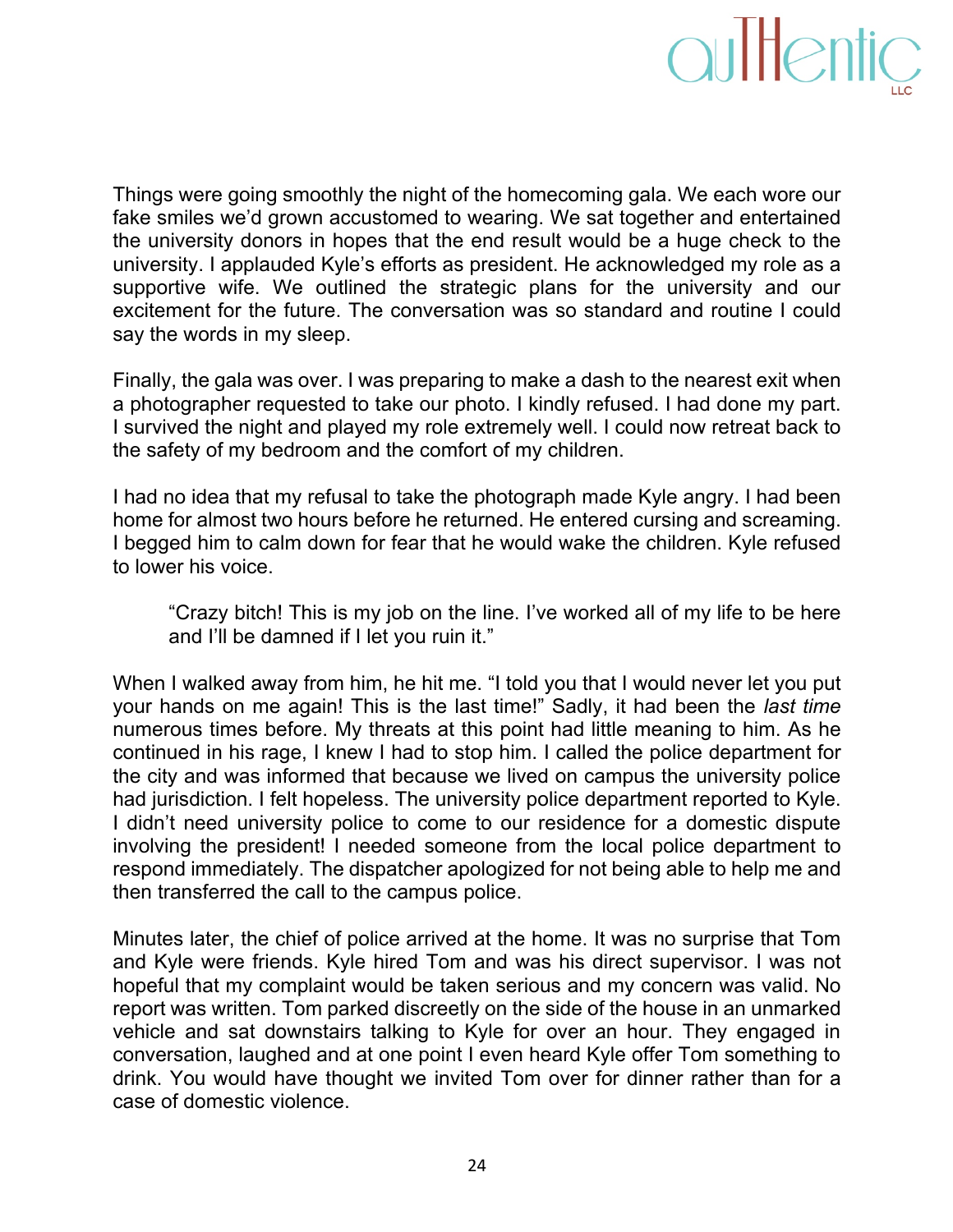Things were going smoothly the night of the homecoming gala. We each wore our fake smiles we'd grown accustomed to wearing. We sat together and entertained the university donors in hopes that the end result would be a huge check to the university. I applauded Kyle's efforts as president. He acknowledged my role as a supportive wife. We outlined the strategic plans for the university and our excitement for the future. The conversation was so standard and routine I could say the words in my sleep.

Finally, the gala was over. I was preparing to make a dash to the nearest exit when a photographer requested to take our photo. I kindly refused. I had done my part. I survived the night and played my role extremely well. I could now retreat back to the safety of my bedroom and the comfort of my children.

I had no idea that my refusal to take the photograph made Kyle angry. I had been home for almost two hours before he returned. He entered cursing and screaming. I begged him to calm down for fear that he would wake the children. Kyle refused to lower his voice.

> "Crazy bitch! This is my job on the line. I've worked all of my life to be here and I'll be damned if I let you ruin it."

When I walked away from him, he hit me. "I told you that I would never let you put your hands on me again! This is the last time!" Sadly, it had been the *last time* numerous times before. My threats at this point had little meaning to him. As he continued in his rage, I knew I had to stop him. I called the police department for the city and was informed that because we lived on campus the university police had jurisdiction. I felt hopeless. The university police department reported to Kyle. I didn't need university police to come to our residence for a domestic dispute involving the president! I needed someone from the local police department to respond immediately. The dispatcher apologized for not being able to help me and then transferred the call to the campus police.

Minutes later, the chief of police arrived at the home. It was no surprise that Tom and Kyle were friends. Kyle hired Tom and was his direct supervisor. I was not hopeful that my complaint would be taken serious and my concern was valid. No report was written. Tom parked discreetly on the side of the house in an unmarked vehicle and sat downstairs talking to Kyle for over an hour. They engaged in conversation, laughed and at one point I even heard Kyle offer Tom something to drink. You would have thought we invited Tom over for dinner rather than for a case of domestic violence.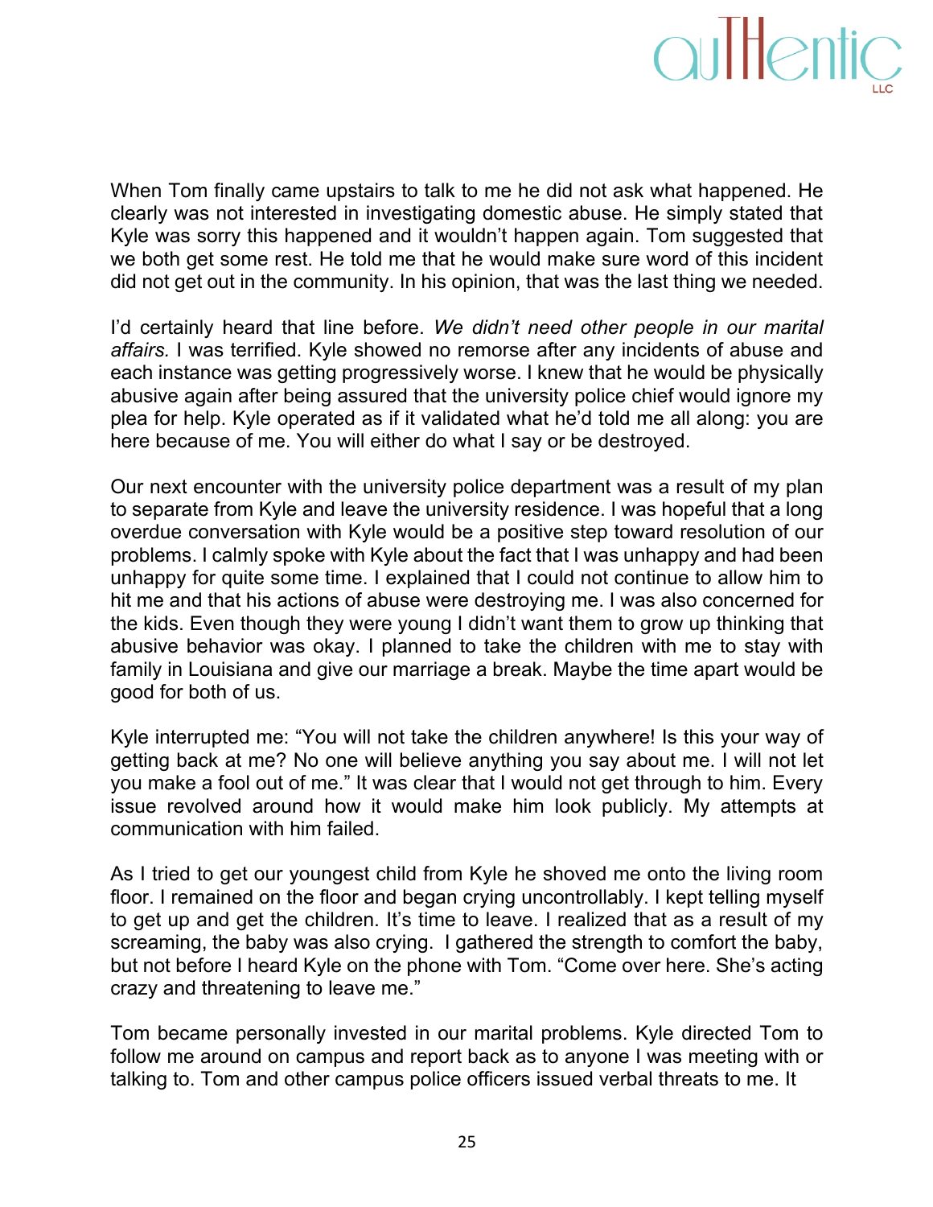When Tom finally came upstairs to talk to me he did not ask what happened. He clearly was not interested in investigating domestic abuse. He simply stated that Kyle was sorry this happened and it wouldn't happen again. Tom suggested that we both get some rest. He told me that he would make sure word of this incident did not get out in the community. In his opinion, that was the last thing we needed.

I'd certainly heard that line before. *We didn't need other people in our marital affairs.* I was terrified. Kyle showed no remorse after any incidents of abuse and each instance was getting progressively worse. I knew that he would be physically abusive again after being assured that the university police chief would ignore my plea for help. Kyle operated as if it validated what he'd told me all along: you are here because of me. You will either do what I say or be destroyed.

Our next encounter with the university police department was a result of my plan to separate from Kyle and leave the university residence. I was hopeful that a long overdue conversation with Kyle would be a positive step toward resolution of our problems. I calmly spoke with Kyle about the fact that I was unhappy and had been unhappy for quite some time. I explained that I could not continue to allow him to hit me and that his actions of abuse were destroying me. I was also concerned for the kids. Even though they were young I didn't want them to grow up thinking that abusive behavior was okay. I planned to take the children with me to stay with family in Louisiana and give our marriage a break. Maybe the time apart would be good for both of us.

Kyle interrupted me: "You will not take the children anywhere! Is this your way of getting back at me? No one will believe anything you say about me. I will not let you make a fool out of me." It was clear that I would not get through to him. Every issue revolved around how it would make him look publicly. My attempts at communication with him failed.

As I tried to get our youngest child from Kyle he shoved me onto the living room floor. I remained on the floor and began crying uncontrollably. I kept telling myself to get up and get the children. It's time to leave. I realized that as a result of my screaming, the baby was also crying. I gathered the strength to comfort the baby, but not before I heard Kyle on the phone with Tom. "Come over here. She's acting crazy and threatening to leave me."

Tom became personally invested in our marital problems. Kyle directed Tom to follow me around on campus and report back as to anyone I was meeting with or talking to. Tom and other campus police officers issued verbal threats to me. It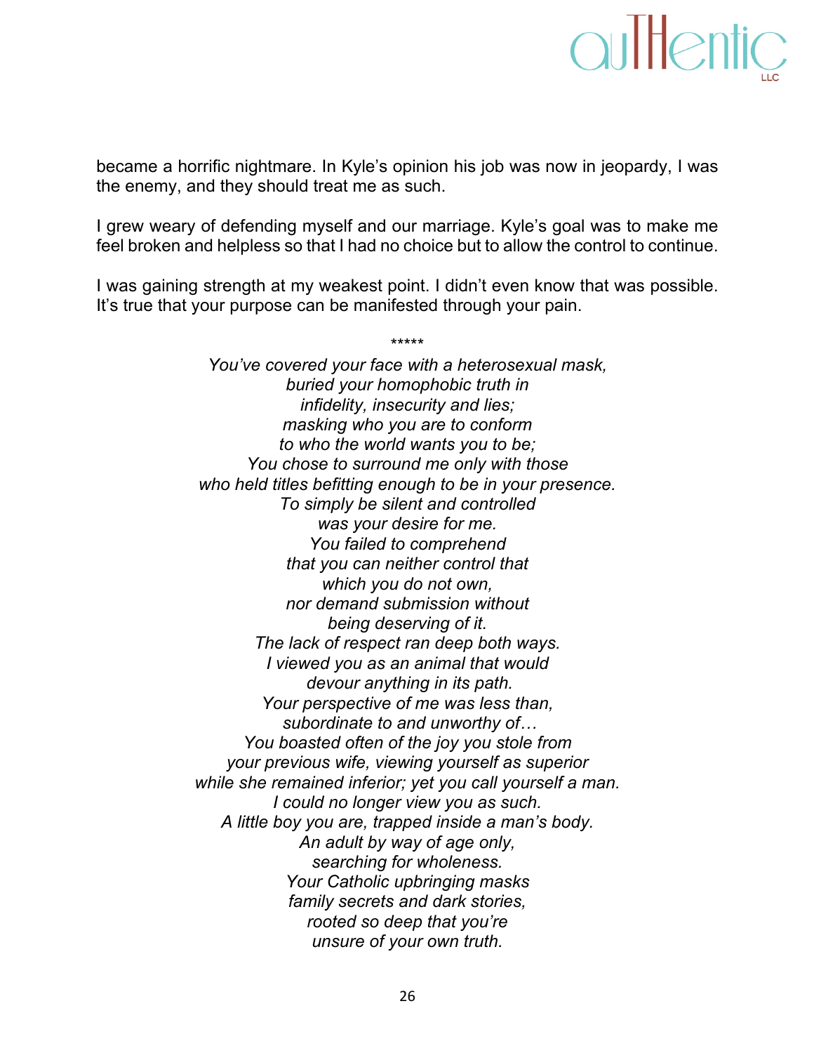became a horrific nightmare. In Kyle's opinion his job was now in jeopardy, I was the enemy, and they should treat me as such.

I grew weary of defending myself and our marriage. Kyle's goal was to make me feel broken and helpless so that I had no choice but to allow the control to continue.

I was gaining strength at my weakest point. I didn't even know that was possible. It's true that your purpose can be manifested through your pain.

*****

*You've covered your face with a heterosexual mask,*
*buried your homophobic truth in*
*infidelity, insecurity and lies;*
*masking who you are to conform*
*to who the world wants you to be;*
*You chose to surround me only with those*
*who held titles befitting enough to be in your presence.*
*To simply be silent and controlled*
*was your desire for me.*
*You failed to comprehend*
*that you can neither control that*
*which you do not own,*
*nor demand submission without*
*being deserving of it.*
*The lack of respect ran deep both ways.*
*I viewed you as an animal that would*
*devour anything in its path.*
*Your perspective of me was less than,*
*subordinate to and unworthy of…*
*You boasted often of the joy you stole from*
*your previous wife, viewing yourself as superior*
*while she remained inferior; yet you call yourself a man.*
*I could no longer view you as such.*
*A little boy you are, trapped inside a man's body.*
*An adult by way of age only,*
*searching for wholeness.*
*Your Catholic upbringing masks*
*family secrets and dark stories,*
*rooted so deep that you're*
*unsure of your own truth.*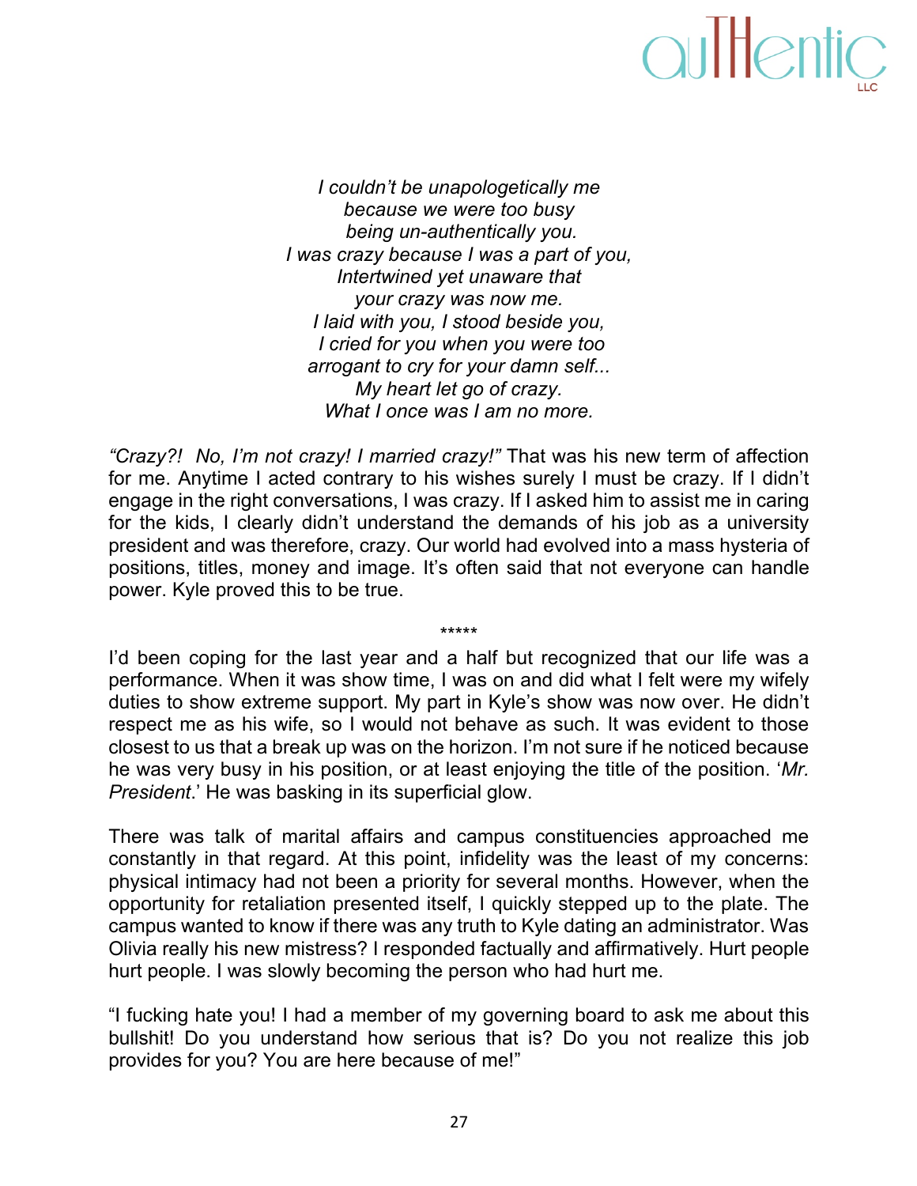*I couldn't be unapologetically me*
*because we were too busy*
*being un-authentically you.*
*I was crazy because I was a part of you,*
*Intertwined yet unaware that*
*your crazy was now me.*
*I laid with you, I stood beside you,*
*I cried for you when you were too*
*arrogant to cry for your damn self...*
*My heart let go of crazy.*
*What I once was I am no more.*

*"Crazy?! No, I'm not crazy! I married crazy!"* That was his new term of affection for me. Anytime I acted contrary to his wishes surely I must be crazy. If I didn't engage in the right conversations, I was crazy. If I asked him to assist me in caring for the kids, I clearly didn't understand the demands of his job as a university president and was therefore, crazy. Our world had evolved into a mass hysteria of positions, titles, money and image. It's often said that not everyone can handle power. Kyle proved this to be true.

*****

I'd been coping for the last year and a half but recognized that our life was a performance. When it was show time, I was on and did what I felt were my wifely duties to show extreme support. My part in Kyle's show was now over. He didn't respect me as his wife, so I would not behave as such. It was evident to those closest to us that a break up was on the horizon. I'm not sure if he noticed because he was very busy in his position, or at least enjoying the title of the position. '*Mr. President*.' He was basking in its superficial glow.

There was talk of marital affairs and campus constituencies approached me constantly in that regard. At this point, infidelity was the least of my concerns: physical intimacy had not been a priority for several months. However, when the opportunity for retaliation presented itself, I quickly stepped up to the plate. The campus wanted to know if there was any truth to Kyle dating an administrator. Was Olivia really his new mistress? I responded factually and affirmatively. Hurt people hurt people. I was slowly becoming the person who had hurt me.

"I fucking hate you! I had a member of my governing board to ask me about this bullshit! Do you understand how serious that is? Do you not realize this job provides for you? You are here because of me!"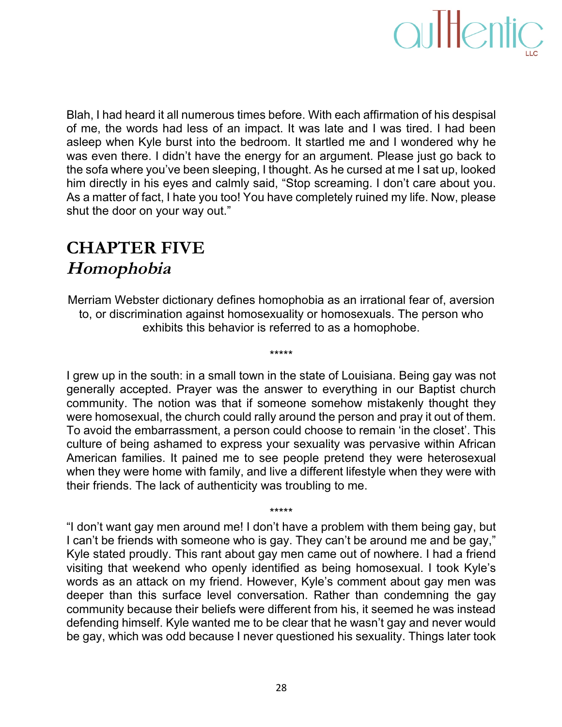Blah, I had heard it all numerous times before. With each affirmation of his despisal of me, the words had less of an impact. It was late and I was tired. I had been asleep when Kyle burst into the bedroom. It startled me and I wondered why he was even there. I didn't have the energy for an argument. Please just go back to the sofa where you've been sleeping, I thought. As he cursed at me I sat up, looked him directly in his eyes and calmly said, "Stop screaming. I don't care about you. As a matter of fact, I hate you too! You have completely ruined my life. Now, please shut the door on your way out."

## CHAPTER FIVE
## *Homophobia*

Merriam Webster dictionary defines homophobia as an irrational fear of, aversion to, or discrimination against homosexuality or homosexuals. The person who exhibits this behavior is referred to as a homophobe.

*****

I grew up in the south: in a small town in the state of Louisiana. Being gay was not generally accepted. Prayer was the answer to everything in our Baptist church community. The notion was that if someone somehow mistakenly thought they were homosexual, the church could rally around the person and pray it out of them. To avoid the embarrassment, a person could choose to remain 'in the closet'. This culture of being ashamed to express your sexuality was pervasive within African American families. It pained me to see people pretend they were heterosexual when they were home with family, and live a different lifestyle when they were with their friends. The lack of authenticity was troubling to me.

*****

"I don't want gay men around me! I don't have a problem with them being gay, but I can't be friends with someone who is gay. They can't be around me and be gay," Kyle stated proudly. This rant about gay men came out of nowhere. I had a friend visiting that weekend who openly identified as being homosexual. I took Kyle's words as an attack on my friend. However, Kyle's comment about gay men was deeper than this surface level conversation. Rather than condemning the gay community because their beliefs were different from his, it seemed he was instead defending himself. Kyle wanted me to be clear that he wasn't gay and never would be gay, which was odd because I never questioned his sexuality. Things later took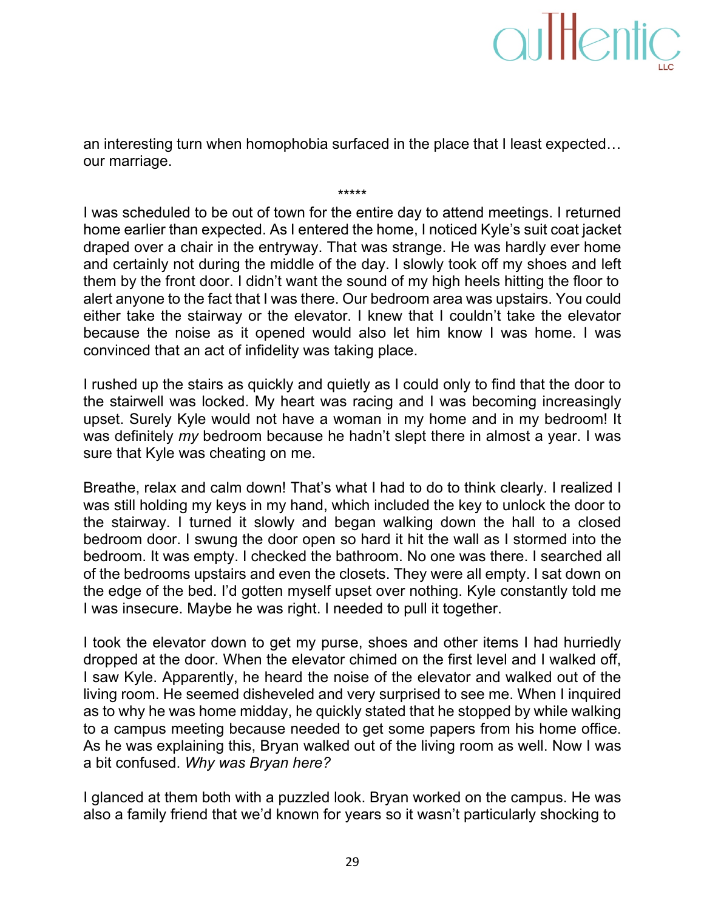an interesting turn when homophobia surfaced in the place that I least expected… our marriage.

*****

I was scheduled to be out of town for the entire day to attend meetings. I returned home earlier than expected. As I entered the home, I noticed Kyle's suit coat jacket draped over a chair in the entryway. That was strange. He was hardly ever home and certainly not during the middle of the day. I slowly took off my shoes and left them by the front door. I didn't want the sound of my high heels hitting the floor to alert anyone to the fact that I was there. Our bedroom area was upstairs. You could either take the stairway or the elevator. I knew that I couldn't take the elevator because the noise as it opened would also let him know I was home. I was convinced that an act of infidelity was taking place.

I rushed up the stairs as quickly and quietly as I could only to find that the door to the stairwell was locked. My heart was racing and I was becoming increasingly upset. Surely Kyle would not have a woman in my home and in my bedroom! It was definitely *my* bedroom because he hadn't slept there in almost a year. I was sure that Kyle was cheating on me.

Breathe, relax and calm down! That's what I had to do to think clearly. I realized I was still holding my keys in my hand, which included the key to unlock the door to the stairway. I turned it slowly and began walking down the hall to a closed bedroom door. I swung the door open so hard it hit the wall as I stormed into the bedroom. It was empty. I checked the bathroom. No one was there. I searched all of the bedrooms upstairs and even the closets. They were all empty. I sat down on the edge of the bed. I'd gotten myself upset over nothing. Kyle constantly told me I was insecure. Maybe he was right. I needed to pull it together.

I took the elevator down to get my purse, shoes and other items I had hurriedly dropped at the door. When the elevator chimed on the first level and I walked off, I saw Kyle. Apparently, he heard the noise of the elevator and walked out of the living room. He seemed disheveled and very surprised to see me. When I inquired as to why he was home midday, he quickly stated that he stopped by while walking to a campus meeting because needed to get some papers from his home office. As he was explaining this, Bryan walked out of the living room as well. Now I was a bit confused. *Why was Bryan here?*

I glanced at them both with a puzzled look. Bryan worked on the campus. He was also a family friend that we'd known for years so it wasn't particularly shocking to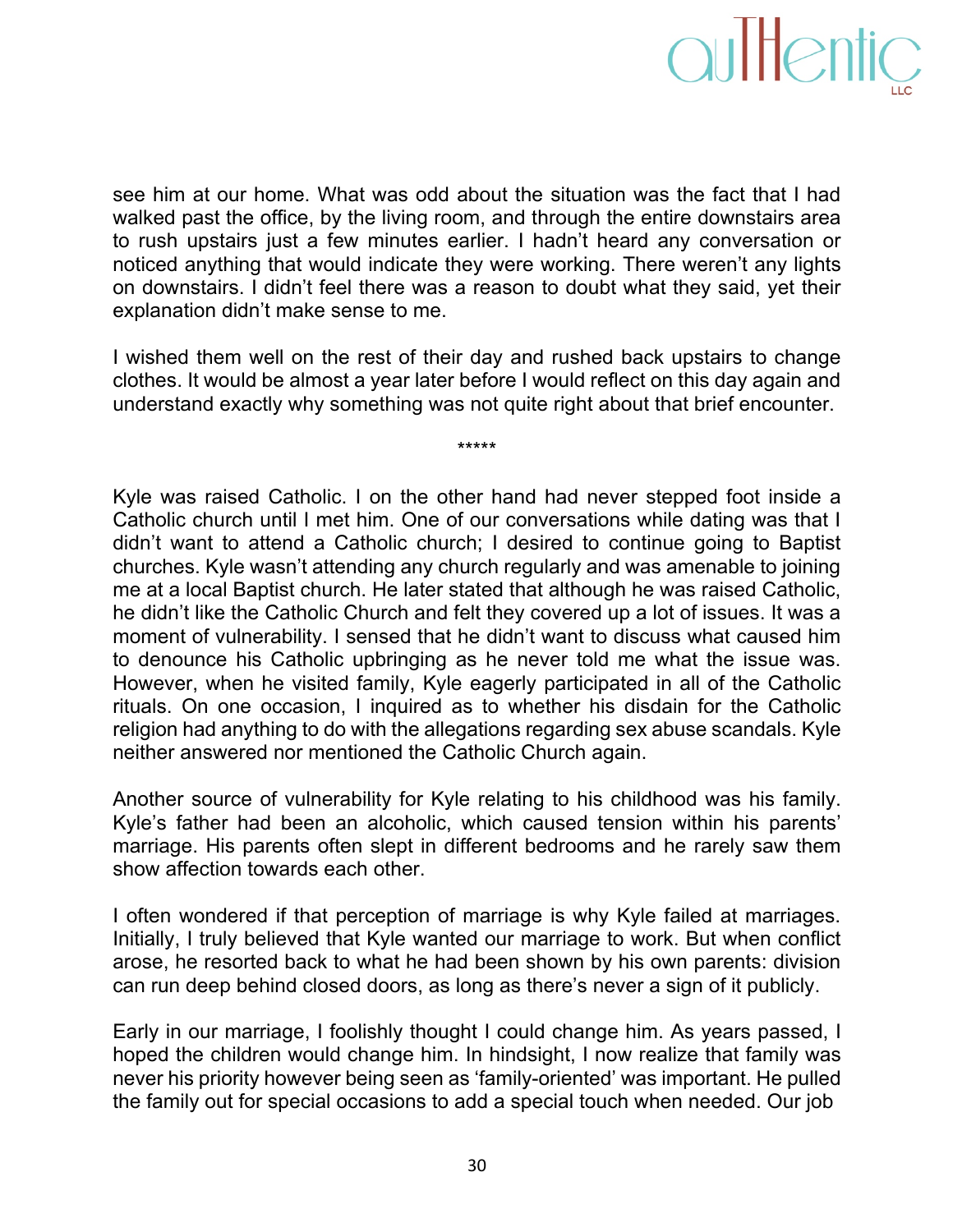see him at our home. What was odd about the situation was the fact that I had walked past the office, by the living room, and through the entire downstairs area to rush upstairs just a few minutes earlier. I hadn't heard any conversation or noticed anything that would indicate they were working. There weren't any lights on downstairs. I didn't feel there was a reason to doubt what they said, yet their explanation didn't make sense to me.

I wished them well on the rest of their day and rushed back upstairs to change clothes. It would be almost a year later before I would reflect on this day again and understand exactly why something was not quite right about that brief encounter.

*****

Kyle was raised Catholic. I on the other hand had never stepped foot inside a Catholic church until I met him. One of our conversations while dating was that I didn't want to attend a Catholic church; I desired to continue going to Baptist churches. Kyle wasn't attending any church regularly and was amenable to joining me at a local Baptist church. He later stated that although he was raised Catholic, he didn't like the Catholic Church and felt they covered up a lot of issues. It was a moment of vulnerability. I sensed that he didn't want to discuss what caused him to denounce his Catholic upbringing as he never told me what the issue was. However, when he visited family, Kyle eagerly participated in all of the Catholic rituals. On one occasion, I inquired as to whether his disdain for the Catholic religion had anything to do with the allegations regarding sex abuse scandals. Kyle neither answered nor mentioned the Catholic Church again.

Another source of vulnerability for Kyle relating to his childhood was his family. Kyle's father had been an alcoholic, which caused tension within his parents' marriage. His parents often slept in different bedrooms and he rarely saw them show affection towards each other.

I often wondered if that perception of marriage is why Kyle failed at marriages. Initially, I truly believed that Kyle wanted our marriage to work. But when conflict arose, he resorted back to what he had been shown by his own parents: division can run deep behind closed doors, as long as there's never a sign of it publicly.

Early in our marriage, I foolishly thought I could change him. As years passed, I hoped the children would change him. In hindsight, I now realize that family was never his priority however being seen as 'family-oriented' was important. He pulled the family out for special occasions to add a special touch when needed. Our job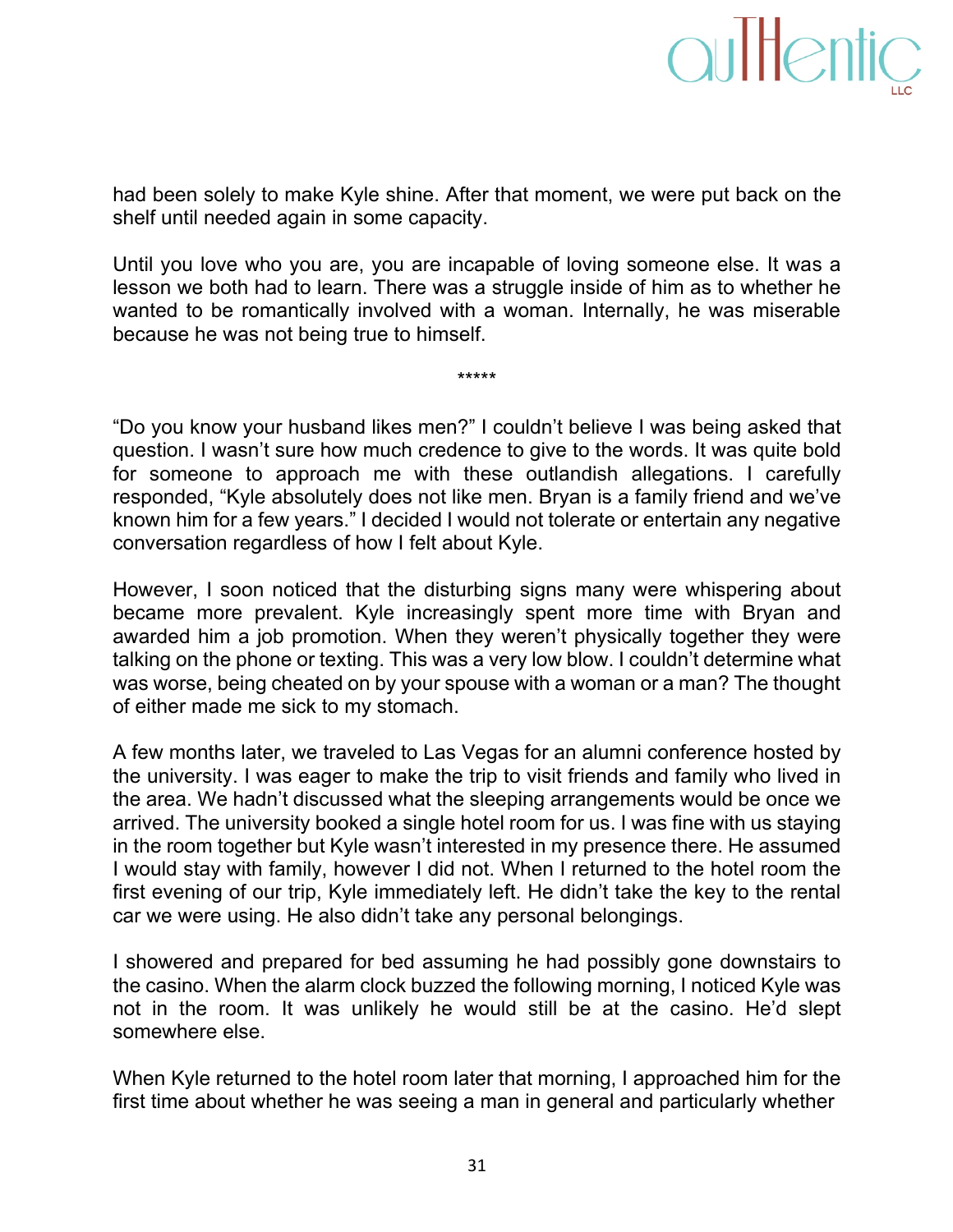had been solely to make Kyle shine. After that moment, we were put back on the shelf until needed again in some capacity.

Until you love who you are, you are incapable of loving someone else. It was a lesson we both had to learn. There was a struggle inside of him as to whether he wanted to be romantically involved with a woman. Internally, he was miserable because he was not being true to himself.

*****

"Do you know your husband likes men?" I couldn't believe I was being asked that question. I wasn't sure how much credence to give to the words. It was quite bold for someone to approach me with these outlandish allegations. I carefully responded, "Kyle absolutely does not like men. Bryan is a family friend and we've known him for a few years." I decided I would not tolerate or entertain any negative conversation regardless of how I felt about Kyle.

However, I soon noticed that the disturbing signs many were whispering about became more prevalent. Kyle increasingly spent more time with Bryan and awarded him a job promotion. When they weren't physically together they were talking on the phone or texting. This was a very low blow. I couldn't determine what was worse, being cheated on by your spouse with a woman or a man? The thought of either made me sick to my stomach.

A few months later, we traveled to Las Vegas for an alumni conference hosted by the university. I was eager to make the trip to visit friends and family who lived in the area. We hadn't discussed what the sleeping arrangements would be once we arrived. The university booked a single hotel room for us. I was fine with us staying in the room together but Kyle wasn't interested in my presence there. He assumed I would stay with family, however I did not. When I returned to the hotel room the first evening of our trip, Kyle immediately left. He didn't take the key to the rental car we were using. He also didn't take any personal belongings.

I showered and prepared for bed assuming he had possibly gone downstairs to the casino. When the alarm clock buzzed the following morning, I noticed Kyle was not in the room. It was unlikely he would still be at the casino. He'd slept somewhere else.

When Kyle returned to the hotel room later that morning, I approached him for the first time about whether he was seeing a man in general and particularly whether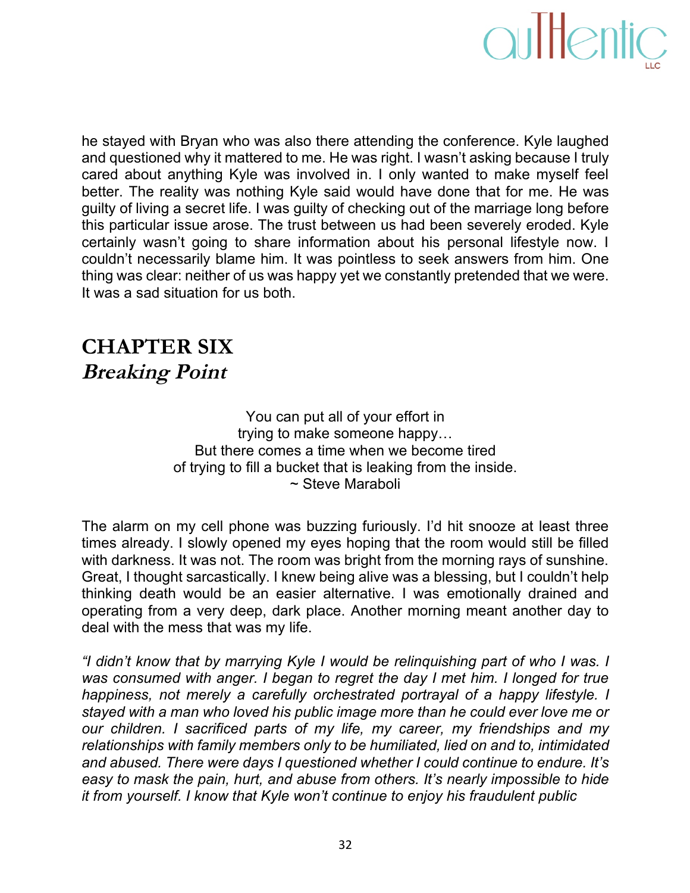he stayed with Bryan who was also there attending the conference. Kyle laughed and questioned why it mattered to me. He was right. I wasn't asking because I truly cared about anything Kyle was involved in. I only wanted to make myself feel better. The reality was nothing Kyle said would have done that for me. He was guilty of living a secret life. I was guilty of checking out of the marriage long before this particular issue arose. The trust between us had been severely eroded. Kyle certainly wasn't going to share information about his personal lifestyle now. I couldn't necessarily blame him. It was pointless to seek answers from him. One thing was clear: neither of us was happy yet we constantly pretended that we were. It was a sad situation for us both.

## CHAPTER SIX
## *Breaking Point*

<div align="center">

You can put all of your effort in
trying to make someone happy…
But there comes a time when we become tired
of trying to fill a bucket that is leaking from the inside.
~ Steve Maraboli

</div>

The alarm on my cell phone was buzzing furiously. I'd hit snooze at least three times already. I slowly opened my eyes hoping that the room would still be filled with darkness. It was not. The room was bright from the morning rays of sunshine. Great, I thought sarcastically. I knew being alive was a blessing, but I couldn't help thinking death would be an easier alternative. I was emotionally drained and operating from a very deep, dark place. Another morning meant another day to deal with the mess that was my life.

*"I didn't know that by marrying Kyle I would be relinquishing part of who I was. I was consumed with anger. I began to regret the day I met him. I longed for true happiness, not merely a carefully orchestrated portrayal of a happy lifestyle. I stayed with a man who loved his public image more than he could ever love me or our children. I sacrificed parts of my life, my career, my friendships and my relationships with family members only to be humiliated, lied on and to, intimidated and abused. There were days I questioned whether I could continue to endure. It's easy to mask the pain, hurt, and abuse from others. It's nearly impossible to hide it from yourself. I know that Kyle won't continue to enjoy his fraudulent public*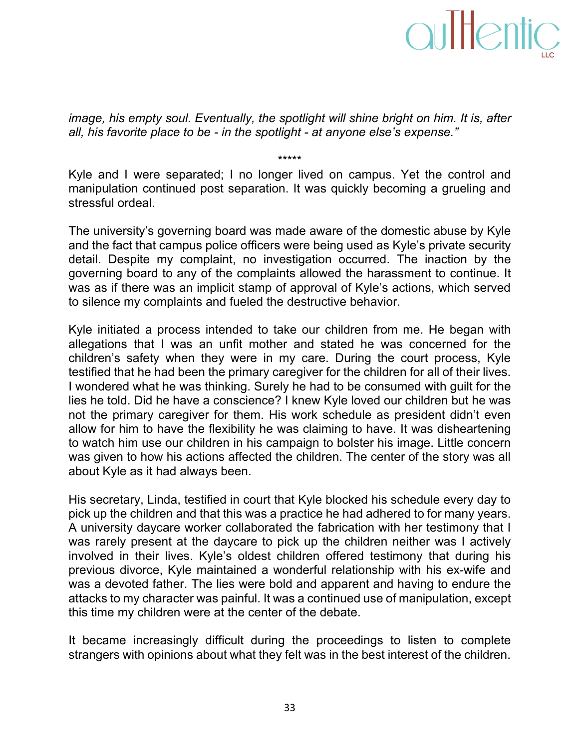*image, his empty soul. Eventually, the spotlight will shine bright on him. It is, after all, his favorite place to be - in the spotlight - at anyone else's expense."*

*****

Kyle and I were separated; I no longer lived on campus. Yet the control and manipulation continued post separation. It was quickly becoming a grueling and stressful ordeal.

The university's governing board was made aware of the domestic abuse by Kyle and the fact that campus police officers were being used as Kyle's private security detail. Despite my complaint, no investigation occurred. The inaction by the governing board to any of the complaints allowed the harassment to continue. It was as if there was an implicit stamp of approval of Kyle's actions, which served to silence my complaints and fueled the destructive behavior.

Kyle initiated a process intended to take our children from me. He began with allegations that I was an unfit mother and stated he was concerned for the children's safety when they were in my care. During the court process, Kyle testified that he had been the primary caregiver for the children for all of their lives. I wondered what he was thinking. Surely he had to be consumed with guilt for the lies he told. Did he have a conscience? I knew Kyle loved our children but he was not the primary caregiver for them. His work schedule as president didn't even allow for him to have the flexibility he was claiming to have. It was disheartening to watch him use our children in his campaign to bolster his image. Little concern was given to how his actions affected the children. The center of the story was all about Kyle as it had always been.

His secretary, Linda, testified in court that Kyle blocked his schedule every day to pick up the children and that this was a practice he had adhered to for many years. A university daycare worker collaborated the fabrication with her testimony that I was rarely present at the daycare to pick up the children neither was I actively involved in their lives. Kyle's oldest children offered testimony that during his previous divorce, Kyle maintained a wonderful relationship with his ex-wife and was a devoted father. The lies were bold and apparent and having to endure the attacks to my character was painful. It was a continued use of manipulation, except this time my children were at the center of the debate.

It became increasingly difficult during the proceedings to listen to complete strangers with opinions about what they felt was in the best interest of the children.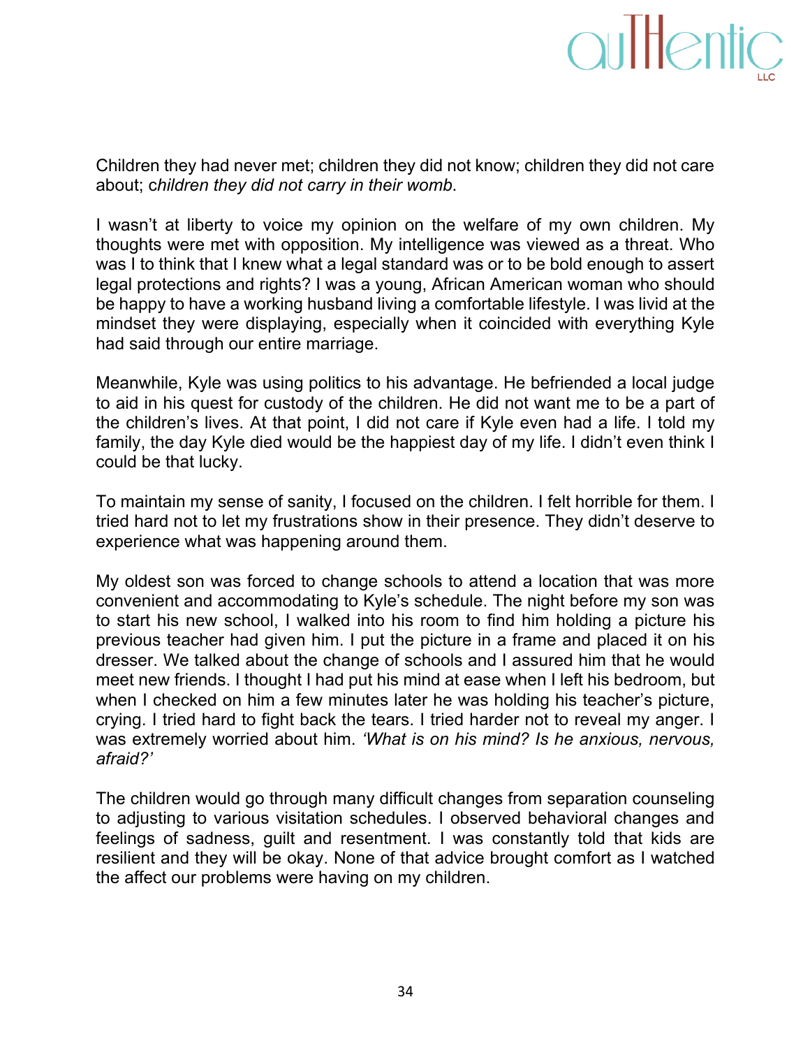Children they had never met; children they did not know; children they did not care about; c*hildren they did not carry in their womb*.

I wasn't at liberty to voice my opinion on the welfare of my own children. My thoughts were met with opposition. My intelligence was viewed as a threat. Who was I to think that I knew what a legal standard was or to be bold enough to assert legal protections and rights? I was a young, African American woman who should be happy to have a working husband living a comfortable lifestyle. I was livid at the mindset they were displaying, especially when it coincided with everything Kyle had said through our entire marriage.

Meanwhile, Kyle was using politics to his advantage. He befriended a local judge to aid in his quest for custody of the children. He did not want me to be a part of the children's lives. At that point, I did not care if Kyle even had a life. I told my family, the day Kyle died would be the happiest day of my life. I didn't even think I could be that lucky.

To maintain my sense of sanity, I focused on the children. I felt horrible for them. I tried hard not to let my frustrations show in their presence. They didn't deserve to experience what was happening around them.

My oldest son was forced to change schools to attend a location that was more convenient and accommodating to Kyle's schedule. The night before my son was to start his new school, I walked into his room to find him holding a picture his previous teacher had given him. I put the picture in a frame and placed it on his dresser. We talked about the change of schools and I assured him that he would meet new friends. I thought I had put his mind at ease when I left his bedroom, but when I checked on him a few minutes later he was holding his teacher's picture, crying. I tried hard to fight back the tears. I tried harder not to reveal my anger. I was extremely worried about him. *'What is on his mind? Is he anxious, nervous, afraid?'*

The children would go through many difficult changes from separation counseling to adjusting to various visitation schedules. I observed behavioral changes and feelings of sadness, guilt and resentment. I was constantly told that kids are resilient and they will be okay. None of that advice brought comfort as I watched the affect our problems were having on my children.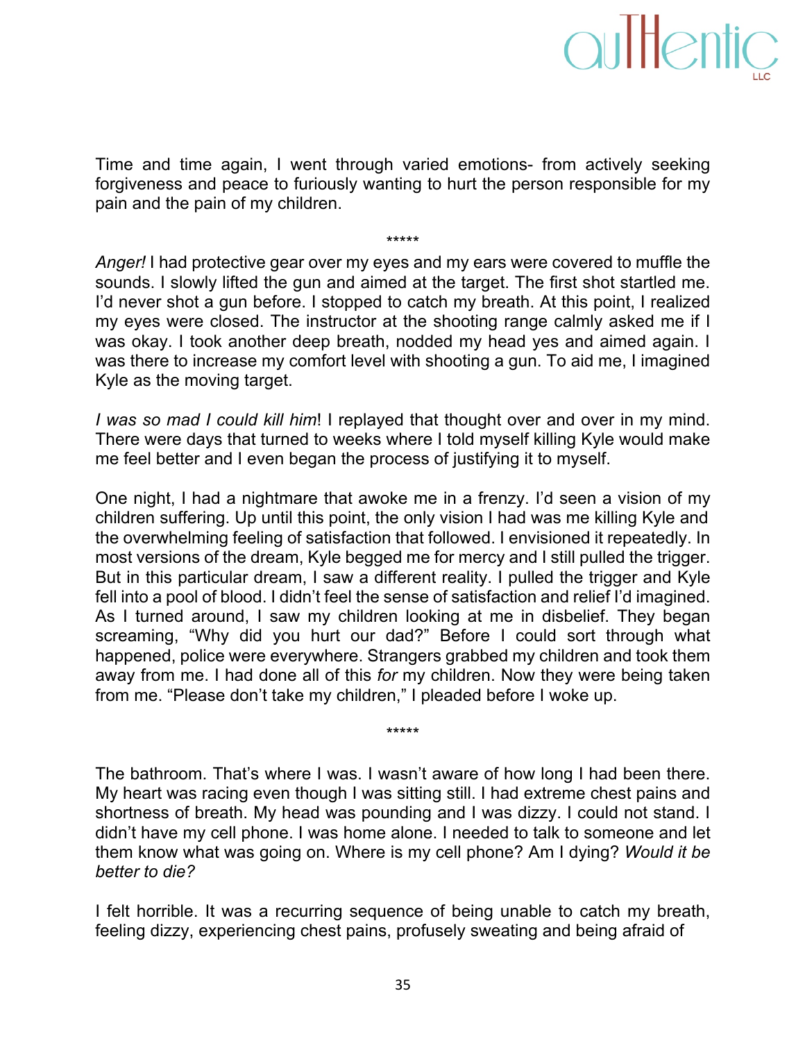Time and time again, I went through varied emotions- from actively seeking forgiveness and peace to furiously wanting to hurt the person responsible for my pain and the pain of my children.

*****

*Anger!* I had protective gear over my eyes and my ears were covered to muffle the sounds. I slowly lifted the gun and aimed at the target. The first shot startled me. I'd never shot a gun before. I stopped to catch my breath. At this point, I realized my eyes were closed. The instructor at the shooting range calmly asked me if I was okay. I took another deep breath, nodded my head yes and aimed again. I was there to increase my comfort level with shooting a gun. To aid me, I imagined Kyle as the moving target.

*I was so mad I could kill him*! I replayed that thought over and over in my mind. There were days that turned to weeks where I told myself killing Kyle would make me feel better and I even began the process of justifying it to myself.

One night, I had a nightmare that awoke me in a frenzy. I'd seen a vision of my children suffering. Up until this point, the only vision I had was me killing Kyle and the overwhelming feeling of satisfaction that followed. I envisioned it repeatedly. In most versions of the dream, Kyle begged me for mercy and I still pulled the trigger. But in this particular dream, I saw a different reality. I pulled the trigger and Kyle fell into a pool of blood. I didn't feel the sense of satisfaction and relief I'd imagined. As I turned around, I saw my children looking at me in disbelief. They began screaming, "Why did you hurt our dad?" Before I could sort through what happened, police were everywhere. Strangers grabbed my children and took them away from me. I had done all of this *for* my children. Now they were being taken from me. "Please don't take my children," I pleaded before I woke up.

*****

The bathroom. That's where I was. I wasn't aware of how long I had been there. My heart was racing even though I was sitting still. I had extreme chest pains and shortness of breath. My head was pounding and I was dizzy. I could not stand. I didn't have my cell phone. I was home alone. I needed to talk to someone and let them know what was going on. Where is my cell phone? Am I dying? *Would it be better to die?*

I felt horrible. It was a recurring sequence of being unable to catch my breath, feeling dizzy, experiencing chest pains, profusely sweating and being afraid of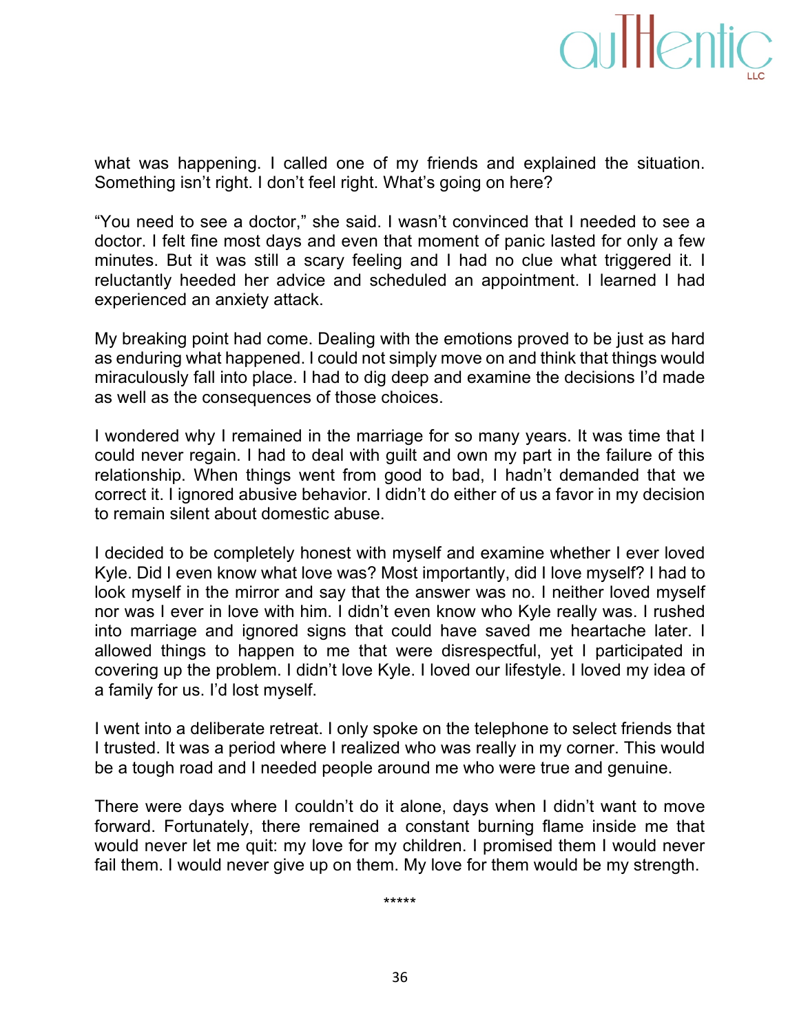what was happening. I called one of my friends and explained the situation. Something isn't right. I don't feel right. What's going on here?

"You need to see a doctor," she said. I wasn't convinced that I needed to see a doctor. I felt fine most days and even that moment of panic lasted for only a few minutes. But it was still a scary feeling and I had no clue what triggered it. I reluctantly heeded her advice and scheduled an appointment. I learned I had experienced an anxiety attack.

My breaking point had come. Dealing with the emotions proved to be just as hard as enduring what happened. I could not simply move on and think that things would miraculously fall into place. I had to dig deep and examine the decisions I'd made as well as the consequences of those choices.

I wondered why I remained in the marriage for so many years. It was time that I could never regain. I had to deal with guilt and own my part in the failure of this relationship. When things went from good to bad, I hadn't demanded that we correct it. I ignored abusive behavior. I didn't do either of us a favor in my decision to remain silent about domestic abuse.

I decided to be completely honest with myself and examine whether I ever loved Kyle. Did I even know what love was? Most importantly, did I love myself? I had to look myself in the mirror and say that the answer was no. I neither loved myself nor was I ever in love with him. I didn't even know who Kyle really was. I rushed into marriage and ignored signs that could have saved me heartache later. I allowed things to happen to me that were disrespectful, yet I participated in covering up the problem. I didn't love Kyle. I loved our lifestyle. I loved my idea of a family for us. I'd lost myself.

I went into a deliberate retreat. I only spoke on the telephone to select friends that I trusted. It was a period where I realized who was really in my corner. This would be a tough road and I needed people around me who were true and genuine.

There were days where I couldn't do it alone, days when I didn't want to move forward. Fortunately, there remained a constant burning flame inside me that would never let me quit: my love for my children. I promised them I would never fail them. I would never give up on them. My love for them would be my strength.

*****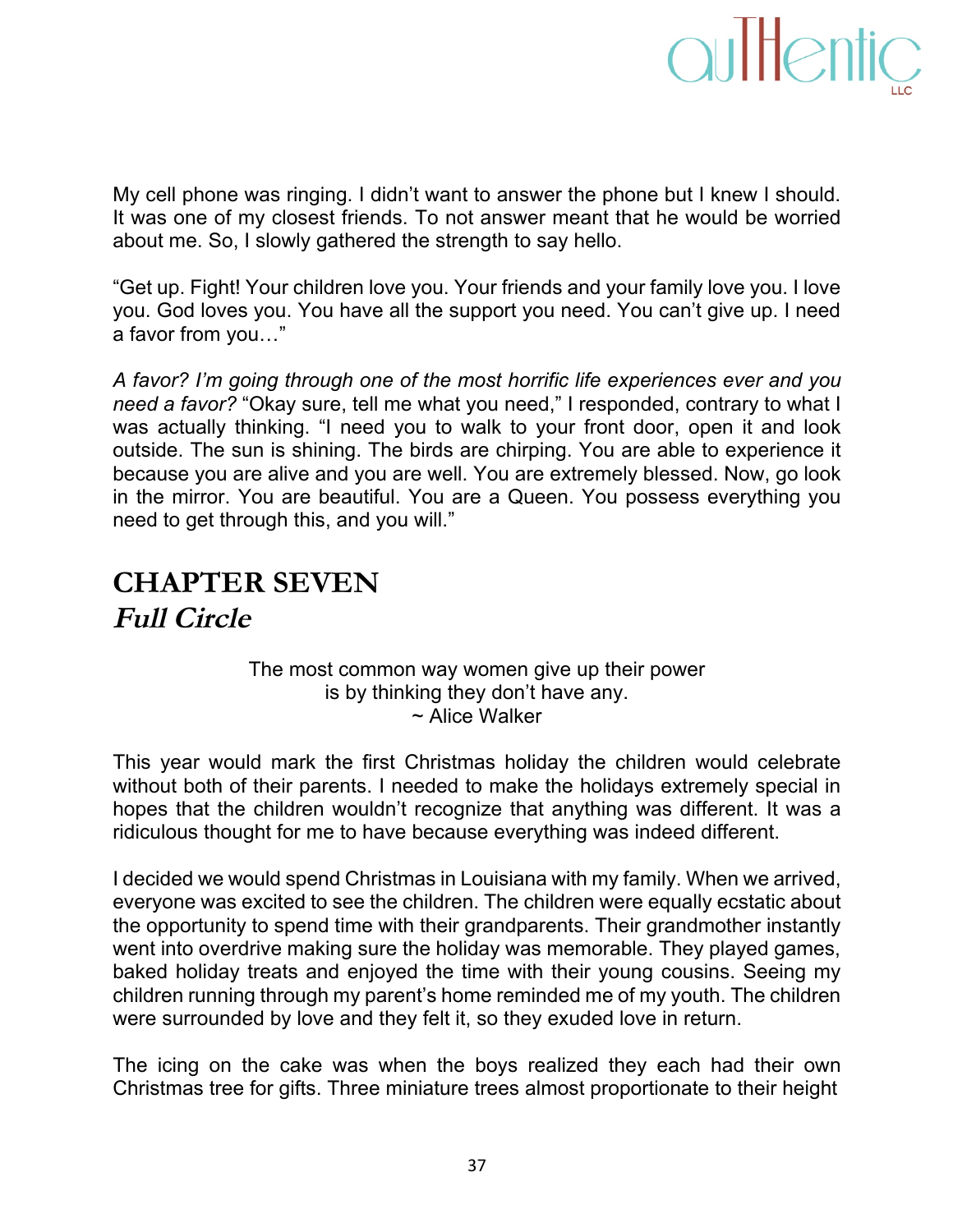My cell phone was ringing. I didn't want to answer the phone but I knew I should. It was one of my closest friends. To not answer meant that he would be worried about me. So, I slowly gathered the strength to say hello.

"Get up. Fight! Your children love you. Your friends and your family love you. I love you. God loves you. You have all the support you need. You can't give up. I need a favor from you…"

*A favor? I'm going through one of the most horrific life experiences ever and you need a favor?* "Okay sure, tell me what you need," I responded, contrary to what I was actually thinking. "I need you to walk to your front door, open it and look outside. The sun is shining. The birds are chirping. You are able to experience it because you are alive and you are well. You are extremely blessed. Now, go look in the mirror. You are beautiful. You are a Queen. You possess everything you need to get through this, and you will."

## CHAPTER SEVEN
## *Full Circle*

> The most common way women give up their power
> is by thinking they don't have any.
> ~ Alice Walker

This year would mark the first Christmas holiday the children would celebrate without both of their parents. I needed to make the holidays extremely special in hopes that the children wouldn't recognize that anything was different. It was a ridiculous thought for me to have because everything was indeed different.

I decided we would spend Christmas in Louisiana with my family. When we arrived, everyone was excited to see the children. The children were equally ecstatic about the opportunity to spend time with their grandparents. Their grandmother instantly went into overdrive making sure the holiday was memorable. They played games, baked holiday treats and enjoyed the time with their young cousins. Seeing my children running through my parent's home reminded me of my youth. The children were surrounded by love and they felt it, so they exuded love in return.

The icing on the cake was when the boys realized they each had their own Christmas tree for gifts. Three miniature trees almost proportionate to their height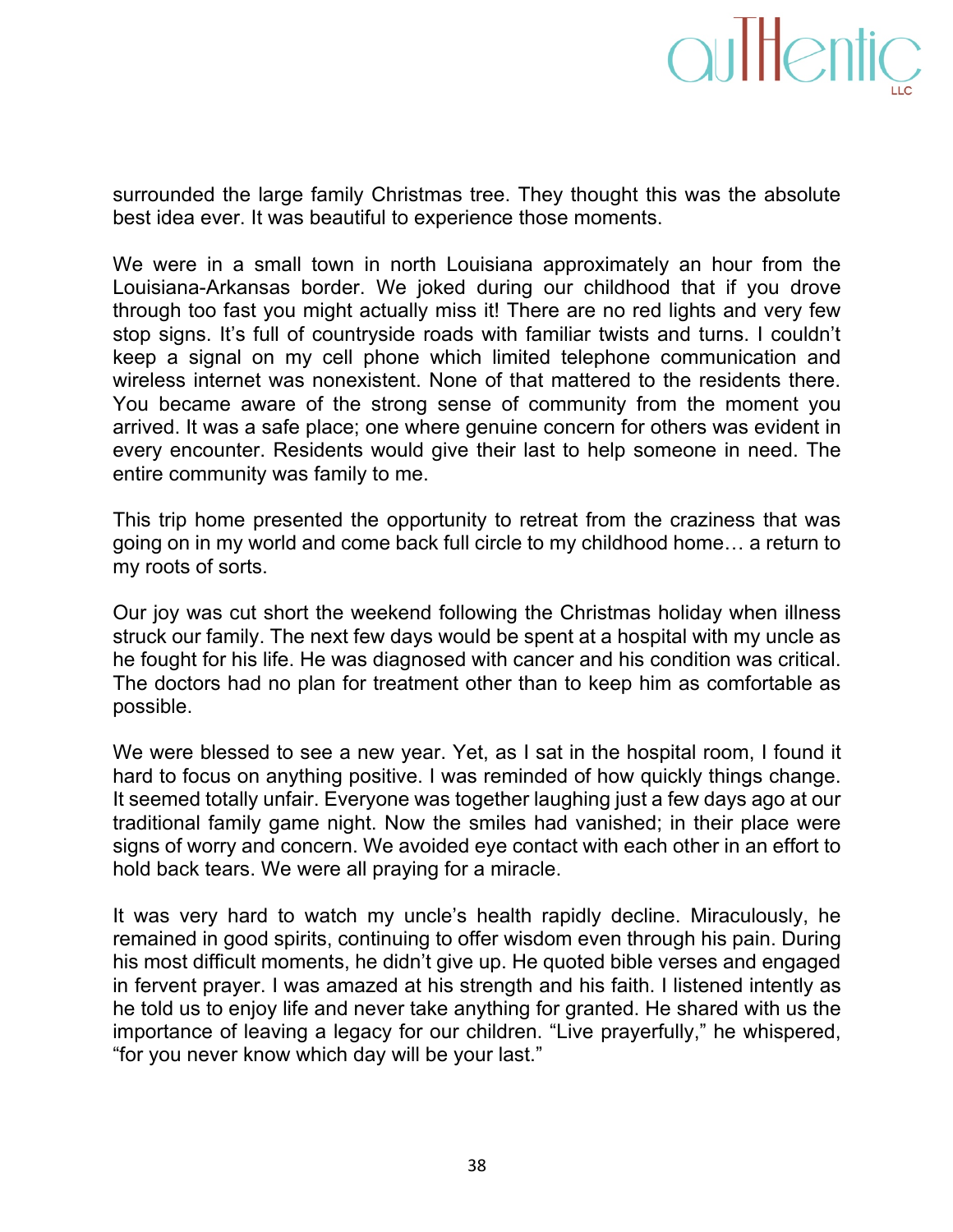surrounded the large family Christmas tree. They thought this was the absolute best idea ever. It was beautiful to experience those moments.

We were in a small town in north Louisiana approximately an hour from the Louisiana-Arkansas border. We joked during our childhood that if you drove through too fast you might actually miss it! There are no red lights and very few stop signs. It's full of countryside roads with familiar twists and turns. I couldn't keep a signal on my cell phone which limited telephone communication and wireless internet was nonexistent. None of that mattered to the residents there. You became aware of the strong sense of community from the moment you arrived. It was a safe place; one where genuine concern for others was evident in every encounter. Residents would give their last to help someone in need. The entire community was family to me.

This trip home presented the opportunity to retreat from the craziness that was going on in my world and come back full circle to my childhood home… a return to my roots of sorts.

Our joy was cut short the weekend following the Christmas holiday when illness struck our family. The next few days would be spent at a hospital with my uncle as he fought for his life. He was diagnosed with cancer and his condition was critical. The doctors had no plan for treatment other than to keep him as comfortable as possible.

We were blessed to see a new year. Yet, as I sat in the hospital room, I found it hard to focus on anything positive. I was reminded of how quickly things change. It seemed totally unfair. Everyone was together laughing just a few days ago at our traditional family game night. Now the smiles had vanished; in their place were signs of worry and concern. We avoided eye contact with each other in an effort to hold back tears. We were all praying for a miracle.

It was very hard to watch my uncle's health rapidly decline. Miraculously, he remained in good spirits, continuing to offer wisdom even through his pain. During his most difficult moments, he didn't give up. He quoted bible verses and engaged in fervent prayer. I was amazed at his strength and his faith. I listened intently as he told us to enjoy life and never take anything for granted. He shared with us the importance of leaving a legacy for our children. "Live prayerfully," he whispered, "for you never know which day will be your last."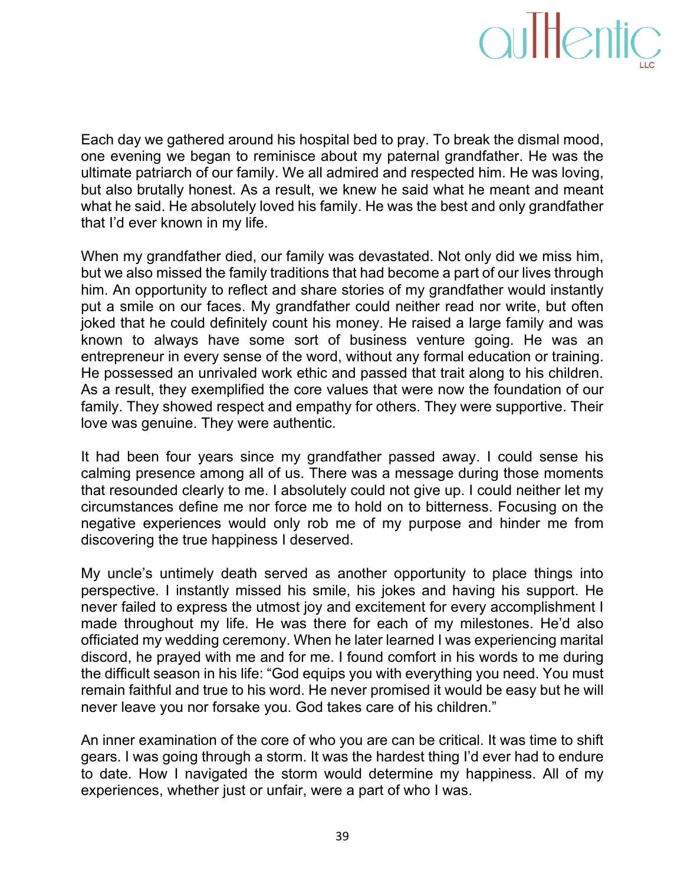Each day we gathered around his hospital bed to pray. To break the dismal mood, one evening we began to reminisce about my paternal grandfather. He was the ultimate patriarch of our family. We all admired and respected him. He was loving, but also brutally honest. As a result, we knew he said what he meant and meant what he said. He absolutely loved his family. He was the best and only grandfather that I'd ever known in my life.

When my grandfather died, our family was devastated. Not only did we miss him, but we also missed the family traditions that had become a part of our lives through him. An opportunity to reflect and share stories of my grandfather would instantly put a smile on our faces. My grandfather could neither read nor write, but often joked that he could definitely count his money. He raised a large family and was known to always have some sort of business venture going. He was an entrepreneur in every sense of the word, without any formal education or training. He possessed an unrivaled work ethic and passed that trait along to his children. As a result, they exemplified the core values that were now the foundation of our family. They showed respect and empathy for others. They were supportive. Their love was genuine. They were authentic.

It had been four years since my grandfather passed away. I could sense his calming presence among all of us. There was a message during those moments that resounded clearly to me. I absolutely could not give up. I could neither let my circumstances define me nor force me to hold on to bitterness. Focusing on the negative experiences would only rob me of my purpose and hinder me from discovering the true happiness I deserved.

My uncle's untimely death served as another opportunity to place things into perspective. I instantly missed his smile, his jokes and having his support. He never failed to express the utmost joy and excitement for every accomplishment I made throughout my life. He was there for each of my milestones. He'd also officiated my wedding ceremony. When he later learned I was experiencing marital discord, he prayed with me and for me. I found comfort in his words to me during the difficult season in his life: "God equips you with everything you need. You must remain faithful and true to his word. He never promised it would be easy but he will never leave you nor forsake you. God takes care of his children."

An inner examination of the core of who you are can be critical. It was time to shift gears. I was going through a storm. It was the hardest thing I'd ever had to endure to date. How I navigated the storm would determine my happiness. All of my experiences, whether just or unfair, were a part of who I was.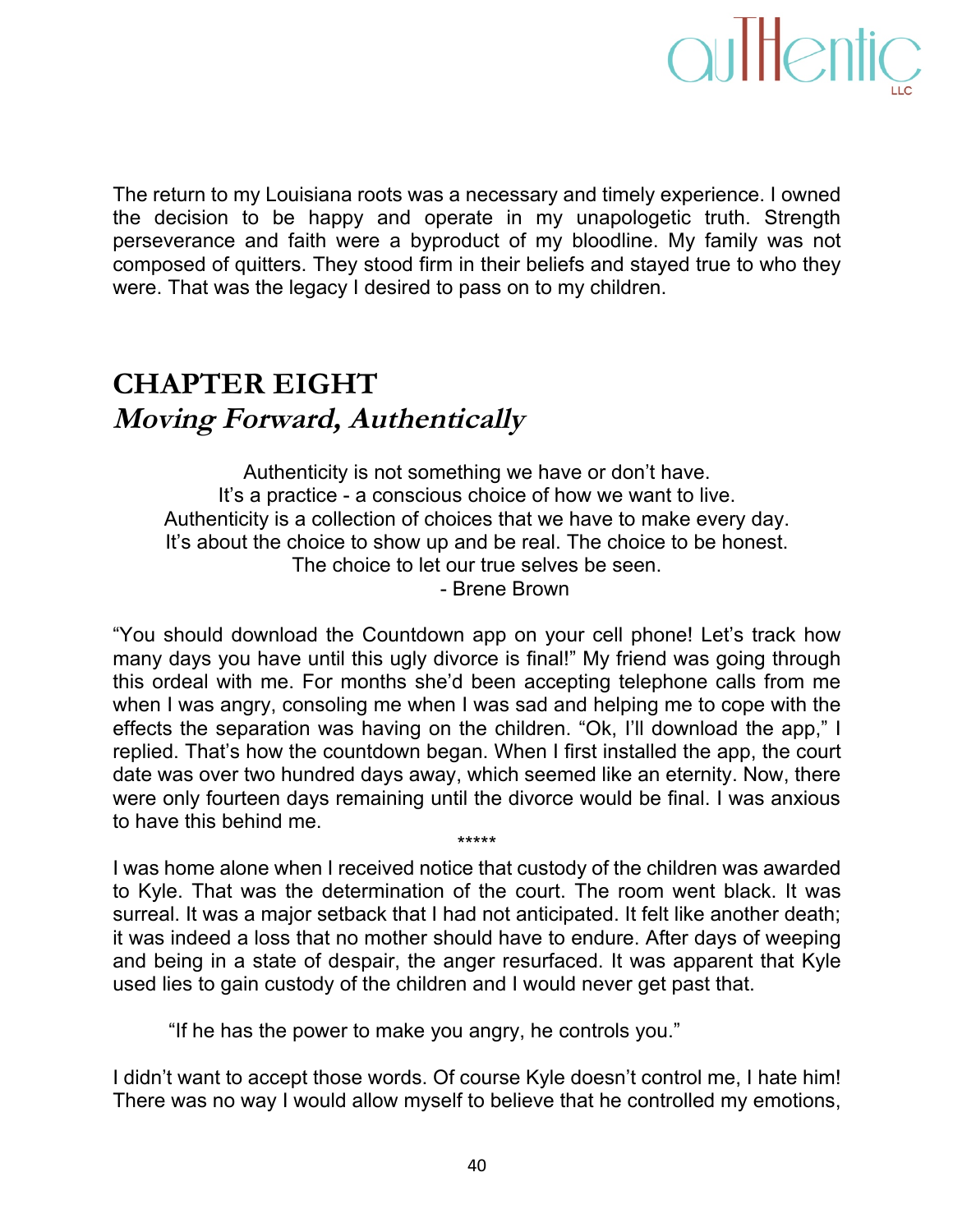The return to my Louisiana roots was a necessary and timely experience. I owned the decision to be happy and operate in my unapologetic truth. Strength perseverance and faith were a byproduct of my bloodline. My family was not composed of quitters. They stood firm in their beliefs and stayed true to who they were. That was the legacy I desired to pass on to my children.

## CHAPTER EIGHT
### *Moving Forward, Authentically*

Authenticity is not something we have or don't have.
It's a practice - a conscious choice of how we want to live.
Authenticity is a collection of choices that we have to make every day.
It's about the choice to show up and be real. The choice to be honest.
The choice to let our true selves be seen.
- Brene Brown

"You should download the Countdown app on your cell phone! Let's track how many days you have until this ugly divorce is final!" My friend was going through this ordeal with me. For months she'd been accepting telephone calls from me when I was angry, consoling me when I was sad and helping me to cope with the effects the separation was having on the children. "Ok, I'll download the app," I replied. That's how the countdown began. When I first installed the app, the court date was over two hundred days away, which seemed like an eternity. Now, there were only fourteen days remaining until the divorce would be final. I was anxious to have this behind me.

*****

I was home alone when I received notice that custody of the children was awarded to Kyle. That was the determination of the court. The room went black. It was surreal. It was a major setback that I had not anticipated. It felt like another death; it was indeed a loss that no mother should have to endure. After days of weeping and being in a state of despair, the anger resurfaced. It was apparent that Kyle used lies to gain custody of the children and I would never get past that.

"If he has the power to make you angry, he controls you."

I didn't want to accept those words. Of course Kyle doesn't control me, I hate him! There was no way I would allow myself to believe that he controlled my emotions,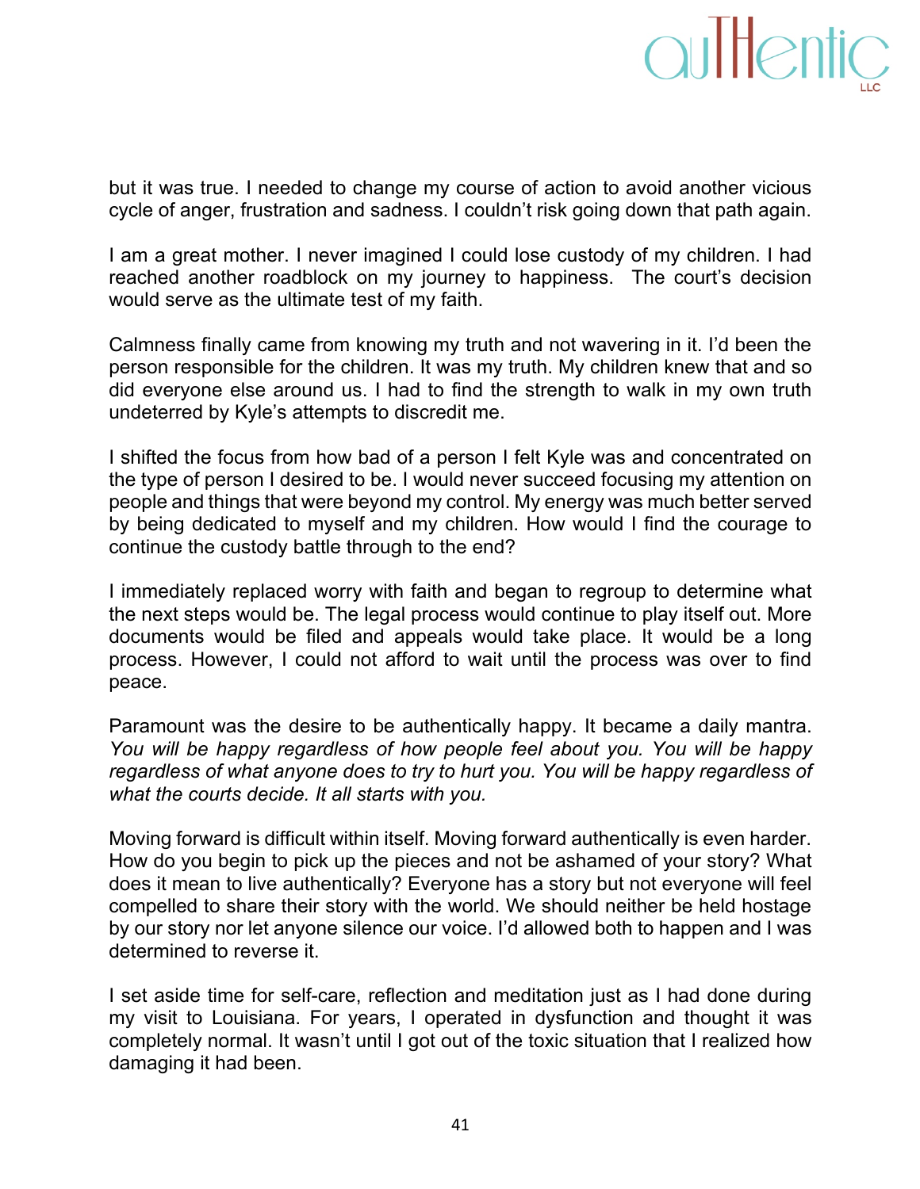but it was true. I needed to change my course of action to avoid another vicious cycle of anger, frustration and sadness. I couldn't risk going down that path again.

I am a great mother. I never imagined I could lose custody of my children. I had reached another roadblock on my journey to happiness. The court's decision would serve as the ultimate test of my faith.

Calmness finally came from knowing my truth and not wavering in it. I'd been the person responsible for the children. It was my truth. My children knew that and so did everyone else around us. I had to find the strength to walk in my own truth undeterred by Kyle's attempts to discredit me.

I shifted the focus from how bad of a person I felt Kyle was and concentrated on the type of person I desired to be. I would never succeed focusing my attention on people and things that were beyond my control. My energy was much better served by being dedicated to myself and my children. How would I find the courage to continue the custody battle through to the end?

I immediately replaced worry with faith and began to regroup to determine what the next steps would be. The legal process would continue to play itself out. More documents would be filed and appeals would take place. It would be a long process. However, I could not afford to wait until the process was over to find peace.

Paramount was the desire to be authentically happy. It became a daily mantra. *You will be happy regardless of how people feel about you. You will be happy regardless of what anyone does to try to hurt you. You will be happy regardless of what the courts decide. It all starts with you.*

Moving forward is difficult within itself. Moving forward authentically is even harder. How do you begin to pick up the pieces and not be ashamed of your story? What does it mean to live authentically? Everyone has a story but not everyone will feel compelled to share their story with the world. We should neither be held hostage by our story nor let anyone silence our voice. I'd allowed both to happen and I was determined to reverse it.

I set aside time for self-care, reflection and meditation just as I had done during my visit to Louisiana. For years, I operated in dysfunction and thought it was completely normal. It wasn't until I got out of the toxic situation that I realized how damaging it had been.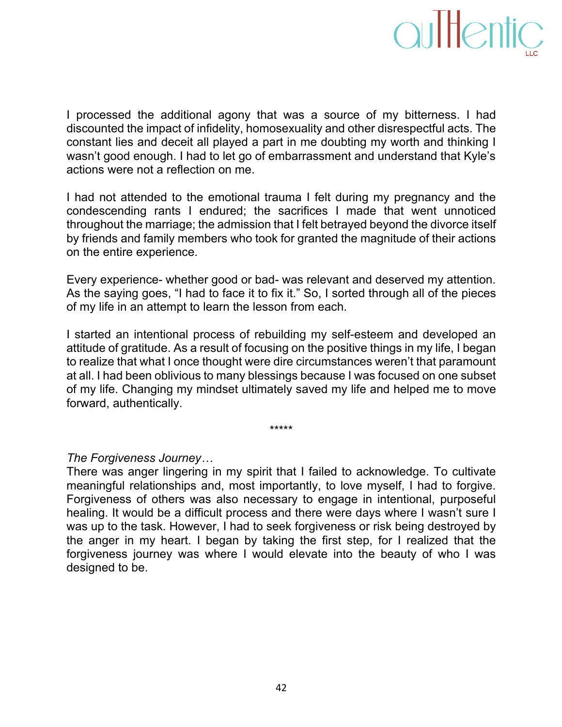I processed the additional agony that was a source of my bitterness. I had discounted the impact of infidelity, homosexuality and other disrespectful acts. The constant lies and deceit all played a part in me doubting my worth and thinking I wasn't good enough. I had to let go of embarrassment and understand that Kyle's actions were not a reflection on me.

I had not attended to the emotional trauma I felt during my pregnancy and the condescending rants I endured; the sacrifices I made that went unnoticed throughout the marriage; the admission that I felt betrayed beyond the divorce itself by friends and family members who took for granted the magnitude of their actions on the entire experience.

Every experience- whether good or bad- was relevant and deserved my attention. As the saying goes, "I had to face it to fix it." So, I sorted through all of the pieces of my life in an attempt to learn the lesson from each.

I started an intentional process of rebuilding my self-esteem and developed an attitude of gratitude. As a result of focusing on the positive things in my life, I began to realize that what I once thought were dire circumstances weren't that paramount at all. I had been oblivious to many blessings because I was focused on one subset of my life. Changing my mindset ultimately saved my life and helped me to move forward, authentically.

*****

*The Forgiveness Journey…*

There was anger lingering in my spirit that I failed to acknowledge. To cultivate meaningful relationships and, most importantly, to love myself, I had to forgive. Forgiveness of others was also necessary to engage in intentional, purposeful healing. It would be a difficult process and there were days where I wasn't sure I was up to the task. However, I had to seek forgiveness or risk being destroyed by the anger in my heart. I began by taking the first step, for I realized that the forgiveness journey was where I would elevate into the beauty of who I was designed to be.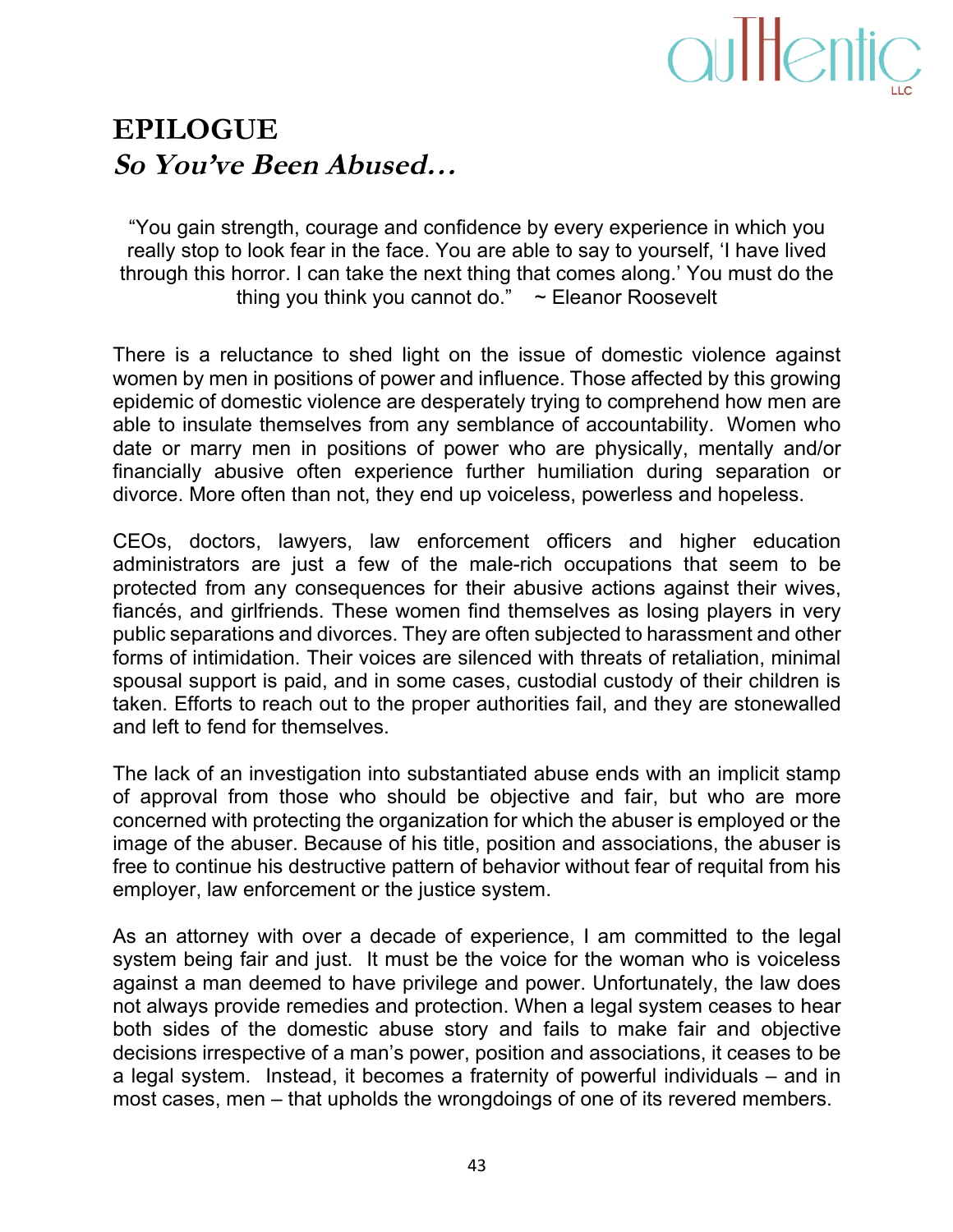# EPILOGUE
## *So You've Been Abused…*

"You gain strength, courage and confidence by every experience in which you really stop to look fear in the face. You are able to say to yourself, 'I have lived through this horror. I can take the next thing that comes along.' You must do the thing you think you cannot do." ~ Eleanor Roosevelt

There is a reluctance to shed light on the issue of domestic violence against women by men in positions of power and influence. Those affected by this growing epidemic of domestic violence are desperately trying to comprehend how men are able to insulate themselves from any semblance of accountability. Women who date or marry men in positions of power who are physically, mentally and/or financially abusive often experience further humiliation during separation or divorce. More often than not, they end up voiceless, powerless and hopeless.

CEOs, doctors, lawyers, law enforcement officers and higher education administrators are just a few of the male-rich occupations that seem to be protected from any consequences for their abusive actions against their wives, fiancés, and girlfriends. These women find themselves as losing players in very public separations and divorces. They are often subjected to harassment and other forms of intimidation. Their voices are silenced with threats of retaliation, minimal spousal support is paid, and in some cases, custodial custody of their children is taken. Efforts to reach out to the proper authorities fail, and they are stonewalled and left to fend for themselves.

The lack of an investigation into substantiated abuse ends with an implicit stamp of approval from those who should be objective and fair, but who are more concerned with protecting the organization for which the abuser is employed or the image of the abuser. Because of his title, position and associations, the abuser is free to continue his destructive pattern of behavior without fear of requital from his employer, law enforcement or the justice system.

As an attorney with over a decade of experience, I am committed to the legal system being fair and just. It must be the voice for the woman who is voiceless against a man deemed to have privilege and power. Unfortunately, the law does not always provide remedies and protection. When a legal system ceases to hear both sides of the domestic abuse story and fails to make fair and objective decisions irrespective of a man's power, position and associations, it ceases to be a legal system. Instead, it becomes a fraternity of powerful individuals – and in most cases, men – that upholds the wrongdoings of one of its revered members.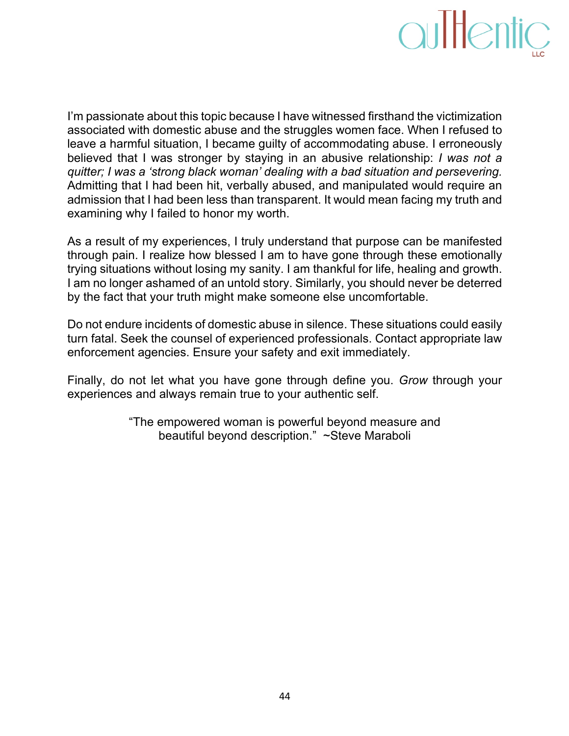I'm passionate about this topic because I have witnessed firsthand the victimization associated with domestic abuse and the struggles women face. When I refused to leave a harmful situation, I became guilty of accommodating abuse. I erroneously believed that I was stronger by staying in an abusive relationship: *I was not a quitter; I was a 'strong black woman' dealing with a bad situation and persevering.* Admitting that I had been hit, verbally abused, and manipulated would require an admission that I had been less than transparent. It would mean facing my truth and examining why I failed to honor my worth.

As a result of my experiences, I truly understand that purpose can be manifested through pain. I realize how blessed I am to have gone through these emotionally trying situations without losing my sanity. I am thankful for life, healing and growth. I am no longer ashamed of an untold story. Similarly, you should never be deterred by the fact that your truth might make someone else uncomfortable.

Do not endure incidents of domestic abuse in silence. These situations could easily turn fatal. Seek the counsel of experienced professionals. Contact appropriate law enforcement agencies. Ensure your safety and exit immediately.

Finally, do not let what you have gone through define you. *Grow* through your experiences and always remain true to your authentic self.

"The empowered woman is powerful beyond measure and beautiful beyond description." ~Steve Maraboli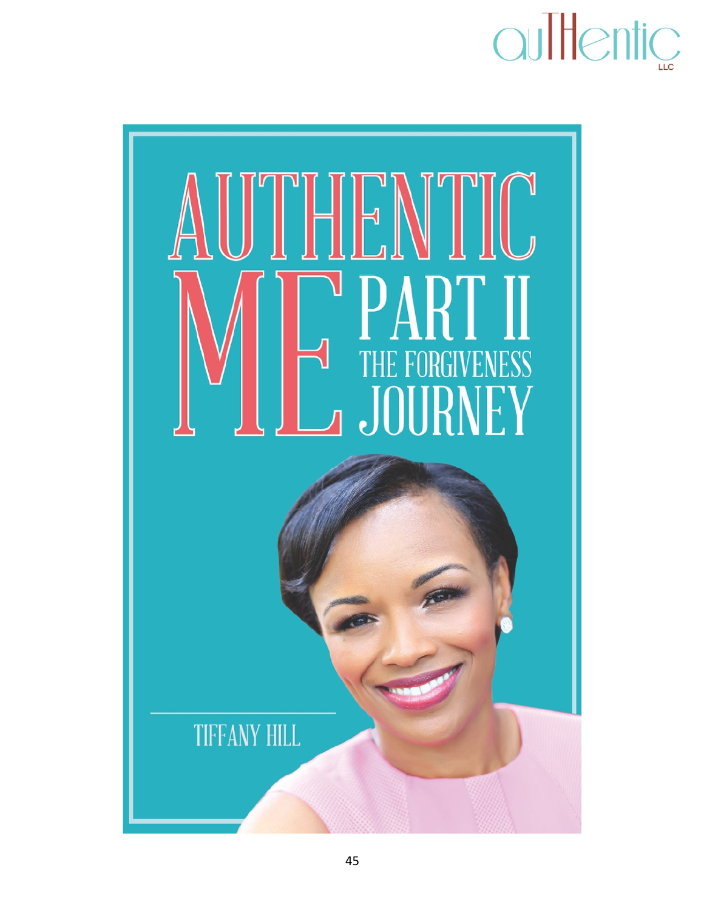# AUTHENTIC ME PART II

## THE FORGIVENESS JOURNEY

TIFFANY HILL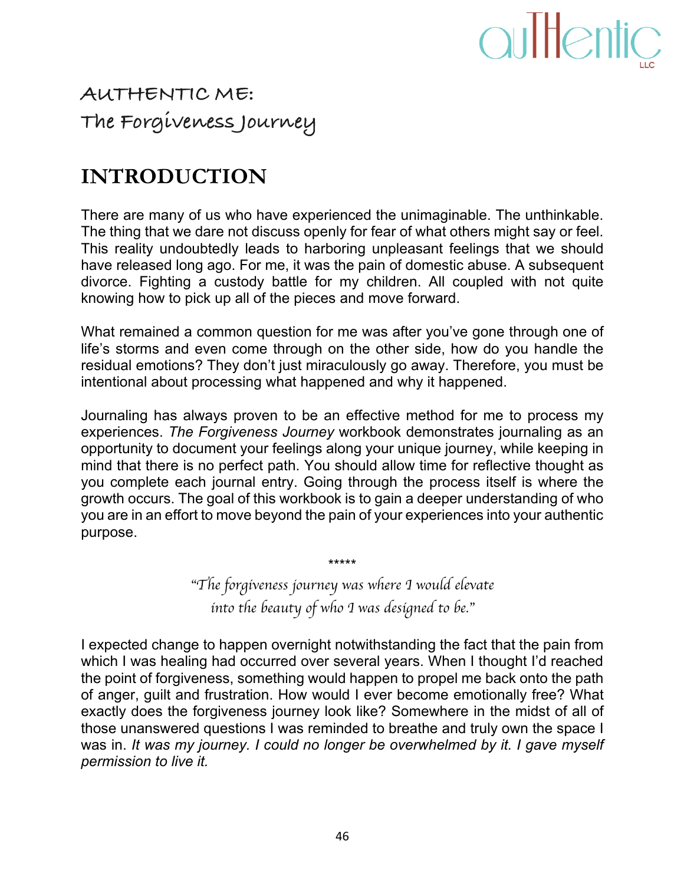# AUTHENTIC ME:
# The Forgiveness Journey

## INTRODUCTION

There are many of us who have experienced the unimaginable. The unthinkable. The thing that we dare not discuss openly for fear of what others might say or feel. This reality undoubtedly leads to harboring unpleasant feelings that we should have released long ago. For me, it was the pain of domestic abuse. A subsequent divorce. Fighting a custody battle for my children. All coupled with not quite knowing how to pick up all of the pieces and move forward.

What remained a common question for me was after you've gone through one of life's storms and even come through on the other side, how do you handle the residual emotions? They don't just miraculously go away. Therefore, you must be intentional about processing what happened and why it happened.

Journaling has always proven to be an effective method for me to process my experiences. *The Forgiveness Journey* workbook demonstrates journaling as an opportunity to document your feelings along your unique journey, while keeping in mind that there is no perfect path. You should allow time for reflective thought as you complete each journal entry. Going through the process itself is where the growth occurs. The goal of this workbook is to gain a deeper understanding of who you are in an effort to move beyond the pain of your experiences into your authentic purpose.

\*\*\*\*\*

*"The forgiveness journey was where I would elevate into the beauty of who I was designed to be."*

I expected change to happen overnight notwithstanding the fact that the pain from which I was healing had occurred over several years. When I thought I'd reached the point of forgiveness, something would happen to propel me back onto the path of anger, guilt and frustration. How would I ever become emotionally free? What exactly does the forgiveness journey look like? Somewhere in the midst of all of those unanswered questions I was reminded to breathe and truly own the space I was in. *It was my journey. I could no longer be overwhelmed by it. I gave myself permission to live it.*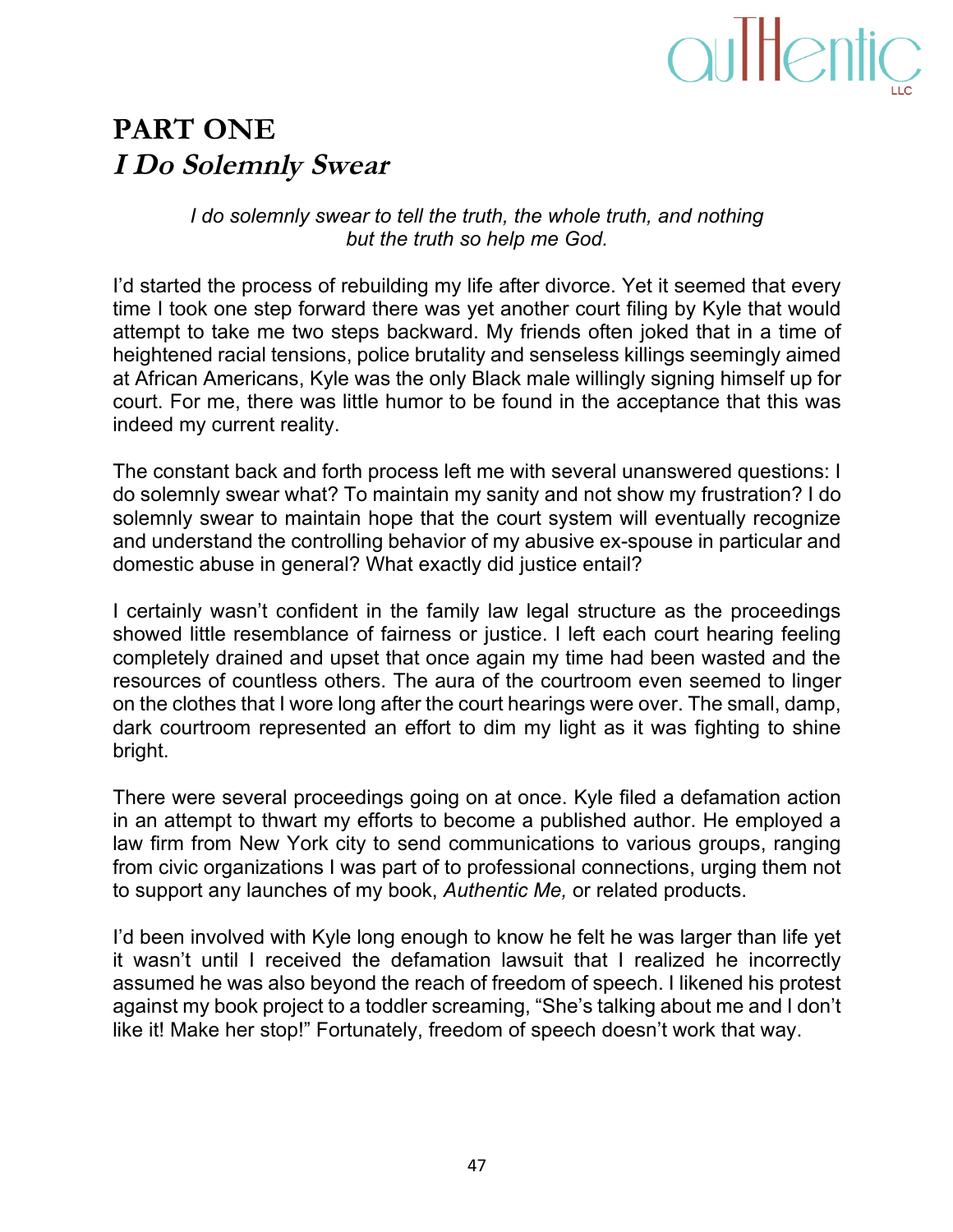# PART ONE
## *I Do Solemnly Swear*

*I do solemnly swear to tell the truth, the whole truth, and nothing but the truth so help me God.*

I'd started the process of rebuilding my life after divorce. Yet it seemed that every time I took one step forward there was yet another court filing by Kyle that would attempt to take me two steps backward. My friends often joked that in a time of heightened racial tensions, police brutality and senseless killings seemingly aimed at African Americans, Kyle was the only Black male willingly signing himself up for court. For me, there was little humor to be found in the acceptance that this was indeed my current reality.

The constant back and forth process left me with several unanswered questions: I do solemnly swear what? To maintain my sanity and not show my frustration? I do solemnly swear to maintain hope that the court system will eventually recognize and understand the controlling behavior of my abusive ex-spouse in particular and domestic abuse in general? What exactly did justice entail?

I certainly wasn't confident in the family law legal structure as the proceedings showed little resemblance of fairness or justice. I left each court hearing feeling completely drained and upset that once again my time had been wasted and the resources of countless others. The aura of the courtroom even seemed to linger on the clothes that I wore long after the court hearings were over. The small, damp, dark courtroom represented an effort to dim my light as it was fighting to shine bright.

There were several proceedings going on at once. Kyle filed a defamation action in an attempt to thwart my efforts to become a published author. He employed a law firm from New York city to send communications to various groups, ranging from civic organizations I was part of to professional connections, urging them not to support any launches of my book, *Authentic Me,* or related products.

I'd been involved with Kyle long enough to know he felt he was larger than life yet it wasn't until I received the defamation lawsuit that I realized he incorrectly assumed he was also beyond the reach of freedom of speech. I likened his protest against my book project to a toddler screaming, "She's talking about me and I don't like it! Make her stop!" Fortunately, freedom of speech doesn't work that way.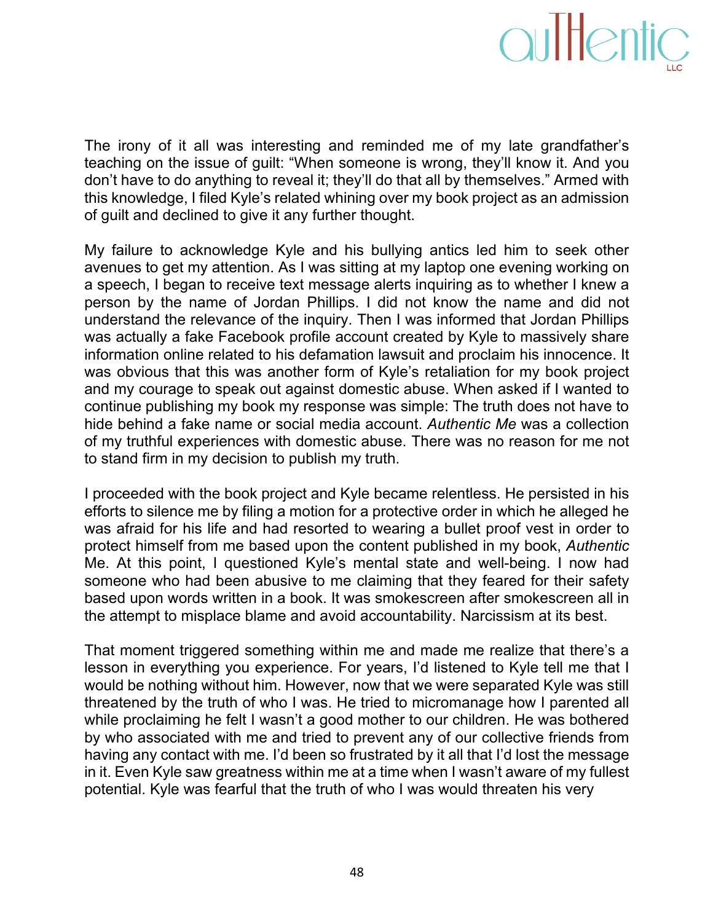The irony of it all was interesting and reminded me of my late grandfather's teaching on the issue of guilt: "When someone is wrong, they'll know it. And you don't have to do anything to reveal it; they'll do that all by themselves." Armed with this knowledge, I filed Kyle's related whining over my book project as an admission of guilt and declined to give it any further thought.

My failure to acknowledge Kyle and his bullying antics led him to seek other avenues to get my attention. As I was sitting at my laptop one evening working on a speech, I began to receive text message alerts inquiring as to whether I knew a person by the name of Jordan Phillips. I did not know the name and did not understand the relevance of the inquiry. Then I was informed that Jordan Phillips was actually a fake Facebook profile account created by Kyle to massively share information online related to his defamation lawsuit and proclaim his innocence. It was obvious that this was another form of Kyle's retaliation for my book project and my courage to speak out against domestic abuse. When asked if I wanted to continue publishing my book my response was simple: The truth does not have to hide behind a fake name or social media account. *Authentic Me* was a collection of my truthful experiences with domestic abuse. There was no reason for me not to stand firm in my decision to publish my truth.

I proceeded with the book project and Kyle became relentless. He persisted in his efforts to silence me by filing a motion for a protective order in which he alleged he was afraid for his life and had resorted to wearing a bullet proof vest in order to protect himself from me based upon the content published in my book, *Authentic* Me. At this point, I questioned Kyle's mental state and well-being. I now had someone who had been abusive to me claiming that they feared for their safety based upon words written in a book. It was smokescreen after smokescreen all in the attempt to misplace blame and avoid accountability. Narcissism at its best.

That moment triggered something within me and made me realize that there's a lesson in everything you experience. For years, I'd listened to Kyle tell me that I would be nothing without him. However, now that we were separated Kyle was still threatened by the truth of who I was. He tried to micromanage how I parented all while proclaiming he felt I wasn't a good mother to our children. He was bothered by who associated with me and tried to prevent any of our collective friends from having any contact with me. I'd been so frustrated by it all that I'd lost the message in it. Even Kyle saw greatness within me at a time when I wasn't aware of my fullest potential. Kyle was fearful that the truth of who I was would threaten his very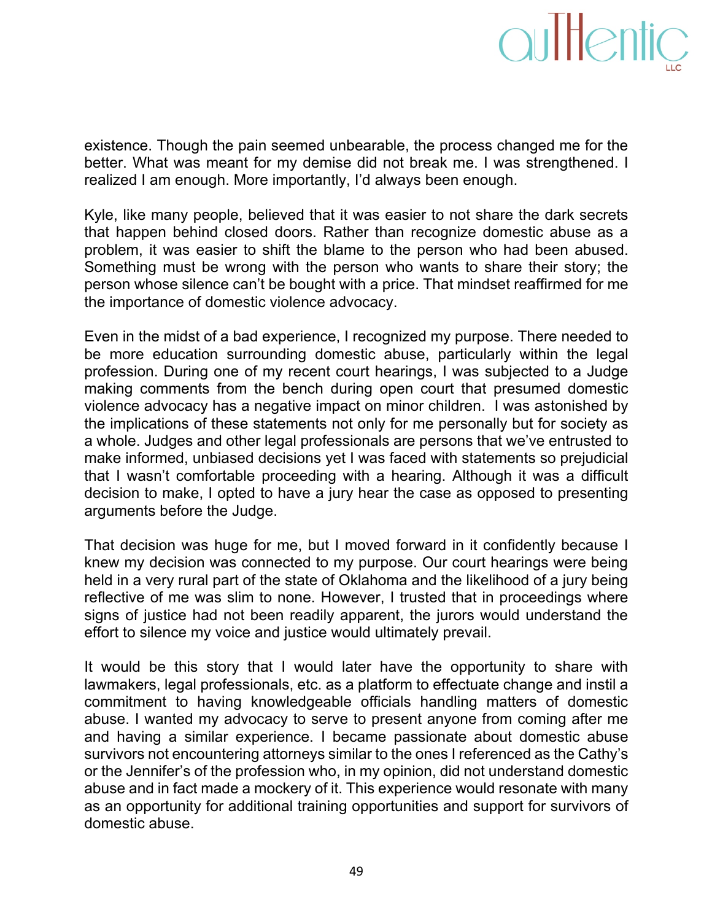existence. Though the pain seemed unbearable, the process changed me for the better. What was meant for my demise did not break me. I was strengthened. I realized I am enough. More importantly, I'd always been enough.

Kyle, like many people, believed that it was easier to not share the dark secrets that happen behind closed doors. Rather than recognize domestic abuse as a problem, it was easier to shift the blame to the person who had been abused. Something must be wrong with the person who wants to share their story; the person whose silence can't be bought with a price. That mindset reaffirmed for me the importance of domestic violence advocacy.

Even in the midst of a bad experience, I recognized my purpose. There needed to be more education surrounding domestic abuse, particularly within the legal profession. During one of my recent court hearings, I was subjected to a Judge making comments from the bench during open court that presumed domestic violence advocacy has a negative impact on minor children. I was astonished by the implications of these statements not only for me personally but for society as a whole. Judges and other legal professionals are persons that we've entrusted to make informed, unbiased decisions yet I was faced with statements so prejudicial that I wasn't comfortable proceeding with a hearing. Although it was a difficult decision to make, I opted to have a jury hear the case as opposed to presenting arguments before the Judge.

That decision was huge for me, but I moved forward in it confidently because I knew my decision was connected to my purpose. Our court hearings were being held in a very rural part of the state of Oklahoma and the likelihood of a jury being reflective of me was slim to none. However, I trusted that in proceedings where signs of justice had not been readily apparent, the jurors would understand the effort to silence my voice and justice would ultimately prevail.

It would be this story that I would later have the opportunity to share with lawmakers, legal professionals, etc. as a platform to effectuate change and instil a commitment to having knowledgeable officials handling matters of domestic abuse. I wanted my advocacy to serve to present anyone from coming after me and having a similar experience. I became passionate about domestic abuse survivors not encountering attorneys similar to the ones I referenced as the Cathy's or the Jennifer's of the profession who, in my opinion, did not understand domestic abuse and in fact made a mockery of it. This experience would resonate with many as an opportunity for additional training opportunities and support for survivors of domestic abuse.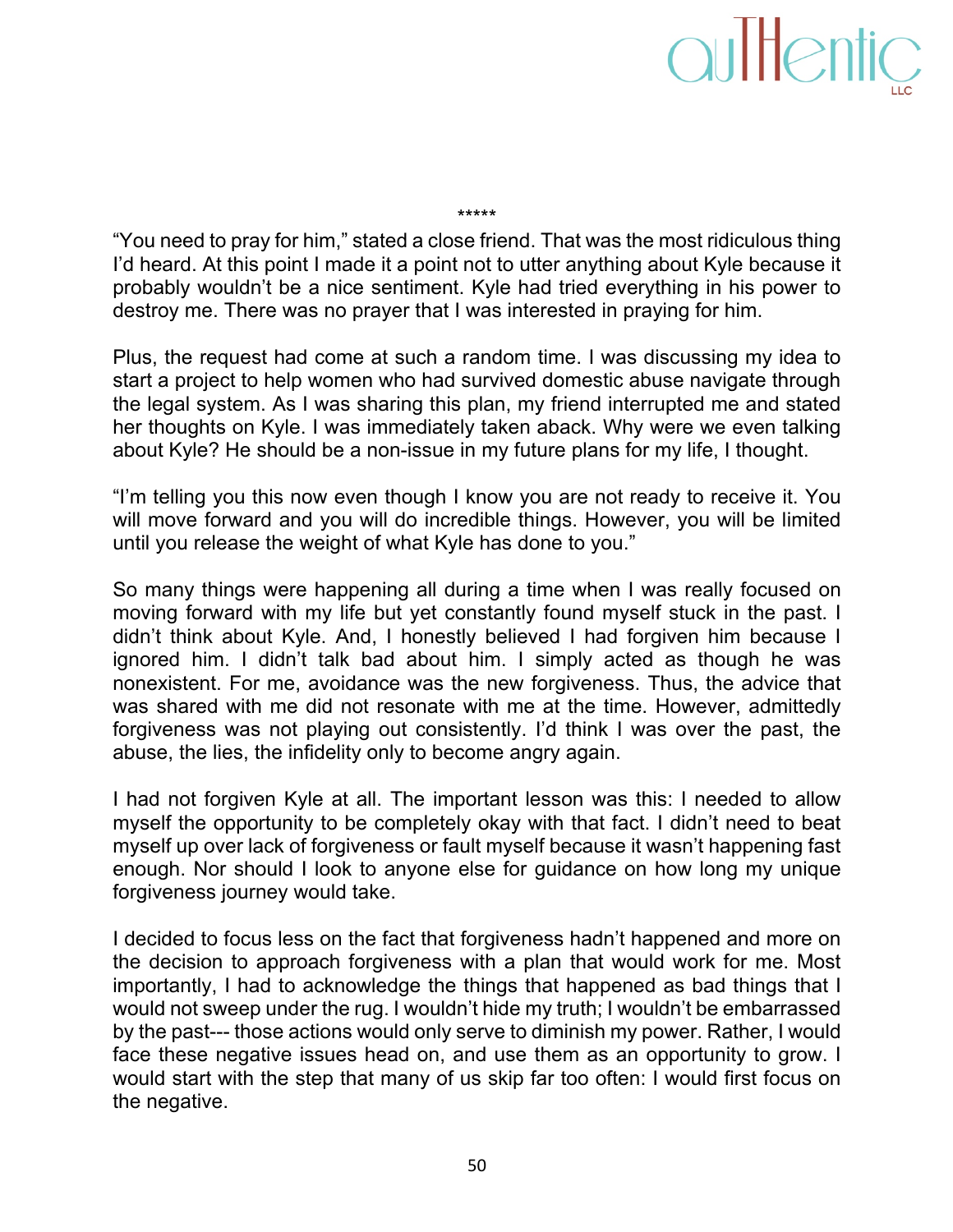\*\*\*\*\*

"You need to pray for him," stated a close friend. That was the most ridiculous thing I'd heard. At this point I made it a point not to utter anything about Kyle because it probably wouldn't be a nice sentiment. Kyle had tried everything in his power to destroy me. There was no prayer that I was interested in praying for him.

Plus, the request had come at such a random time. I was discussing my idea to start a project to help women who had survived domestic abuse navigate through the legal system. As I was sharing this plan, my friend interrupted me and stated her thoughts on Kyle. I was immediately taken aback. Why were we even talking about Kyle? He should be a non-issue in my future plans for my life, I thought.

"I'm telling you this now even though I know you are not ready to receive it. You will move forward and you will do incredible things. However, you will be limited until you release the weight of what Kyle has done to you."

So many things were happening all during a time when I was really focused on moving forward with my life but yet constantly found myself stuck in the past. I didn't think about Kyle. And, I honestly believed I had forgiven him because I ignored him. I didn't talk bad about him. I simply acted as though he was nonexistent. For me, avoidance was the new forgiveness. Thus, the advice that was shared with me did not resonate with me at the time. However, admittedly forgiveness was not playing out consistently. I'd think I was over the past, the abuse, the lies, the infidelity only to become angry again.

I had not forgiven Kyle at all. The important lesson was this: I needed to allow myself the opportunity to be completely okay with that fact. I didn't need to beat myself up over lack of forgiveness or fault myself because it wasn't happening fast enough. Nor should I look to anyone else for guidance on how long my unique forgiveness journey would take.

I decided to focus less on the fact that forgiveness hadn't happened and more on the decision to approach forgiveness with a plan that would work for me. Most importantly, I had to acknowledge the things that happened as bad things that I would not sweep under the rug. I wouldn't hide my truth; I wouldn't be embarrassed by the past--- those actions would only serve to diminish my power. Rather, I would face these negative issues head on, and use them as an opportunity to grow. I would start with the step that many of us skip far too often: I would first focus on the negative.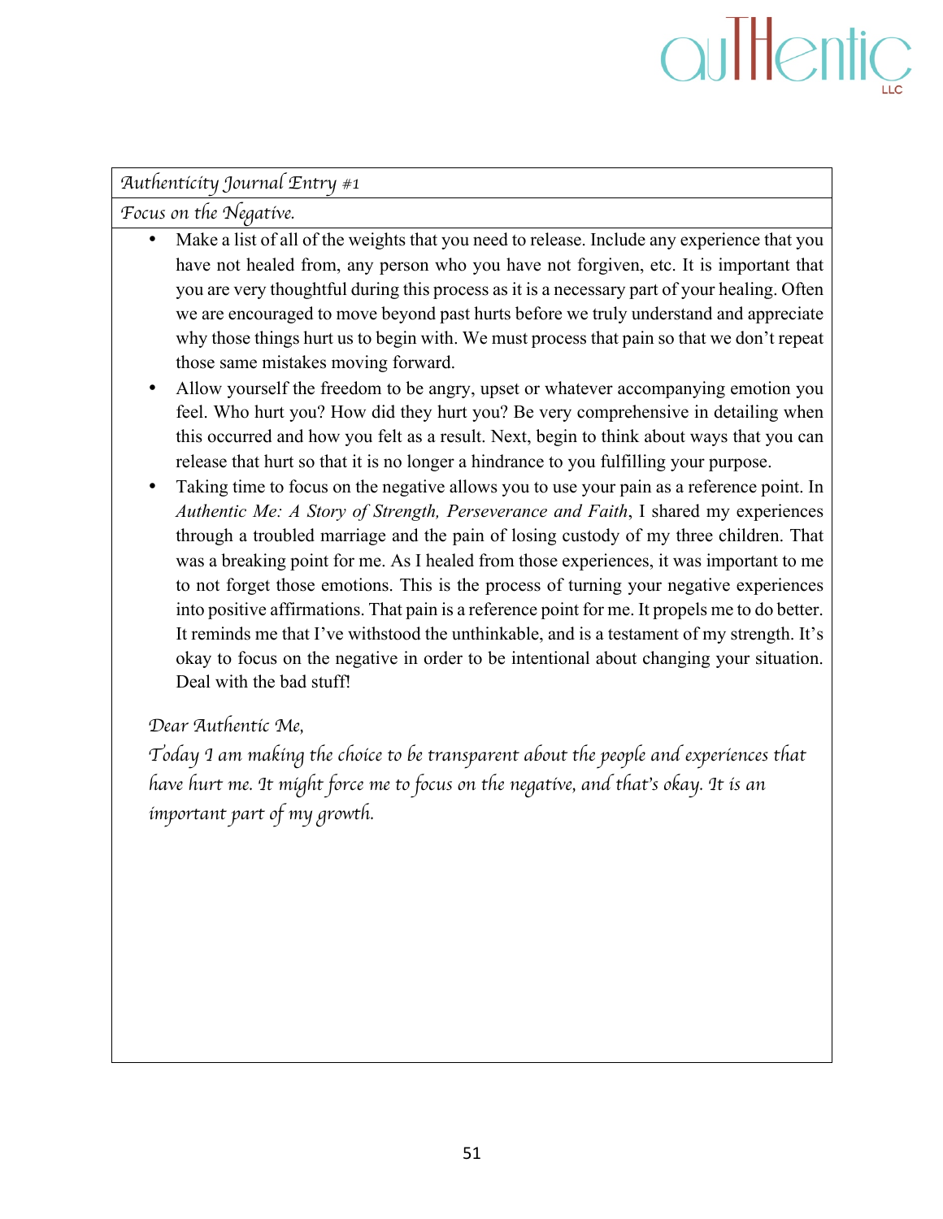*Authenticity Journal Entry #1*

*Focus on the Negative.*

- Make a list of all of the weights that you need to release. Include any experience that you have not healed from, any person who you have not forgiven, etc. It is important that you are very thoughtful during this process as it is a necessary part of your healing. Often we are encouraged to move beyond past hurts before we truly understand and appreciate why those things hurt us to begin with. We must process that pain so that we don't repeat those same mistakes moving forward.
- Allow yourself the freedom to be angry, upset or whatever accompanying emotion you feel. Who hurt you? How did they hurt you? Be very comprehensive in detailing when this occurred and how you felt as a result. Next, begin to think about ways that you can release that hurt so that it is no longer a hindrance to you fulfilling your purpose.
- Taking time to focus on the negative allows you to use your pain as a reference point. In *Authentic Me: A Story of Strength, Perseverance and Faith*, I shared my experiences through a troubled marriage and the pain of losing custody of my three children. That was a breaking point for me. As I healed from those experiences, it was important to me to not forget those emotions. This is the process of turning your negative experiences into positive affirmations. That pain is a reference point for me. It propels me to do better. It reminds me that I've withstood the unthinkable, and is a testament of my strength. It's okay to focus on the negative in order to be intentional about changing your situation. Deal with the bad stuff!

*Dear Authentic Me,*

*Today I am making the choice to be transparent about the people and experiences that have hurt me. It might force me to focus on the negative, and that's okay. It is an important part of my growth.*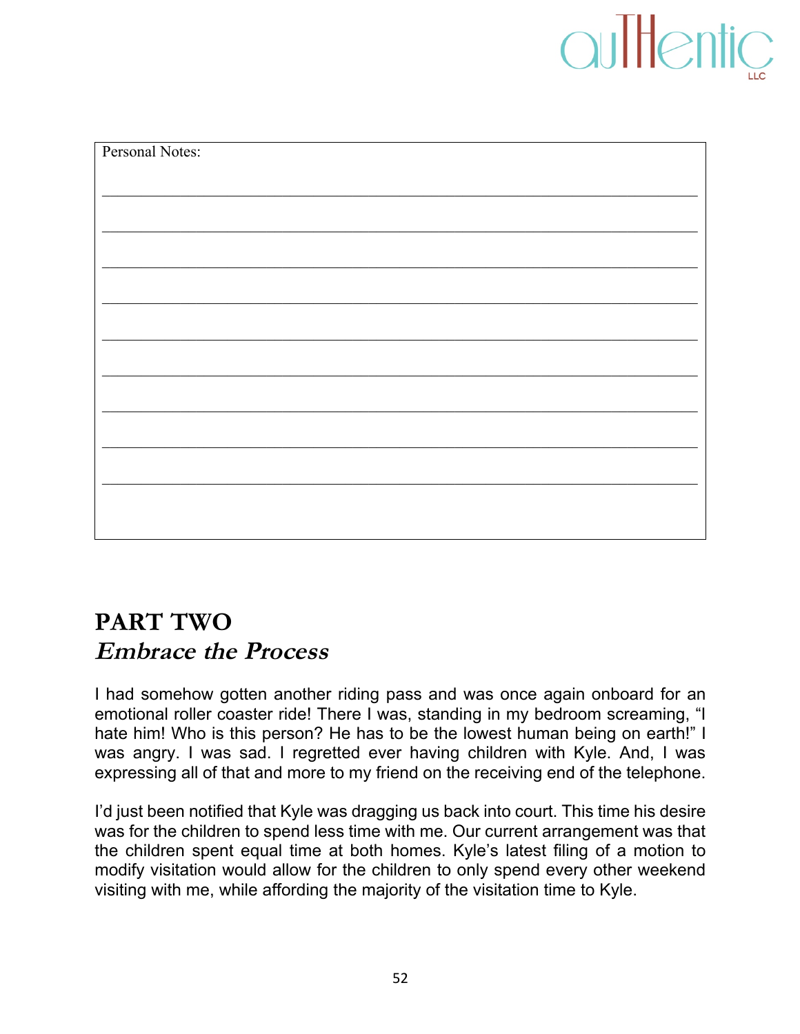Personal Notes:

_______________________________________________

_______________________________________________

_______________________________________________

_______________________________________________

_______________________________________________

_______________________________________________

_______________________________________________

_______________________________________________

_______________________________________________

# PART TWO
## *Embrace the Process*

I had somehow gotten another riding pass and was once again onboard for an emotional roller coaster ride! There I was, standing in my bedroom screaming, "I hate him! Who is this person? He has to be the lowest human being on earth!" I was angry. I was sad. I regretted ever having children with Kyle. And, I was expressing all of that and more to my friend on the receiving end of the telephone.

I'd just been notified that Kyle was dragging us back into court. This time his desire was for the children to spend less time with me. Our current arrangement was that the children spent equal time at both homes. Kyle's latest filing of a motion to modify visitation would allow for the children to only spend every other weekend visiting with me, while affording the majority of the visitation time to Kyle.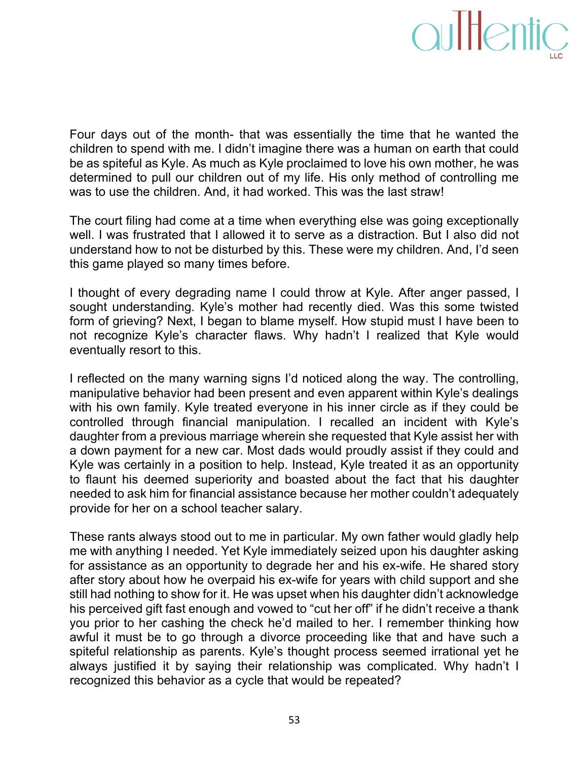Four days out of the month- that was essentially the time that he wanted the children to spend with me. I didn't imagine there was a human on earth that could be as spiteful as Kyle. As much as Kyle proclaimed to love his own mother, he was determined to pull our children out of my life. His only method of controlling me was to use the children. And, it had worked. This was the last straw!

The court filing had come at a time when everything else was going exceptionally well. I was frustrated that I allowed it to serve as a distraction. But I also did not understand how to not be disturbed by this. These were my children. And, I'd seen this game played so many times before.

I thought of every degrading name I could throw at Kyle. After anger passed, I sought understanding. Kyle's mother had recently died. Was this some twisted form of grieving? Next, I began to blame myself. How stupid must I have been to not recognize Kyle's character flaws. Why hadn't I realized that Kyle would eventually resort to this.

I reflected on the many warning signs I'd noticed along the way. The controlling, manipulative behavior had been present and even apparent within Kyle's dealings with his own family. Kyle treated everyone in his inner circle as if they could be controlled through financial manipulation. I recalled an incident with Kyle's daughter from a previous marriage wherein she requested that Kyle assist her with a down payment for a new car. Most dads would proudly assist if they could and Kyle was certainly in a position to help. Instead, Kyle treated it as an opportunity to flaunt his deemed superiority and boasted about the fact that his daughter needed to ask him for financial assistance because her mother couldn't adequately provide for her on a school teacher salary.

These rants always stood out to me in particular. My own father would gladly help me with anything I needed. Yet Kyle immediately seized upon his daughter asking for assistance as an opportunity to degrade her and his ex-wife. He shared story after story about how he overpaid his ex-wife for years with child support and she still had nothing to show for it. He was upset when his daughter didn't acknowledge his perceived gift fast enough and vowed to "cut her off" if he didn't receive a thank you prior to her cashing the check he'd mailed to her. I remember thinking how awful it must be to go through a divorce proceeding like that and have such a spiteful relationship as parents. Kyle's thought process seemed irrational yet he always justified it by saying their relationship was complicated. Why hadn't I recognized this behavior as a cycle that would be repeated?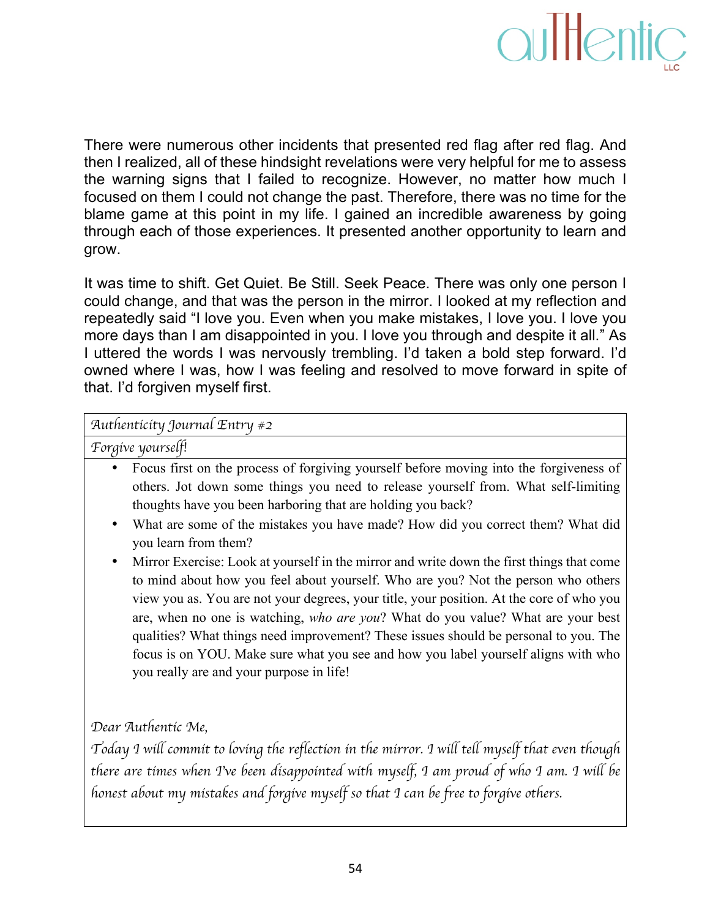There were numerous other incidents that presented red flag after red flag. And then I realized, all of these hindsight revelations were very helpful for me to assess the warning signs that I failed to recognize. However, no matter how much I focused on them I could not change the past. Therefore, there was no time for the blame game at this point in my life. I gained an incredible awareness by going through each of those experiences. It presented another opportunity to learn and grow.

It was time to shift. Get Quiet. Be Still. Seek Peace. There was only one person I could change, and that was the person in the mirror. I looked at my reflection and repeatedly said "I love you. Even when you make mistakes, I love you. I love you more days than I am disappointed in you. I love you through and despite it all." As I uttered the words I was nervously trembling. I'd taken a bold step forward. I'd owned where I was, how I was feeling and resolved to move forward in spite of that. I'd forgiven myself first.

| *Authenticity Journal Entry #2* |
|---|
| *Forgive yourself!* |
| • Focus first on the process of forgiving yourself before moving into the forgiveness of others. Jot down some things you need to release yourself from. What self-limiting thoughts have you been harboring that are holding you back?<br>• What are some of the mistakes you have made? How did you correct them? What did you learn from them?<br>• Mirror Exercise: Look at yourself in the mirror and write down the first things that come to mind about how you feel about yourself. Who are you? Not the person who others view you as. You are not your degrees, your title, your position. At the core of who you are, when no one is watching, *who are you*? What do you value? What are your best qualities? What things need improvement? These issues should be personal to you. The focus is on YOU. Make sure what you see and how you label yourself aligns with who you really are and your purpose in life!<br><br>*Dear Authentic Me,*<br>*Today I will commit to loving the reflection in the mirror. I will tell myself that even though there are times when I've been disappointed with myself, I am proud of who I am. I will be honest about my mistakes and forgive myself so that I can be free to forgive others.* |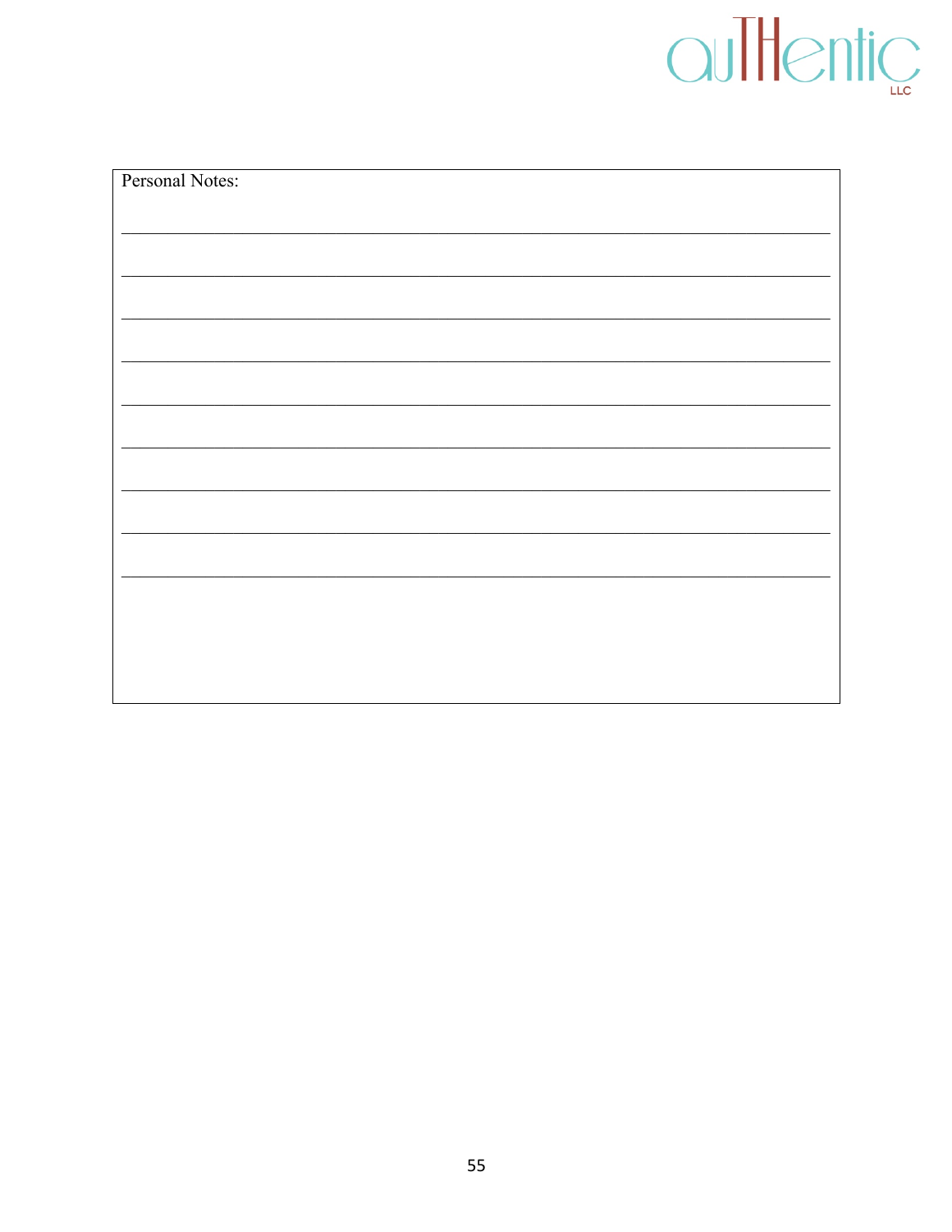Personal Notes:

\_\_\_\_\_\_\_\_\_\_\_\_\_\_\_\_\_\_\_\_\_\_\_\_\_\_\_\_\_\_\_\_\_\_\_\_\_\_\_\_\_\_\_\_\_\_\_\_\_\_\_\_\_\_\_\_\_\_\_\_\_\_\_\_\_\_\_\_\_\_\_\_\_\_\_\_

\_\_\_\_\_\_\_\_\_\_\_\_\_\_\_\_\_\_\_\_\_\_\_\_\_\_\_\_\_\_\_\_\_\_\_\_\_\_\_\_\_\_\_\_\_\_\_\_\_\_\_\_\_\_\_\_\_\_\_\_\_\_\_\_\_\_\_\_\_\_\_\_\_\_\_\_

\_\_\_\_\_\_\_\_\_\_\_\_\_\_\_\_\_\_\_\_\_\_\_\_\_\_\_\_\_\_\_\_\_\_\_\_\_\_\_\_\_\_\_\_\_\_\_\_\_\_\_\_\_\_\_\_\_\_\_\_\_\_\_\_\_\_\_\_\_\_\_\_\_\_\_\_

\_\_\_\_\_\_\_\_\_\_\_\_\_\_\_\_\_\_\_\_\_\_\_\_\_\_\_\_\_\_\_\_\_\_\_\_\_\_\_\_\_\_\_\_\_\_\_\_\_\_\_\_\_\_\_\_\_\_\_\_\_\_\_\_\_\_\_\_\_\_\_\_\_\_\_\_

\_\_\_\_\_\_\_\_\_\_\_\_\_\_\_\_\_\_\_\_\_\_\_\_\_\_\_\_\_\_\_\_\_\_\_\_\_\_\_\_\_\_\_\_\_\_\_\_\_\_\_\_\_\_\_\_\_\_\_\_\_\_\_\_\_\_\_\_\_\_\_\_\_\_\_\_

\_\_\_\_\_\_\_\_\_\_\_\_\_\_\_\_\_\_\_\_\_\_\_\_\_\_\_\_\_\_\_\_\_\_\_\_\_\_\_\_\_\_\_\_\_\_\_\_\_\_\_\_\_\_\_\_\_\_\_\_\_\_\_\_\_\_\_\_\_\_\_\_\_\_\_\_

\_\_\_\_\_\_\_\_\_\_\_\_\_\_\_\_\_\_\_\_\_\_\_\_\_\_\_\_\_\_\_\_\_\_\_\_\_\_\_\_\_\_\_\_\_\_\_\_\_\_\_\_\_\_\_\_\_\_\_\_\_\_\_\_\_\_\_\_\_\_\_\_\_\_\_\_

\_\_\_\_\_\_\_\_\_\_\_\_\_\_\_\_\_\_\_\_\_\_\_\_\_\_\_\_\_\_\_\_\_\_\_\_\_\_\_\_\_\_\_\_\_\_\_\_\_\_\_\_\_\_\_\_\_\_\_\_\_\_\_\_\_\_\_\_\_\_\_\_\_\_\_\_

\_\_\_\_\_\_\_\_\_\_\_\_\_\_\_\_\_\_\_\_\_\_\_\_\_\_\_\_\_\_\_\_\_\_\_\_\_\_\_\_\_\_\_\_\_\_\_\_\_\_\_\_\_\_\_\_\_\_\_\_\_\_\_\_\_\_\_\_\_\_\_\_\_\_\_\_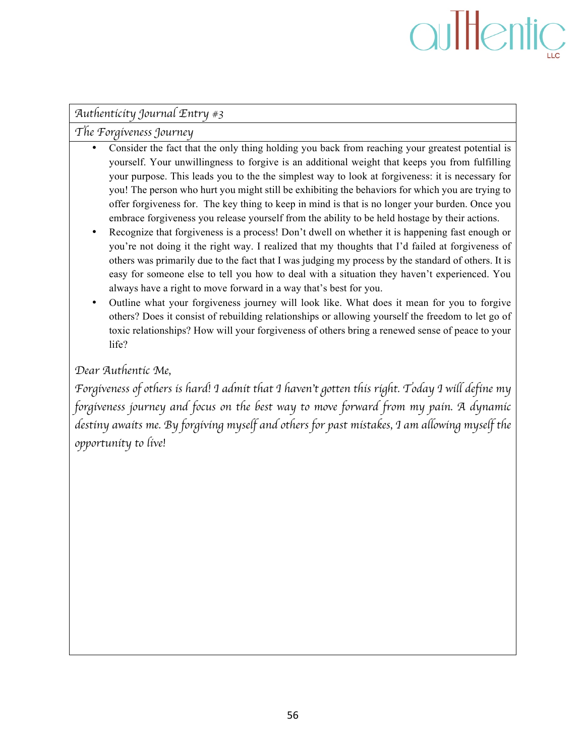*Authenticity Journal Entry #3*

*The Forgiveness Journey*

- Consider the fact that the only thing holding you back from reaching your greatest potential is yourself. Your unwillingness to forgive is an additional weight that keeps you from fulfilling your purpose. This leads you to the the simplest way to look at forgiveness: it is necessary for you! The person who hurt you might still be exhibiting the behaviors for which you are trying to offer forgiveness for. The key thing to keep in mind is that is no longer your burden. Once you embrace forgiveness you release yourself from the ability to be held hostage by their actions.
- Recognize that forgiveness is a process! Don't dwell on whether it is happening fast enough or you're not doing it the right way. I realized that my thoughts that I'd failed at forgiveness of others was primarily due to the fact that I was judging my process by the standard of others. It is easy for someone else to tell you how to deal with a situation they haven't experienced. You always have a right to move forward in a way that's best for you.
- Outline what your forgiveness journey will look like. What does it mean for you to forgive others? Does it consist of rebuilding relationships or allowing yourself the freedom to let go of toxic relationships? How will your forgiveness of others bring a renewed sense of peace to your life?

*Dear Authentic Me,*

*Forgiveness of others is hard! I admit that I haven't gotten this right. Today I will define my forgiveness journey and focus on the best way to move forward from my pain. A dynamic destiny awaits me. By forgiving myself and others for past mistakes, I am allowing myself the opportunity to live!*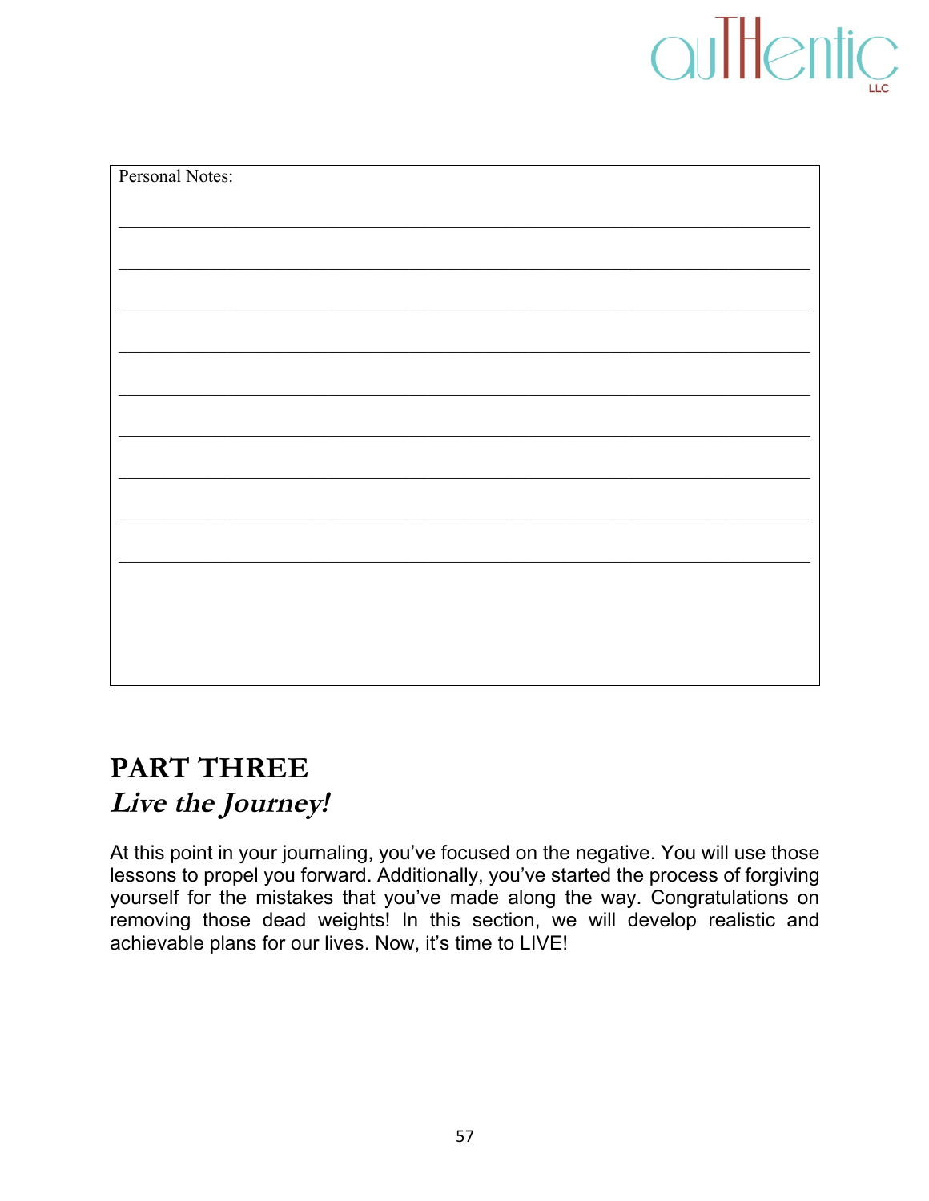Personal Notes:

_______________________________________________

_______________________________________________

_______________________________________________

_______________________________________________

_______________________________________________

_______________________________________________

_______________________________________________

_______________________________________________

_______________________________________________

## PART THREE
### *Live the Journey!*

At this point in your journaling, you've focused on the negative. You will use those lessons to propel you forward. Additionally, you've started the process of forgiving yourself for the mistakes that you've made along the way. Congratulations on removing those dead weights! In this section, we will develop realistic and achievable plans for our lives. Now, it's time to LIVE!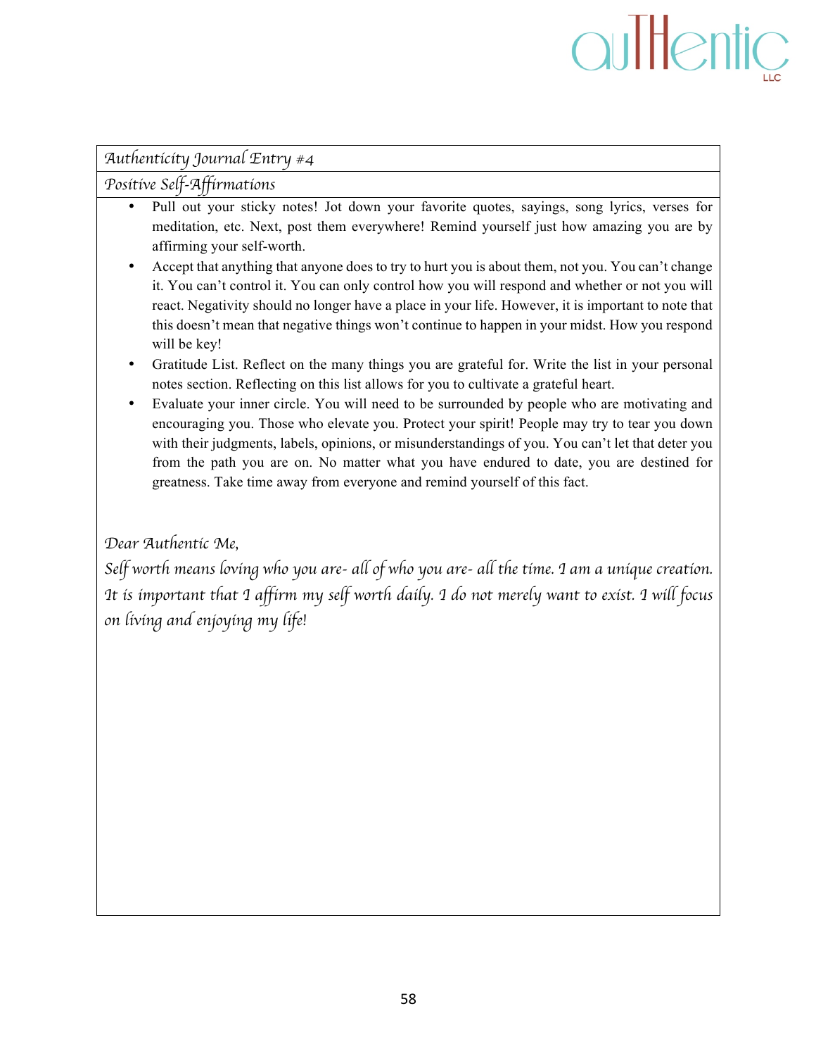*Authenticity Journal Entry #4*

*Positive Self-Affirmations*

- Pull out your sticky notes! Jot down your favorite quotes, sayings, song lyrics, verses for meditation, etc. Next, post them everywhere! Remind yourself just how amazing you are by affirming your self-worth.
- Accept that anything that anyone does to try to hurt you is about them, not you. You can't change it. You can't control it. You can only control how you will respond and whether or not you will react. Negativity should no longer have a place in your life. However, it is important to note that this doesn't mean that negative things won't continue to happen in your midst. How you respond will be key!
- Gratitude List. Reflect on the many things you are grateful for. Write the list in your personal notes section. Reflecting on this list allows for you to cultivate a grateful heart.
- Evaluate your inner circle. You will need to be surrounded by people who are motivating and encouraging you. Those who elevate you. Protect your spirit! People may try to tear you down with their judgments, labels, opinions, or misunderstandings of you. You can't let that deter you from the path you are on. No matter what you have endured to date, you are destined for greatness. Take time away from everyone and remind yourself of this fact.

*Dear Authentic Me,*

*Self worth means loving who you are- all of who you are- all the time. I am a unique creation. It is important that I affirm my self worth daily. I do not merely want to exist. I will focus on living and enjoying my life!*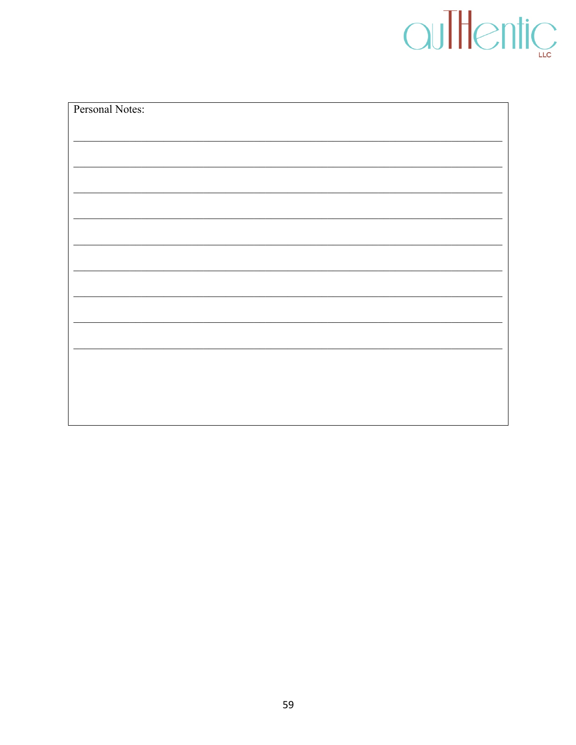Personal Notes:

_______________________________________________________________________________

_______________________________________________________________________________

_______________________________________________________________________________

_______________________________________________________________________________

_______________________________________________________________________________

_______________________________________________________________________________

_______________________________________________________________________________

_______________________________________________________________________________

_______________________________________________________________________________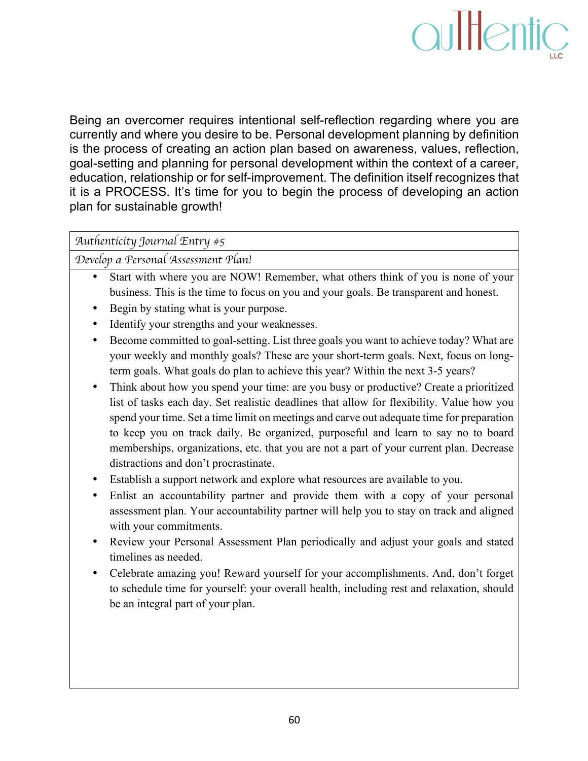Being an overcomer requires intentional self-reflection regarding where you are currently and where you desire to be. Personal development planning by definition is the process of creating an action plan based on awareness, values, reflection, goal-setting and planning for personal development within the context of a career, education, relationship or for self-improvement. The definition itself recognizes that it is a PROCESS. It's time for you to begin the process of developing an action plan for sustainable growth!

| *Authenticity Journal Entry #5* |
| --- |
| *Develop a Personal Assessment Plan!* |
| • Start with where you are NOW! Remember, what others think of you is none of your business. This is the time to focus on you and your goals. Be transparent and honest.<br>• Begin by stating what is your purpose.<br>• Identify your strengths and your weaknesses.<br>• Become committed to goal-setting. List three goals you want to achieve today? What are your weekly and monthly goals? These are your short-term goals. Next, focus on long-term goals. What goals do plan to achieve this year? Within the next 3-5 years?<br>• Think about how you spend your time: are you busy or productive? Create a prioritized list of tasks each day. Set realistic deadlines that allow for flexibility. Value how you spend your time. Set a time limit on meetings and carve out adequate time for preparation to keep you on track daily. Be organized, purposeful and learn to say no to board memberships, organizations, etc. that you are not a part of your current plan. Decrease distractions and don't procrastinate.<br>• Establish a support network and explore what resources are available to you.<br>• Enlist an accountability partner and provide them with a copy of your personal assessment plan. Your accountability partner will help you to stay on track and aligned with your commitments.<br>• Review your Personal Assessment Plan periodically and adjust your goals and stated timelines as needed.<br>• Celebrate amazing you! Reward yourself for your accomplishments. And, don't forget to schedule time for yourself: your overall health, including rest and relaxation, should be an integral part of your plan. |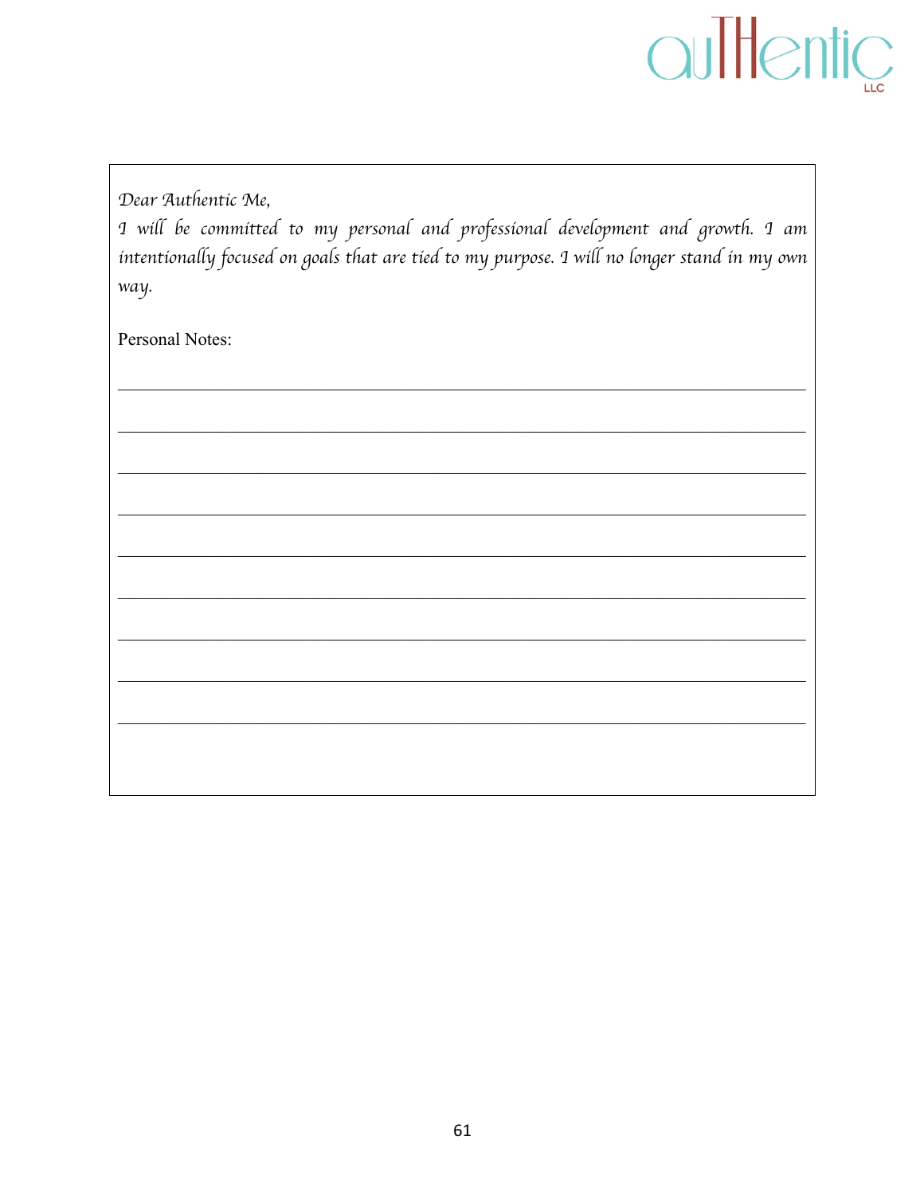*Dear Authentic Me,*
*I will be committed to my personal and professional development and growth. I am intentionally focused on goals that are tied to my purpose. I will no longer stand in my own way.*

Personal Notes:

______________________________________________________________________

______________________________________________________________________

______________________________________________________________________

______________________________________________________________________

______________________________________________________________________

______________________________________________________________________

______________________________________________________________________

______________________________________________________________________

______________________________________________________________________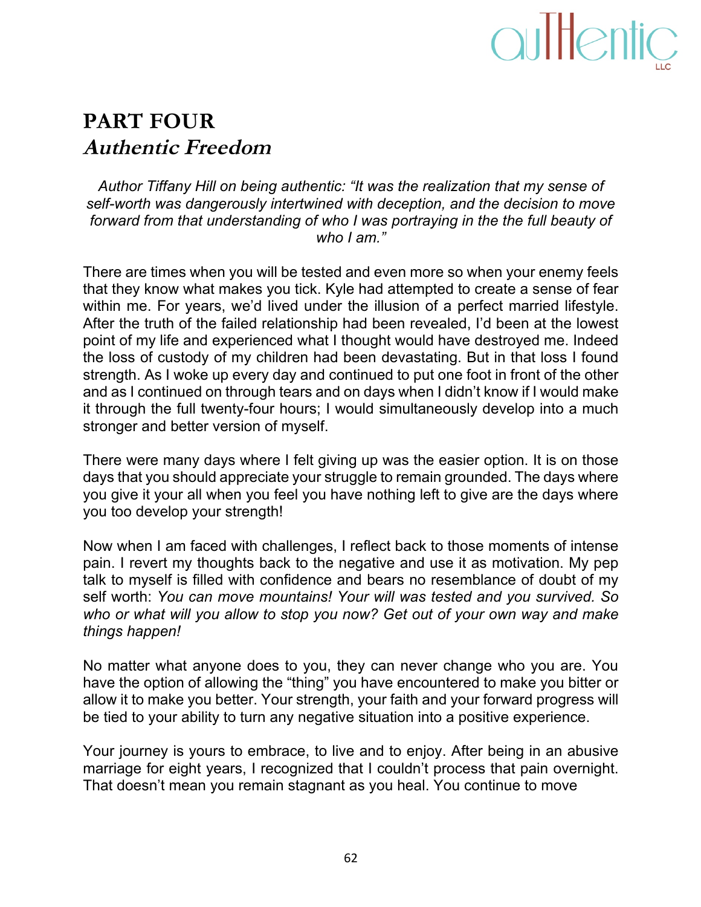# PART FOUR
## *Authentic Freedom*

*Author Tiffany Hill on being authentic: "It was the realization that my sense of self-worth was dangerously intertwined with deception, and the decision to move forward from that understanding of who I was portraying in the the full beauty of who I am."*

There are times when you will be tested and even more so when your enemy feels that they know what makes you tick. Kyle had attempted to create a sense of fear within me. For years, we'd lived under the illusion of a perfect married lifestyle. After the truth of the failed relationship had been revealed, I'd been at the lowest point of my life and experienced what I thought would have destroyed me. Indeed the loss of custody of my children had been devastating. But in that loss I found strength. As I woke up every day and continued to put one foot in front of the other and as I continued on through tears and on days when I didn't know if I would make it through the full twenty-four hours; I would simultaneously develop into a much stronger and better version of myself.

There were many days where I felt giving up was the easier option. It is on those days that you should appreciate your struggle to remain grounded. The days where you give it your all when you feel you have nothing left to give are the days where you too develop your strength!

Now when I am faced with challenges, I reflect back to those moments of intense pain. I revert my thoughts back to the negative and use it as motivation. My pep talk to myself is filled with confidence and bears no resemblance of doubt of my self worth: *You can move mountains! Your will was tested and you survived. So who or what will you allow to stop you now? Get out of your own way and make things happen!*

No matter what anyone does to you, they can never change who you are. You have the option of allowing the "thing" you have encountered to make you bitter or allow it to make you better. Your strength, your faith and your forward progress will be tied to your ability to turn any negative situation into a positive experience.

Your journey is yours to embrace, to live and to enjoy. After being in an abusive marriage for eight years, I recognized that I couldn't process that pain overnight. That doesn't mean you remain stagnant as you heal. You continue to move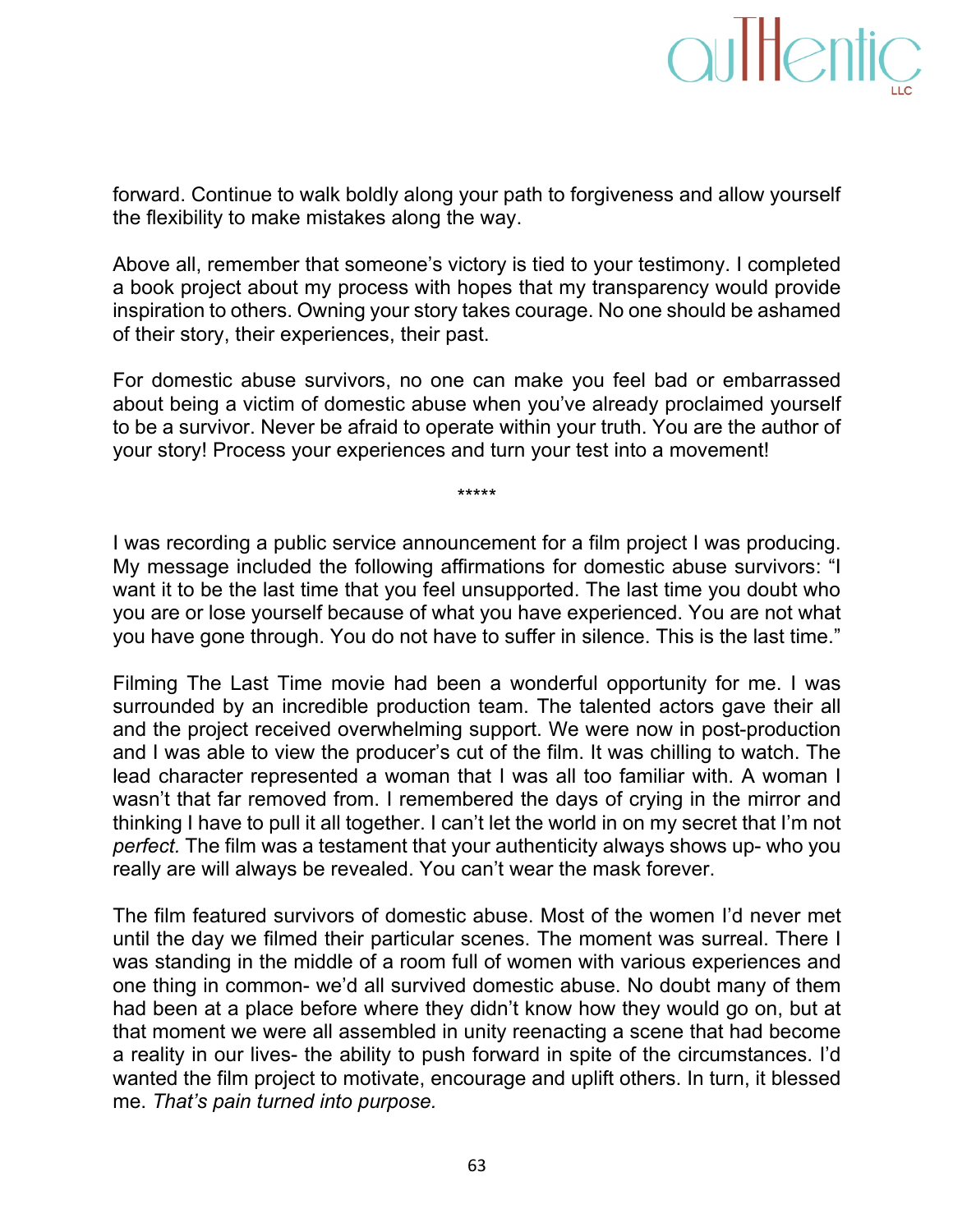forward. Continue to walk boldly along your path to forgiveness and allow yourself the flexibility to make mistakes along the way.

Above all, remember that someone's victory is tied to your testimony. I completed a book project about my process with hopes that my transparency would provide inspiration to others. Owning your story takes courage. No one should be ashamed of their story, their experiences, their past.

For domestic abuse survivors, no one can make you feel bad or embarrassed about being a victim of domestic abuse when you've already proclaimed yourself to be a survivor. Never be afraid to operate within your truth. You are the author of your story! Process your experiences and turn your test into a movement!

*****

I was recording a public service announcement for a film project I was producing. My message included the following affirmations for domestic abuse survivors: "I want it to be the last time that you feel unsupported. The last time you doubt who you are or lose yourself because of what you have experienced. You are not what you have gone through. You do not have to suffer in silence. This is the last time."

Filming The Last Time movie had been a wonderful opportunity for me. I was surrounded by an incredible production team. The talented actors gave their all and the project received overwhelming support. We were now in post-production and I was able to view the producer's cut of the film. It was chilling to watch. The lead character represented a woman that I was all too familiar with. A woman I wasn't that far removed from. I remembered the days of crying in the mirror and thinking I have to pull it all together. I can't let the world in on my secret that I'm not *perfect.* The film was a testament that your authenticity always shows up- who you really are will always be revealed. You can't wear the mask forever.

The film featured survivors of domestic abuse. Most of the women I'd never met until the day we filmed their particular scenes. The moment was surreal. There I was standing in the middle of a room full of women with various experiences and one thing in common- we'd all survived domestic abuse. No doubt many of them had been at a place before where they didn't know how they would go on, but at that moment we were all assembled in unity reenacting a scene that had become a reality in our lives- the ability to push forward in spite of the circumstances. I'd wanted the film project to motivate, encourage and uplift others. In turn, it blessed me. *That's pain turned into purpose.*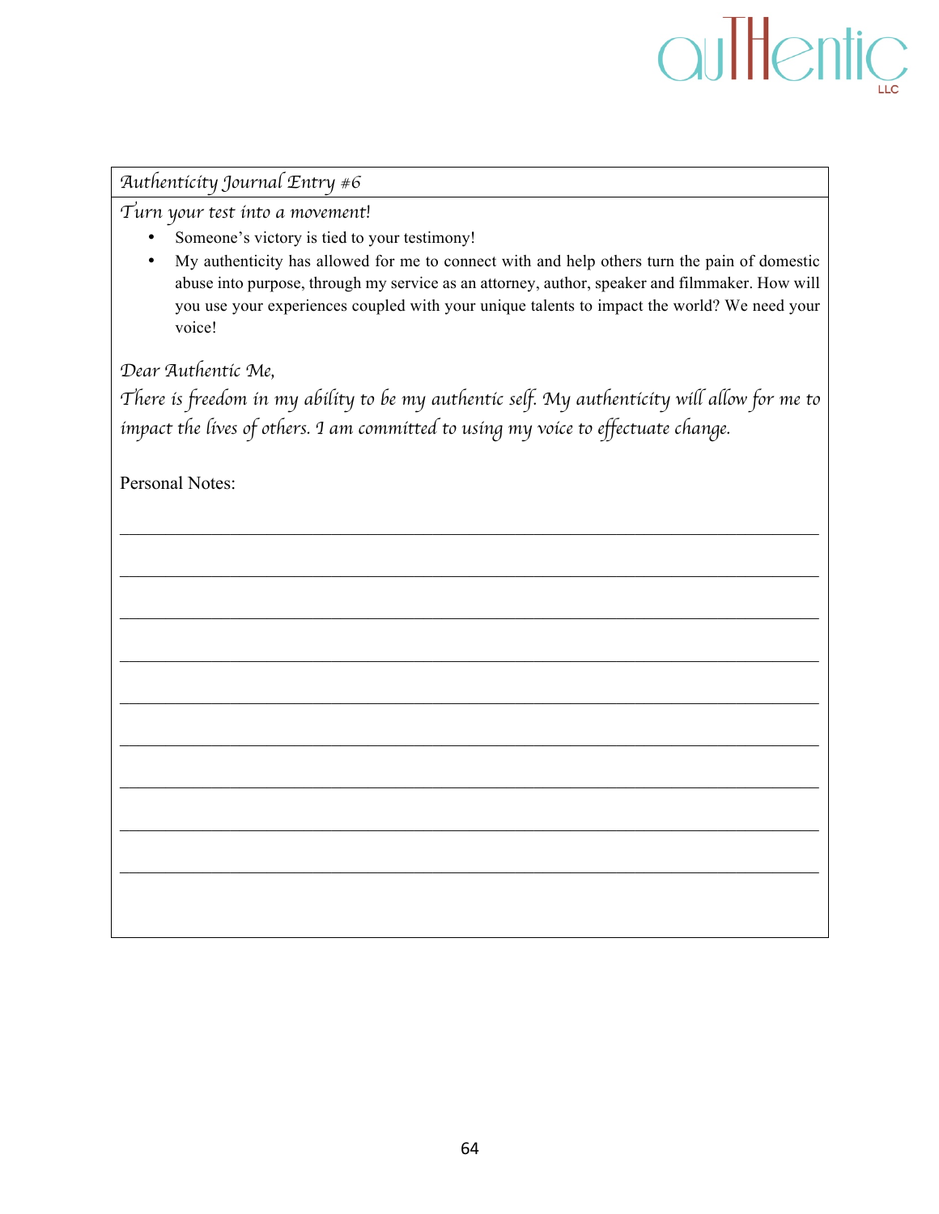*Authenticity Journal Entry #6*

*Turn your test into a movement!*

- Someone's victory is tied to your testimony!
- My authenticity has allowed for me to connect with and help others turn the pain of domestic abuse into purpose, through my service as an attorney, author, speaker and filmmaker. How will you use your experiences coupled with your unique talents to impact the world? We need your voice!

*Dear Authentic Me,*

*There is freedom in my ability to be my authentic self. My authenticity will allow for me to impact the lives of others. I am committed to using my voice to effectuate change.*

Personal Notes:

______________________________________________________________________

______________________________________________________________________

______________________________________________________________________

______________________________________________________________________

______________________________________________________________________

______________________________________________________________________

______________________________________________________________________

______________________________________________________________________

______________________________________________________________________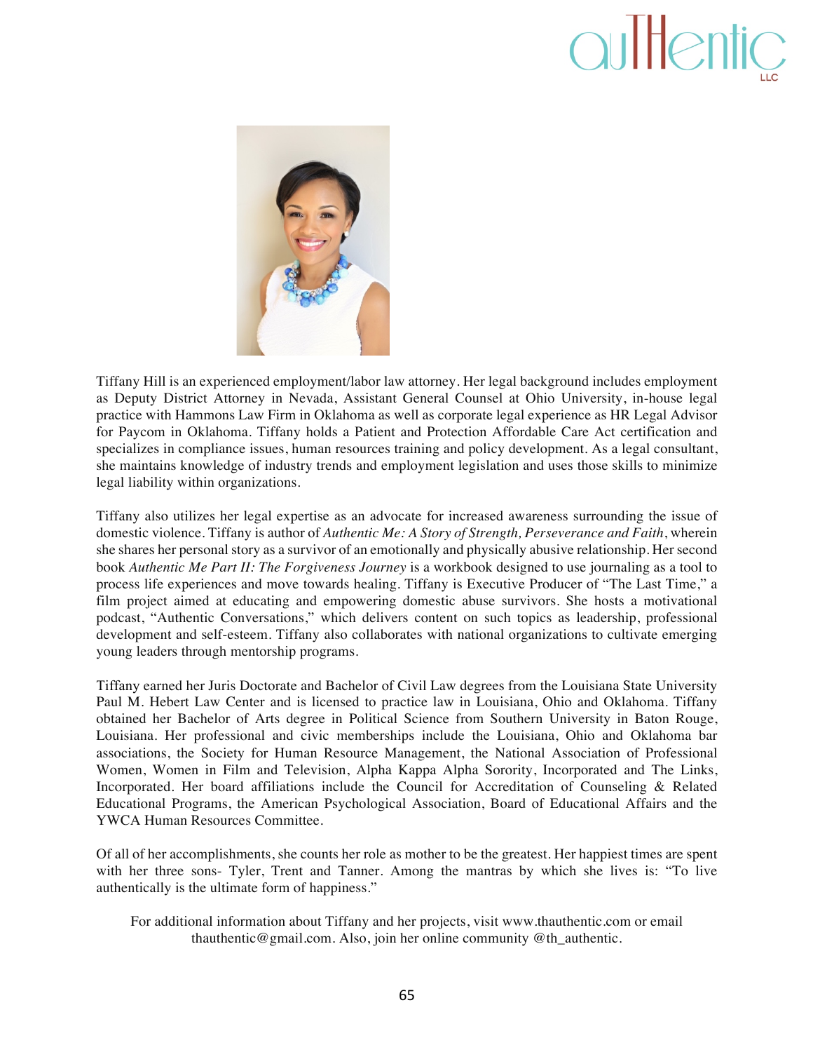Tiffany Hill is an experienced employment/labor law attorney. Her legal background includes employment as Deputy District Attorney in Nevada, Assistant General Counsel at Ohio University, in-house legal practice with Hammons Law Firm in Oklahoma as well as corporate legal experience as HR Legal Advisor for Paycom in Oklahoma. Tiffany holds a Patient and Protection Affordable Care Act certification and specializes in compliance issues, human resources training and policy development. As a legal consultant, she maintains knowledge of industry trends and employment legislation and uses those skills to minimize legal liability within organizations.

Tiffany also utilizes her legal expertise as an advocate for increased awareness surrounding the issue of domestic violence. Tiffany is author of *Authentic Me: A Story of Strength, Perseverance and Faith*, wherein she shares her personal story as a survivor of an emotionally and physically abusive relationship. Her second book *Authentic Me Part II: The Forgiveness Journey* is a workbook designed to use journaling as a tool to process life experiences and move towards healing. Tiffany is Executive Producer of "The Last Time," a film project aimed at educating and empowering domestic abuse survivors. She hosts a motivational podcast, "Authentic Conversations," which delivers content on such topics as leadership, professional development and self-esteem. Tiffany also collaborates with national organizations to cultivate emerging young leaders through mentorship programs.

Tiffany earned her Juris Doctorate and Bachelor of Civil Law degrees from the Louisiana State University Paul M. Hebert Law Center and is licensed to practice law in Louisiana, Ohio and Oklahoma. Tiffany obtained her Bachelor of Arts degree in Political Science from Southern University in Baton Rouge, Louisiana. Her professional and civic memberships include the Louisiana, Ohio and Oklahoma bar associations, the Society for Human Resource Management, the National Association of Professional Women, Women in Film and Television, Alpha Kappa Alpha Sorority, Incorporated and The Links, Incorporated. Her board affiliations include the Council for Accreditation of Counseling & Related Educational Programs, the American Psychological Association, Board of Educational Affairs and the YWCA Human Resources Committee.

Of all of her accomplishments, she counts her role as mother to be the greatest. Her happiest times are spent with her three sons- Tyler, Trent and Tanner. Among the mantras by which she lives is: "To live authentically is the ultimate form of happiness."

For additional information about Tiffany and her projects, visit www.thauthentic.com or email thauthentic@gmail.com. Also, join her online community @th_authentic.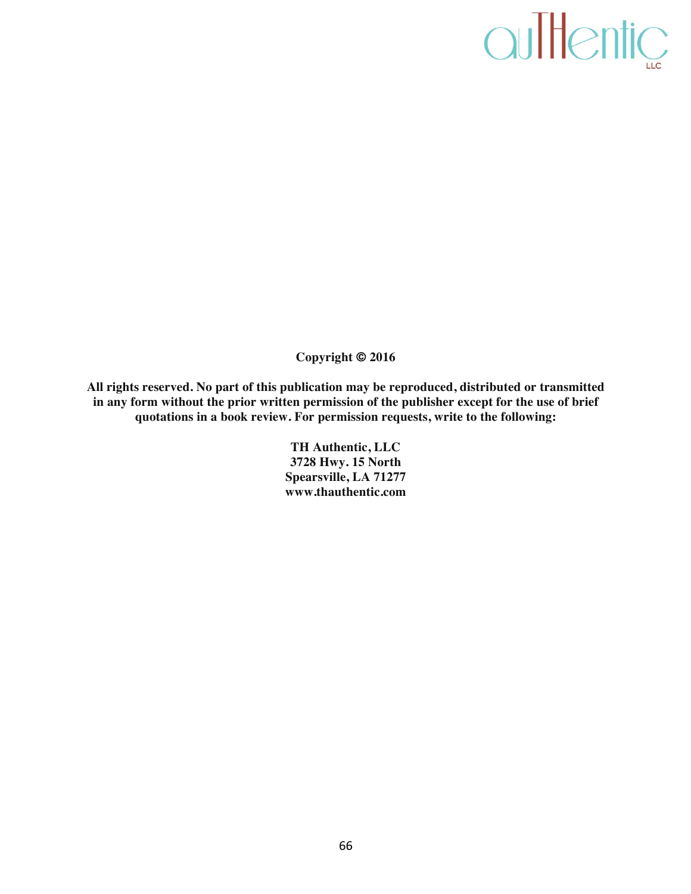auTHentic LLC

**Copyright © 2016**

**All rights reserved. No part of this publication may be reproduced, distributed or transmitted in any form without the prior written permission of the publisher except for the use of brief quotations in a book review. For permission requests, write to the following:**

**TH Authentic, LLC**
**3728 Hwy. 15 North**
**Spearsville, LA 71277**
**www.thauthentic.com**